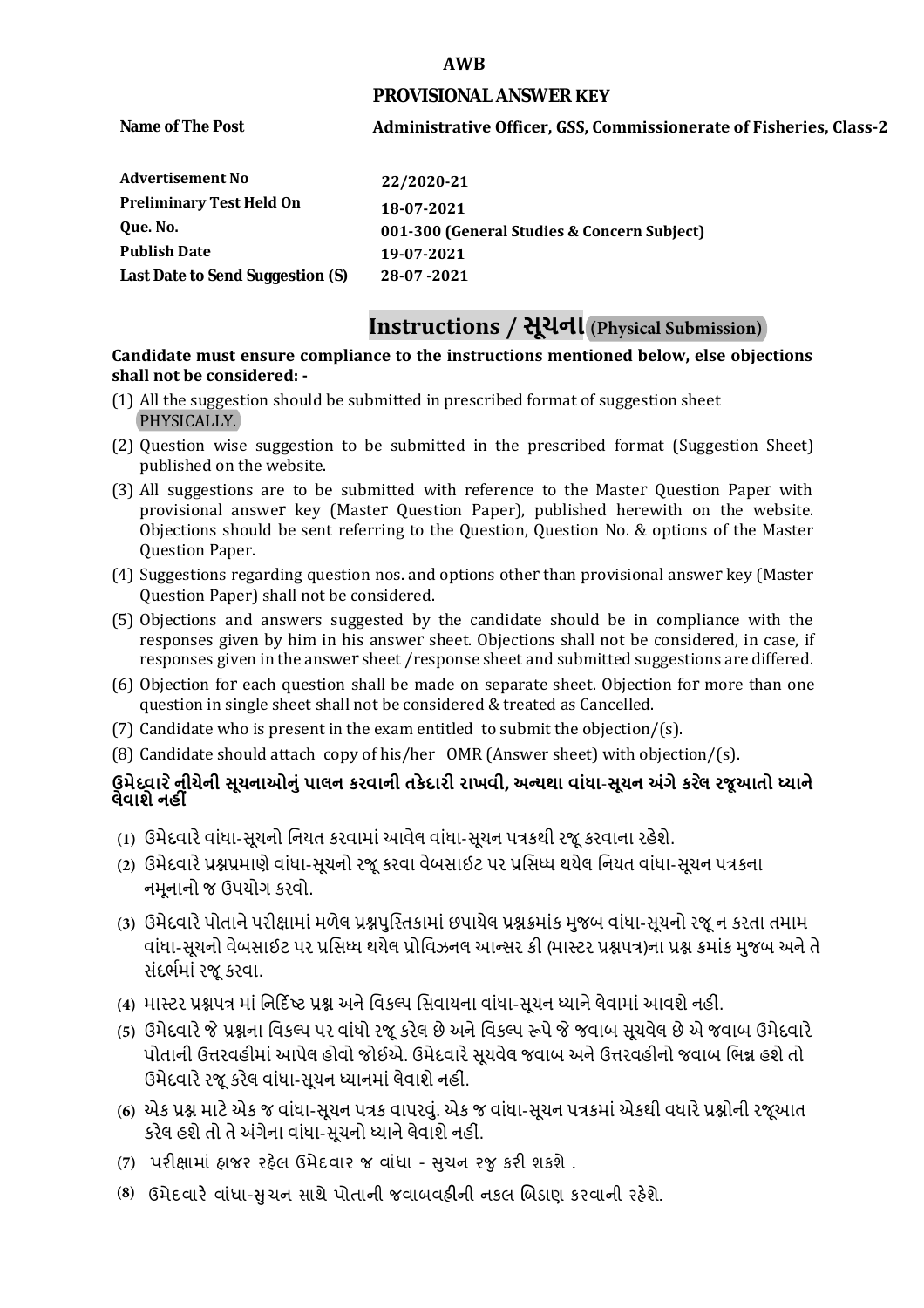**AWB**

## PROVISIONAL ANSWER KEY

| | |
|---|---|
| **Name of The Post** | **Administrative Officer, GSS, Commissionerate of Fisheries, Class-2** |
| **Advertisement No** | **22/2020-21** |
| **Preliminary Test Held On** | **18-07-2021** |
| **Que. No.** | **001-300 (General Studies & Concern Subject)** |
| **Publish Date** | **19-07-2021** |
| **Last Date to Send Suggestion (S)** | **28-07 -2021** |

# Instructions / સૂચના (Physical Submission)

**Candidate must ensure compliance to the instructions mentioned below, else objections shall not be considered: -**

(1) All the suggestion should be submitted in prescribed format of suggestion sheet PHYSICALLY.

(2) Question wise suggestion to be submitted in the prescribed format (Suggestion Sheet) published on the website.

(3) All suggestions are to be submitted with reference to the Master Question Paper with provisional answer key (Master Question Paper), published herewith on the website. Objections should be sent referring to the Question, Question No. & options of the Master Question Paper.

(4) Suggestions regarding question nos. and options other than provisional answer key (Master Question Paper) shall not be considered.

(5) Objections and answers suggested by the candidate should be in compliance with the responses given by him in his answer sheet. Objections shall not be considered, in case, if responses given in the answer sheet /response sheet and submitted suggestions are differed.

(6) Objection for each question shall be made on separate sheet. Objection for more than one question in single sheet shall not be considered & treated as Cancelled.

(7) Candidate who is present in the exam entitled to submit the objection/(s).

(8) Candidate should attach copy of his/her OMR (Answer sheet) with objection/(s).

**ઉમેદવારે નીચેની સૂચનાઓનું પાલન કરવાની તકેદારી રાખવી, અન્યથા વાંધા-સૂચન અંગે કરેલ રજૂઆતો ધ્યાને લેવાશે નહીં**

(1) ઉમેદવારે વાંધા-સૂચનો નિયત કરવામાં આવેલ વાંધા-સૂચન પત્રકથી રજૂ કરવાના રહેશે.

(2) ઉમેદવારે પ્રશ્નપ્રમાણે વાંધા-સૂચનો રજૂ કરવા વેબસાઇટ પર પ્રસિધ્ધ થયેલ નિયત વાંધા-સૂચન પત્રકના નમૂનાનો જ ઉપયોગ કરવો.

(3) ઉમેદવારે પોતાને પરીક્ષામાં મળેલ પ્રશ્નપુસ્તિકામાં છપાયેલ પ્રશ્નક્રમાંક મુજબ વાંધા-સૂચનો રજૂ ન કરતા તમામ વાંધા-સૂચનો વેબસાઇટ પર પ્રસિધ્ધ થયેલ પ્રોવિઝનલ આન્સર કી (માસ્ટર પ્રશ્નપત્ર)ના પ્રશ્ન ક્રમાંક મુજબ અને તે સંદર્ભમાં રજૂ કરવા.

(4) માસ્ટર પ્રશ્નપત્ર માં નિર્દિષ્ટ પ્રશ્ન અને વિકલ્પ સિવાયના વાંધા-સૂચન ધ્યાને લેવામાં આવશે નહીં.

(5) ઉમેદવારે જે પ્રશ્નના વિકલ્પ પર વાંધો રજૂ કરેલ છે અને વિકલ્પ રૂપે જે જવાબ સૂચવેલ છે એ જવાબ ઉમેદવારે પોતાની ઉત્તરવહીમાં આપેલ હોવો જોઇએ. ઉમેદવારે સૂચવેલ જવાબ અને ઉત્તરવહીનો જવાબ ભિન્ન હશે તો ઉમેદવારે રજૂ કરેલ વાંધા-સૂચન ધ્યાનમાં લેવાશે નહીં.

(6) એક પ્રશ્ન માટે એક જ વાંધા-સૂચન પત્રક વાપરવું. એક જ વાંધા-સૂચન પત્રકમાં એકથી વધારે પ્રશ્નોની રજૂઆત કરેલ હશે તો તે અંગેના વાંધા-સૂચનો ધ્યાને લેવાશે નહીં.

(7) પરીક્ષામાં હાજર રહેલ ઉમેદવાર જ વાંધા - સુચન રજુ કરી શકશે .

(8) ઉમેદવારે વાંધા-સુચન સાથે પોતાની જવાબવહીની નકલ બિડાણ કરવાની રહેશે.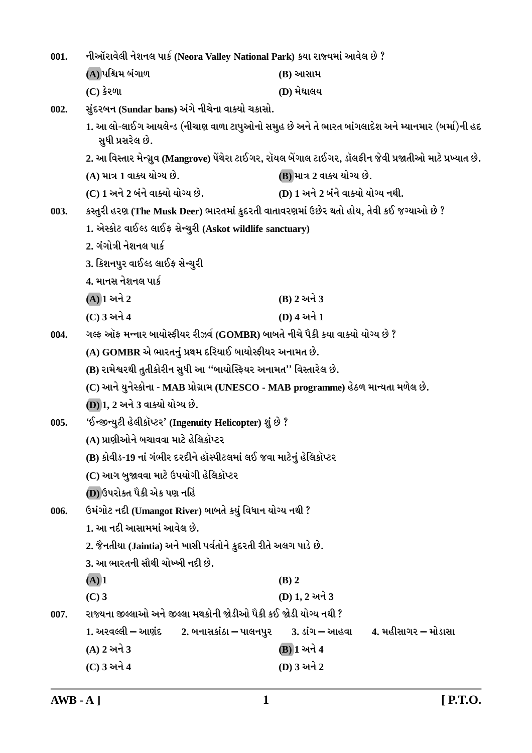001. નીઑરાવેલી નેશનલ પાર્ક (Neora Valley National Park) કયા રાજ્યમાં આવેલ છે ?

(A) પશ્ચિમ બંગાળ
(B) આસામ
(C) કેરળા
(D) મેઘાલય

002. સુંદરબન (Sundar bans) અંગે નીચેના વાક્યો ચકાસો.

1. આ લો-લાઈંગ આયલેન્ડ (નીચાણ વાળા ટાપુઓનો સમુહ છે અને તે ભારત બાંગલાદેશ અને મ્યાનમાર (બર્મા)ની હદ સુધી પ્રસરેલ છે.

2. આ વિસ્તાર મેન્ગ્રુવ (Mangrove) પેંથેરા ટાઈગર, રૉયલ બેંગાલ ટાઈગર, ડૉલફીન જેવી પ્રજાતીઓ માટે પ્રખ્યાત છે.

(A) માત્ર 1 વાક્ય યોગ્ય છે.
(B) માત્ર 2 વાક્ય યોગ્ય છે.
(C) 1 અને 2 બંને વાક્યો યોગ્ય છે.
(D) 1 અને 2 બંને વાક્યો યોગ્ય નથી.

003. કસ્તુરી હરણ (The Musk Deer) ભારતમાં કુદરતી વાતાવરણમાં ઉછેર થતો હોય, તેવી કઈ જગ્યાઓ છે ?

1. એસ્કોટ વાઈલ્ડ લાઈફ સેન્ચુરી (Askot wildlife sanctuary)
2. ગંગોત્રી નેશનલ પાર્ક
3. કિશનપુર વાઈલ્ડ લાઈફ સેન્ચુરી
4. માનસ નેશનલ પાર્ક

(A) 1 અને 2
(B) 2 અને 3
(C) 3 અને 4
(D) 4 અને 1

004. ગલ્ફ ઑફ મન્નાર બાયોસ્ફીયર રીઝર્વ (GOMBR) બાબતે નીચે પૈકી કયા વાક્યો યોગ્ય છે ?

(A) GOMBR એ ભારતનું પ્રથમ દરિયાઈ બાયોસ્ફીયર અનામત છે.
(B) રામેશ્વરથી તુતીકોરીન સુધી આ ''બાયોસ્ફિયર અનામત'' વિસ્તારેલ છે.
(C) આને યુનેસ્કોના - MAB પ્રોગ્રામ (UNESCO - MAB programme) હેઠળ માન્યતા મળેલ છે.
(D) 1, 2 અને 3 વાક્યો યોગ્ય છે.

005. 'ઈન્જીન્યુટી હેલીકૉપ્ટર' (Ingenuity Helicopter) શું છે ?

(A) પ્રાણીઓને બચાવવા માટે હેલિકૉપ્ટર
(B) કોવીડ-19 નાં ગંભીર દરદીને હૉસ્પીટલમાં લઈ જવા માટેનું હેલિકૉપ્ટર
(C) આગ બુજાવવા માટે ઉપયોગી હેલિકૉપ્ટર
(D) ઉપરોક્ત પૈકી એક પણ નહિં

006. ઉમંગોટ નદી (Umangot River) બાબતે કયું વિધાન યોગ્ય નથી ?

1. આ નદી આસામમાં આવેલ છે.
2. જૈનતીયા (Jaintia) અને ખાસી પર્વતોને કુદરતી રીતે અલગ પાડે છે.
3. આ ભારતની સૌથી ચોખ્ખી નદી છે.

(A) 1
(B) 2
(C) 3
(D) 1, 2 અને 3

007. રાજ્યના જીલ્લાઓ અને જીલ્લા મથકોની જોડીઓ પૈકી કઈ જોડી યોગ્ય નથી ?

1. અરવલ્લી – આણંદ  2. બનાસકાંઠા – પાલનપુર  3. ડાંગ – આહવા  4. મહીસાગર – મોડાસા

(A) 2 અને 3
(B) 1 અને 4
(C) 3 અને 4
(D) 3 અને 2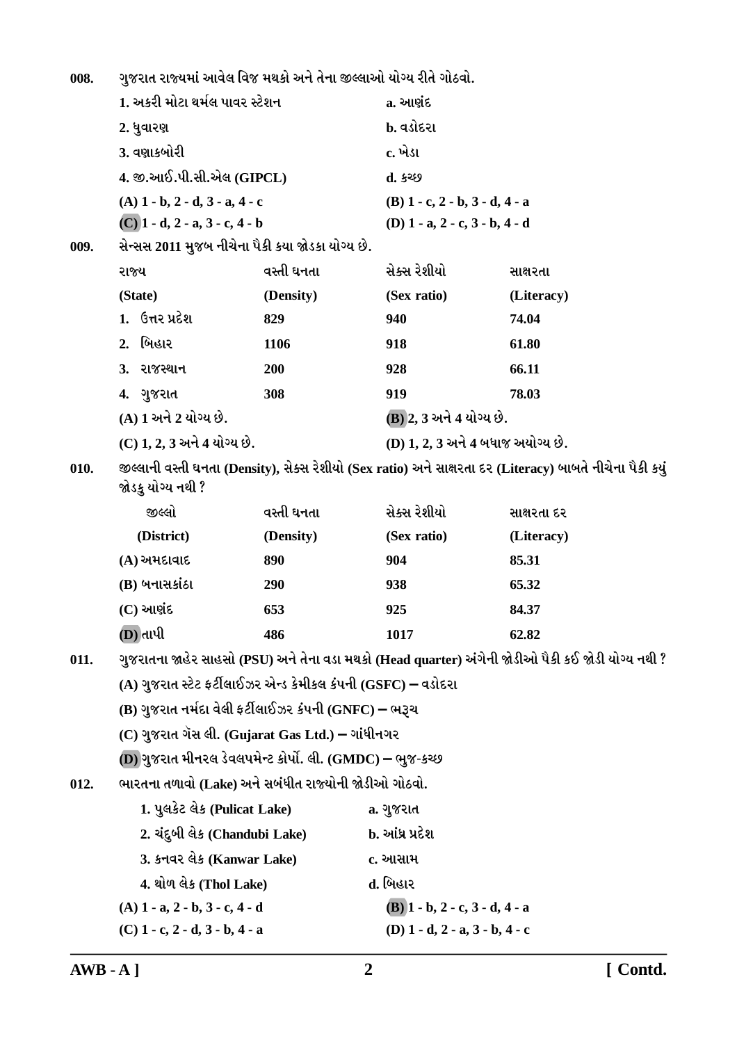008. ગુજરાત રાજ્યમાં આવેલ વિજ મથકો અને તેના જીલ્લાઓ યોગ્ય રીતે ગોઠવો.

| | |
|---|---|
| 1. અકરી મોટા થર્મલ પાવર સ્ટેશન | a. આણંદ |
| 2. ધુવારણ | b. વડોદરા |
| 3. વણાકબોરી | c. ખેડા |
| 4. જી.આઈ.પી.સી.એલ (GIPCL) | d. કચ્છ |

(A) 1 - b, 2 - d, 3 - a, 4 - c
(B) 1 - c, 2 - b, 3 - d, 4 - a
(C) 1 - d, 2 - a, 3 - c, 4 - b
(D) 1 - a, 2 - c, 3 - b, 4 - d

009. સેન્સસ 2011 મુજબ નીચેના પૈકી કયા જોડકા યોગ્ય છે.

| રાજ્ય (State) | વસ્તી ઘનતા (Density) | સેક્સ રેશીયો (Sex ratio) | સાક્ષરતા (Literacy) |
|---|---|---|---|
| 1. ઉત્તર પ્રદેશ | 829 | 940 | 74.04 |
| 2. બિહાર | 1106 | 918 | 61.80 |
| 3. રાજસ્થાન | 200 | 928 | 66.11 |
| 4. ગુજરાત | 308 | 919 | 78.03 |

(A) 1 અને 2 યોગ્ય છે.
(B) 2, 3 અને 4 યોગ્ય છે.
(C) 1, 2, 3 અને 4 યોગ્ય છે.
(D) 1, 2, 3 અને 4 બધાજ અયોગ્ય છે.

010. જીલ્લાની વસ્તી ઘનતા (Density), સેક્સ રેશીયો (Sex ratio) અને સાક્ષરતા દર (Literacy) બાબતે નીચેના પૈકી કયું જોડકુ યોગ્ય નથી ?

| જીલ્લો (District) | વસ્તી ઘનતા (Density) | સેક્સ રેશીયો (Sex ratio) | સાક્ષરતા દર (Literacy) |
|---|---|---|---|
| (A) અમદાવાદ | 890 | 904 | 85.31 |
| (B) બનાસકાંઠા | 290 | 938 | 65.32 |
| (C) આણંદ | 653 | 925 | 84.37 |
| (D) તાપી | 486 | 1017 | 62.82 |

011. ગુજરાતના જાહેર સાહસો (PSU) અને તેના વડા મથકો (Head quarter) અંગેની જોડીઓ પૈકી કઈ જોડી યોગ્ય નથી ?

(A) ગુજરાત સ્ટેટ ફર્ટીલાઈઝર એન્ડ કેમીકલ કંપની (GSFC) – વડોદરા
(B) ગુજરાત નર્મદા વેલી ફર્ટીલાઈઝર કંપની (GNFC) – ભરૂચ
(C) ગુજરાત ગૅસ લી. (Gujarat Gas Ltd.) – ગાંધીનગર
(D) ગુજરાત મીનરલ ડેવલપમેન્ટ કોર્પો. લી. (GMDC) – ભુજ-કચ્છ

012. ભારતના તળાવો (Lake) અને સબંધીત રાજ્યોની જોડીઓ ગોઠવો.

| | |
|---|---|
| 1. પુલકેટ લેક (Pulicat Lake) | a. ગુજરાત |
| 2. ચંદુબી લેક (Chandubi Lake) | b. આંધ્ર પ્રદેશ |
| 3. કનવર લેક (Kanwar Lake) | c. આસામ |
| 4. થોળ લેક (Thol Lake) | d. બિહાર |

(A) 1 - a, 2 - b, 3 - c, 4 - d
(B) 1 - b, 2 - c, 3 - d, 4 - a
(C) 1 - c, 2 - d, 3 - b, 4 - a
(D) 1 - d, 2 - a, 3 - b, 4 - c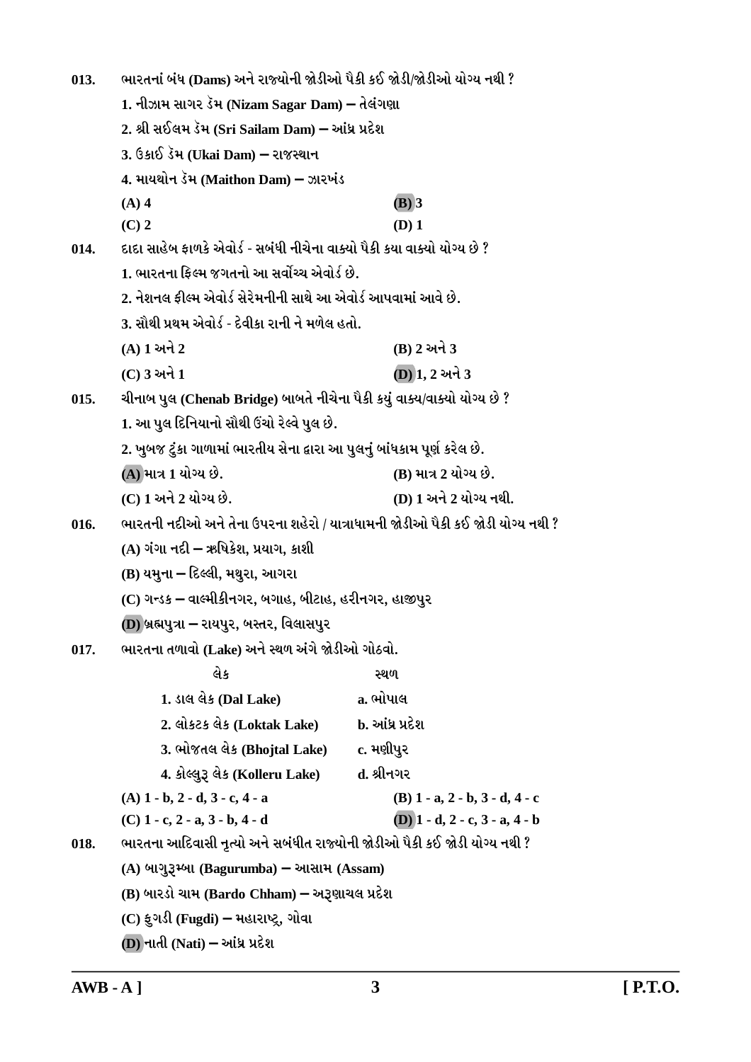013. ભારતનાં બંધ (Dams) અને રાજ્યોની જોડીઓ પૈકી કઈ જોડી/જોડીઓ યોગ્ય નથી ?

1. નીઝામ સાગર ડૅમ (Nizam Sagar Dam) – તેલંગણા
2. શ્રી સઈલમ ડૅમ (Sri Sailam Dam) – આંધ્ર પ્રદેશ
3. ઉકાઈ ડૅમ (Ukai Dam) – રાજસ્થાન
4. માયથોન ડૅમ (Maithon Dam) – ઝારખંડ

(A) 4 (B) 3
(C) 2 (D) 1

014. દાદા સાહેબ ફાળકે એવોર્ડ - સબંધી નીચેના વાક્યો પૈકી કયા વાક્યો યોગ્ય છે ?

1. ભારતના ફિલ્મ જગતનો આ સર્વોચ્ચ એવોર્ડ છે.
2. નેશનલ ફીલ્મ એવોર્ડ સેરેમનીની સાથે આ એવોર્ડ આપવામાં આવે છે.
3. સૌથી પ્રથમ એવોર્ડ - દેવીકા રાની ને મળેલ હતો.

(A) 1 અને 2 (B) 2 અને 3
(C) 3 અને 1 (D) 1, 2 અને 3

015. ચીનાબ પુલ (Chenab Bridge) બાબતે નીચેના પૈકી કયું વાક્ય/વાક્યો યોગ્ય છે ?

1. આ પુલ દિનિયાનો સૌથી ઉંચો રેલ્વે પુલ છે.
2. ખુબજ ટુંકા ગાળામાં ભારતીય સેના દ્વારા આ પુલનું બાંધકામ પૂર્ણ કરેલ છે.

(A) માત્ર 1 યોગ્ય છે. (B) માત્ર 2 યોગ્ય છે.
(C) 1 અને 2 યોગ્ય છે. (D) 1 અને 2 યોગ્ય નથી.

016. ભારતની નદીઓ અને તેના ઉપરના શહેરો / યાત્રાધામની જોડીઓ પૈકી કઈ જોડી યોગ્ય નથી ?

(A) ગંગા નદી – ઋષિકેશ, પ્રયાગ, કાશી
(B) યમુના – દિલ્હી, મથુરા, આગરા
(C) ગન્ડક – વાલ્મીકીનગર, બગાહ, બીટાહ, હરીનગર, હાજીપુર
(D) બ્રહ્મપુત્રા – રાયપુર, બસ્તર, વિલાસપુર

017. ભારતના તળાવો (Lake) અને સ્થળ અંગે જોડીઓ ગોઠવો.

| લેક | સ્થળ |
|---|---|
| 1. ડાલ લેક (Dal Lake) | a. ભોપાલ |
| 2. લોકટક લેક (Loktak Lake) | b. આંધ્ર પ્રદેશ |
| 3. ભોજતલ લેક (Bhojtal Lake) | c. મણીપુર |
| 4. કોલ્લુરૂ લેક (Kolleru Lake) | d. શ્રીનગર |

(A) 1 - b, 2 - d, 3 - c, 4 - a (B) 1 - a, 2 - b, 3 - d, 4 - c
(C) 1 - c, 2 - a, 3 - b, 4 - d (D) 1 - d, 2 - c, 3 - a, 4 - b

018. ભારતના આદિવાસી નૃત્યો અને સબંધીત રાજ્યોની જોડીઓ પૈકી કઈ જોડી યોગ્ય નથી ?

(A) બાગુરૂમ્બા (Bagurumba) – આસામ (Assam)
(B) બારડો ચામ (Bardo Chham) – અરૂણાચલ પ્રદેશ
(C) ફુગડી (Fugdi) – મહારાષ્ટ્ર, ગોવા
(D) નાતી (Nati) – આંધ્ર પ્રદેશ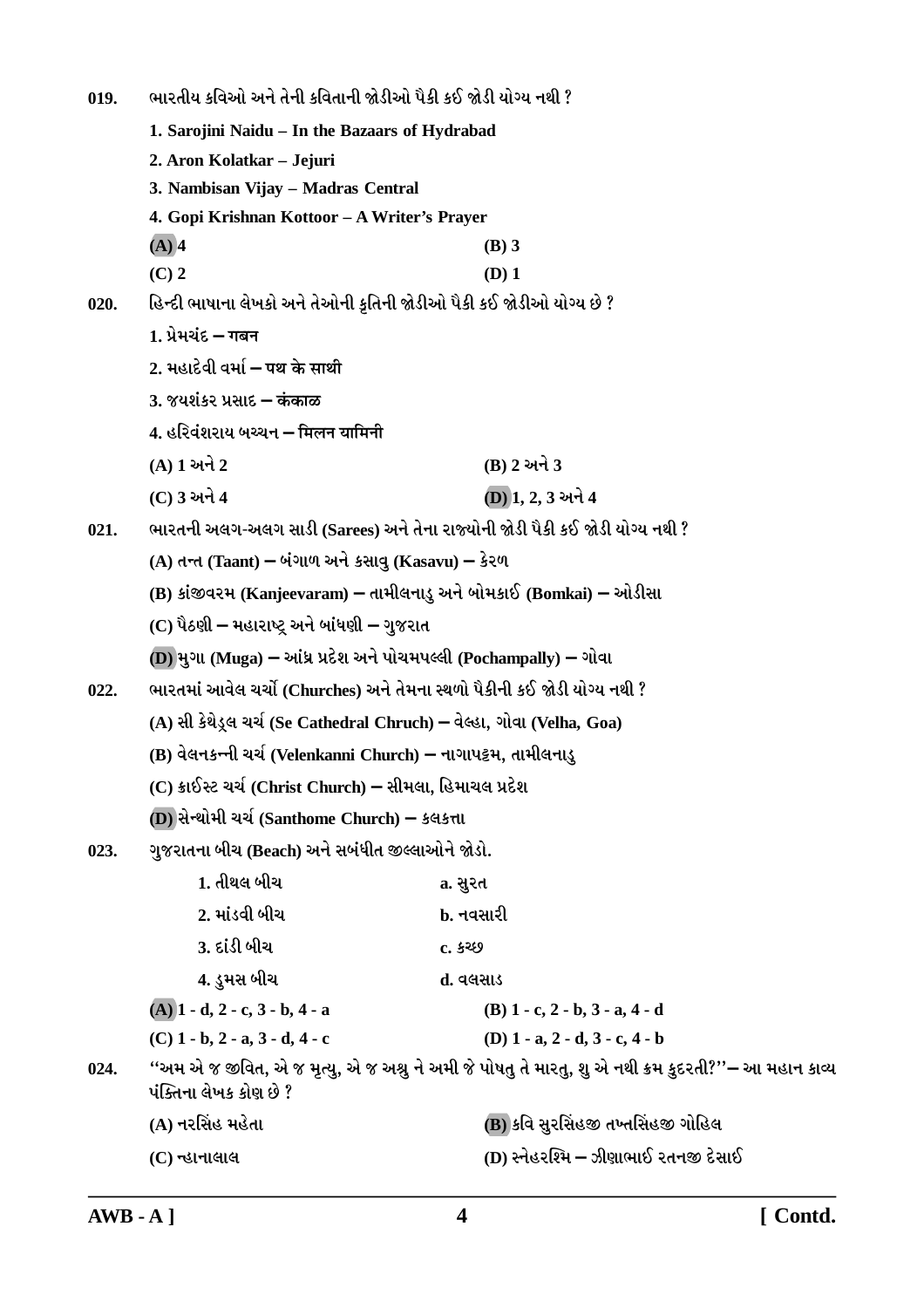019. ભારતીય કવિઓ અને તેની કવિતાની જોડીઓ પૈકી કઈ જોડી યોગ્ય નથી ?

**1. Sarojini Naidu – In the Bazaars of Hydrabad**

**2. Aron Kolatkar – Jejuri**

**3. Nambisan Vijay – Madras Central**

**4. Gopi Krishnan Kottoor – A Writer's Prayer**

(A) 4 (B) 3

(C) 2 (D) 1

020. હિન્દી ભાષાના લેખકો અને તેઓની કૃતિની જોડીઓ પૈકી કઈ જોડીઓ યોગ્ય છે ?

1. પ્રેમચંદ – गबन

2. મહાદેવી વર્મા – पथ के साथी

3. જયશંકર પ્રસાદ – कंकाळ

4. હરિવંશરાય બચ્ચન – मिलन यामिनी

(A) 1 અને 2 (B) 2 અને 3

(C) 3 અને 4 (D) 1, 2, 3 અને 4

021. ભારતની અલગ-અલગ સાડી (Sarees) અને તેના રાજ્યોની જોડી પૈકી કઈ જોડી યોગ્ય નથી ?

(A) તન્ત (Taant) – બંગાળ અને કસાવુ (Kasavu) – કેરળ

(B) કાંજીવરમ (Kanjeevaram) – તામીલનાડુ અને બોમકાઈ (Bomkai) – ઓડીસા

(C) પૈઠણી – મહારાષ્ટ્ર અને બાંધણી – ગુજરાત

(D) મુગા (Muga) – આંધ્ર પ્રદેશ અને પોચમપલ્લી (Pochampally) – ગોવા

022. ભારતમાં આવેલ ચર્ચો (Churches) અને તેમના સ્થળો પૈકીની કઈ જોડી યોગ્ય નથી ?

(A) સી કેથેડ્રલ ચર્ચ (Se Cathedral Chruch) – વેલ્હા, ગોવા (Velha, Goa)

(B) વેલનકન્ની ચર્ચ (Velenkanni Church) – નાગાપટ્ટમ, તામીલનાડુ

(C) ક્રાઈસ્ટ ચર્ચ (Christ Church) – સીમલા, હિમાચલ પ્રદેશ

(D) સેન્થોમી ચર્ચ (Santhome Church) – કલકત્તા

023. ગુજરાતના બીચ (Beach) અને સબંધીત જીલ્લાઓને જોડો.

| | |
|---|---|
| 1. તીથલ બીચ | a. સુરત |
| 2. માંડવી બીચ | b. નવસારી |
| 3. દાંડી બીચ | c. કચ્છ |
| 4. ડુમસ બીચ | d. વલસાડ |

(A) 1 - d, 2 - c, 3 - b, 4 - a (B) 1 - c, 2 - b, 3 - a, 4 - d

(C) 1 - b, 2 - a, 3 - d, 4 - c (D) 1 - a, 2 - d, 3 - c, 4 - b

024. ''અમ એ જ જીવિત, એ જ મૃત્યુ, એ જ અશ્રુ ને અમી જે પોષતુ તે મારતુ, શુ એ નથી ક્રમ કુદરતી?''– આ મહાન કાવ્ય પંક્તિના લેખક કોણ છે ?

(A) નરસિંહ મહેતા (B) કવિ સુરસિંહજી તખ્તસિંહજી ગોહિલ

(C) ન્હાનાલાલ (D) સ્નેહરશ્મિ – ઝીણાભાઈ રતનજી દેસાઈ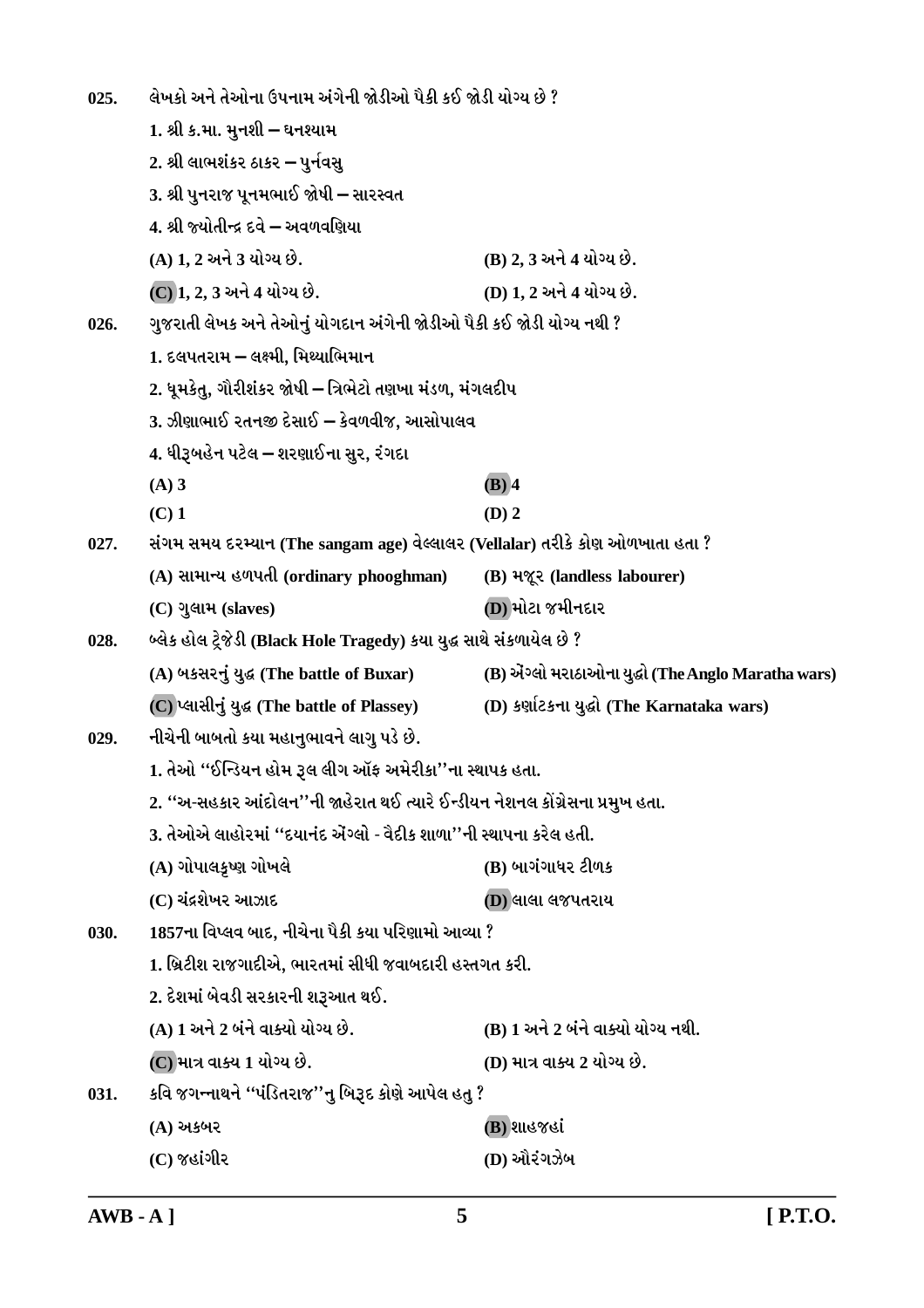025. લેખકો અને તેઓના ઉપનામ અંગેની જોડીઓ પૈકી કઈ જોડી યોગ્ય છે ?

1. શ્રી ક.મા. મુનશી – ઘનશ્યામ
2. શ્રી લાભશંકર ઠાકર – પુર્નવસુ
3. શ્રી પુનરાજ પૂનમભાઈ જોષી – સારસ્વત
4. શ્રી જ્યોતીન્દ્ર દવે – અવળવણિયા

(A) 1, 2 અને 3 યોગ્ય છે.
(B) 2, 3 અને 4 યોગ્ય છે.
(C) 1, 2, 3 અને 4 યોગ્ય છે.
(D) 1, 2 અને 4 યોગ્ય છે.

026. ગુજરાતી લેખક અને તેઓનું યોગદાન અંગેની જોડીઓ પૈકી કઈ જોડી યોગ્ય નથી ?

1. દલપતરામ – લક્ષ્મી, મિથ્યાભિમાન
2. ધૂમકેતુ, ગૌરીશંકર જોષી – ત્રિભેટો તણખા મંડળ, મંગલદીપ
3. ઝીણાભાઈ રતનજી દેસાઈ – કેવળવીજ, આસોપાલવ
4. ધીરૂબહેન પટેલ – શરણાઈના સુર, રંગદા

(A) 3
(B) 4
(C) 1
(D) 2

027. સંગમ સમય દરમ્યાન (The sangam age) વેલ્લાલર (Vellalar) તરીકે કોણ ઓળખાતા હતા ?

(A) સામાન્ય હળપતી (ordinary phooghman)
(B) મજૂર (landless labourer)
(C) ગુલામ (slaves)
(D) મોટા જમીનદાર

028. બ્લેક હોલ ટ્રેજેડી (Black Hole Tragedy) કયા યુદ્ધ સાથે સંકળાયેલ છે ?

(A) બકસરનું યુદ્ધ (The battle of Buxar)
(B) એંગ્લો મરાઠાઓના યુદ્ધો (The Anglo Maratha wars)
(C) પ્લાસીનું યુદ્ધ (The battle of Plassey)
(D) કર્ણાટકના યુદ્ધો (The Karnataka wars)

029. નીચેની બાબતો કયા મહાનુભાવને લાગુ પડે છે.

1. તેઓ "ઈન્ડિયન હોમ રૂલ લીગ ઑફ અમેરીકા"ના સ્થાપક હતા.
2. "અ-સહકાર આંદોલન"ની જાહેરાત થઈ ત્યારે ઈન્ડીયન નેશનલ કોંગ્રેસના પ્રમુખ હતા.
3. તેઓએ લાહોરમાં "દયાનંદ એંગ્લો - વૈદીક શાળા"ની સ્થાપના કરેલ હતી.

(A) ગોપાલકૃષ્ણ ગોખલે
(B) બાગંગાધર ટીળક
(C) ચંદ્રશેખર આઝાદ
(D) લાલા લજપતરાય

030. 1857ના વિપ્લવ બાદ, નીચેના પૈકી કયા પરિણામો આવ્યા ?

1. બ્રિટીશ રાજગાદીએ, ભારતમાં સીધી જવાબદારી હસ્તગત કરી.
2. દેશમાં બેવડી સરકારની શરૂઆત થઈ.

(A) 1 અને 2 બંને વાક્યો યોગ્ય છે.
(B) 1 અને 2 બંને વાક્યો યોગ્ય નથી.
(C) માત્ર વાક્ય 1 યોગ્ય છે.
(D) માત્ર વાક્ય 2 યોગ્ય છે.

031. કવિ જગન્નાથને "પંડિતરાજ"નુ બિરૂદ કોણે આપેલ હતુ ?

(A) અકબર
(B) શાહજહાં
(C) જહાંગીર
(D) ઔરંગઝેબ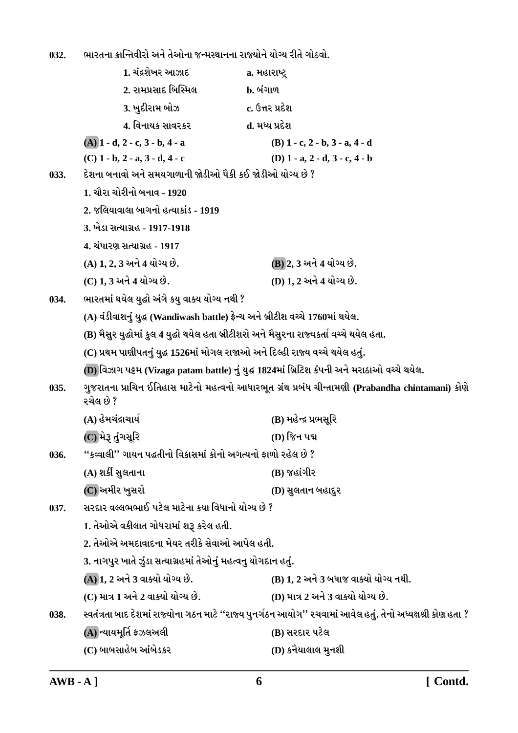**032.** ભારતના ક્રાન્તિવીરો અને તેઓના જન્મસ્થાનના રાજ્યોને યોગ્ય રીતે ગોઠવો.

| | |
|---|---|
| 1. ચંદ્રશેખર આઝાદ | a. મહારાષ્ટ્ર |
| 2. રામપ્રસાદ બિસ્મિલ | b. બંગાળ |
| 3. ખુદીરામ બોઝ | c. ઉત્તર પ્રદેશ |
| 4. વિનાયક સાવરકર | d. મધ્ય પ્રદેશ |

(A) 1 - d, 2 - c, 3 - b, 4 - a
(B) 1 - c, 2 - b, 3 - a, 4 - d
(C) 1 - b, 2 - a, 3 - d, 4 - c
(D) 1 - a, 2 - d, 3 - c, 4 - b

**033.** દેશના બનાવો અને સમયગાળાની જોડીઓ પૈકી કઈ જોડીઓ યોગ્ય છે ?

1. ચૌરા ચોરીનો બનાવ - 1920
2. જલિયાવાલા બાગનો હત્યાકાંડ - 1919
3. ખેડા સત્યાગ્રહ - 1917-1918
4. ચંપારણ સત્યાગ્રહ - 1917

(A) 1, 2, 3 અને 4 યોગ્ય છે.
(B) 2, 3 અને 4 યોગ્ય છે.
(C) 1, 3 અને 4 યોગ્ય છે.
(D) 1, 2 અને 4 યોગ્ય છે.

**034.** ભારતમાં થયેલ યુદ્ધો અંગે કયુ વાક્ય યોગ્ય નથી ?

(A) વંડીવાશનું યુદ્ધ (Wandiwash battle) ફ્રેન્ચ અને બ્રીટીશ વચ્ચે 1760માં થયેલ.
(B) મૈસુર યુદ્ધોમાં કુલ 4 યુદ્ધો થયેલ હતા બ્રીટીશરો અને મૈસુરના રાજ્યકર્તા વચ્ચે થયેલ હતા.
(C) પ્રથમ પાણીપતનું યુદ્ધ 1526માં મોગલ રાજાઓ અને દિલ્હી રાજ્ય વચ્ચે થયેલ હતું.
(D) વિઝાગ પટ્ટમ (Vizaga patam battle) નું યુદ્ધ 1824માં બ્રિટિશ કંપની અને મરાઠાઓ વચ્ચે થયેલ.

**035.** ગુજરાતના પ્રાચિન ઈતિહાસ માટેનો મહત્વનો આધારભૂત ગ્રંથ પ્રબંધ ચીન્તામણી (Prabandha chintamani) કોણે રચેલ છે ?

(A) હેમચંદ્રાચાર્ય
(B) મહેન્દ્ર પ્રભસૂરિ
(C) મેરૂ તુંગસૂરિ
(D) જિન પદ્મ

**036.** ''કવ્વાલી'' ગાયન પદ્ધતીનો વિકાસમાં કોનો અગત્યનો ફાળો રહેલ છે ?

(A) શર્કી સુલતાના
(B) જહાંગીર
(C) અમીર ખુસરો
(D) સુલતાન બહાદુર

**037.** સરદાર વલ્લભભાઈ પટેલ માટેના કયા વિધાનો યોગ્ય છે ?

1. તેઓએ વકીલાત ગોધરામાં શરૂ કરેલ હતી.
2. તેઓએ અમદાવાદના મેયર તરીકે સેવાઓ આપેલ હતી.
3. નાગપુર ખાતે ઝુંડા સત્યાગ્રહમાં તેઓનું મહત્વનુ યોગદાન હતું.

(A) 1, 2 અને 3 વાક્યો યોગ્ય છે.
(B) 1, 2 અને 3 બધાજ વાક્યો યોગ્ય નથી.
(C) માત્ર 1 અને 2 વાક્યો યોગ્ય છે.
(D) માત્ર 2 અને 3 વાક્યો યોગ્ય છે.

**038.** સ્વતંત્રતા બાદ દેશમાં રાજ્યોના ગઠન માટે ''રાજ્ય પુનર્ગઠન આયોગ'' રચવામાં આવેલ હતું. તેનો અધ્યક્ષશ્રી કોણ હતા ?

(A) ન્યાયમૂર્તિ ફઝલઅલી
(B) સરદાર પટેલ
(C) બાબસાહેબ આંબેડકર
(D) કનૈયાલાલ મુનશી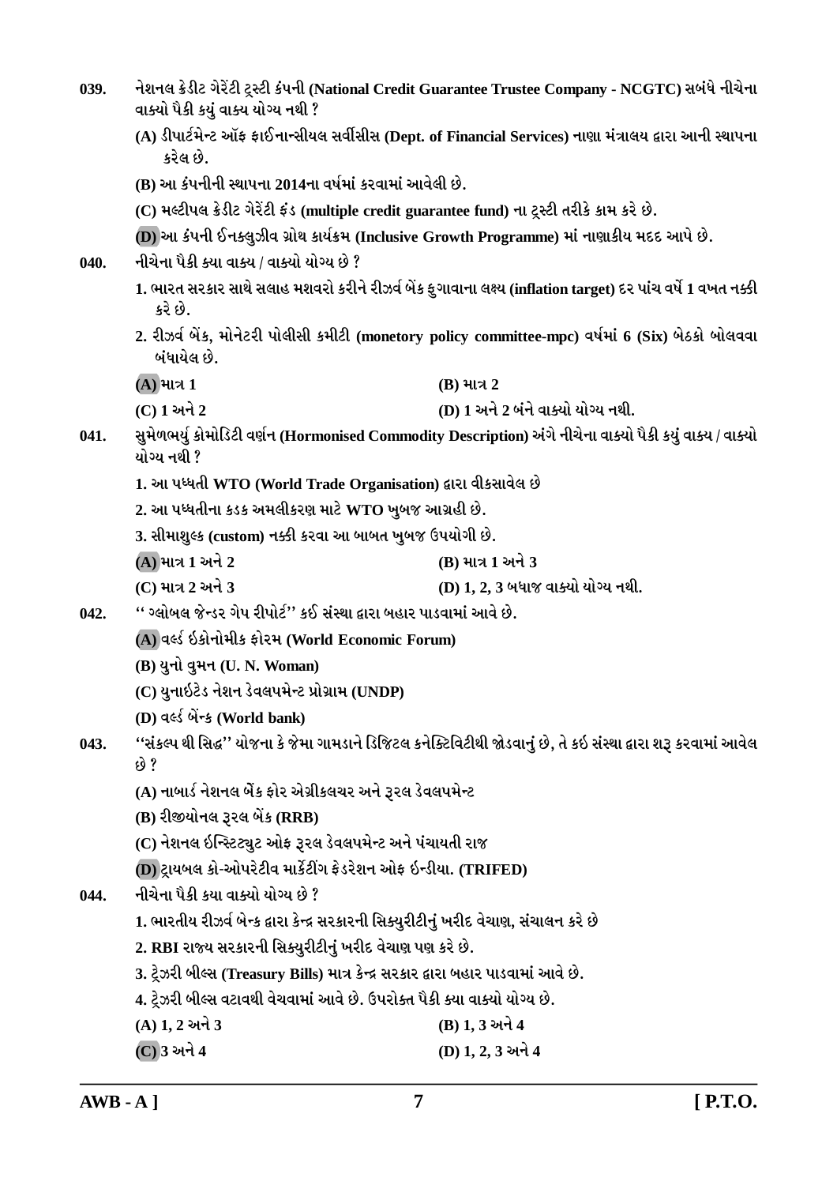039. નેશનલ ક્રેડીટ ગેરેંટી ટ્રસ્ટી કંપની (**National Credit Guarantee Trustee Company - NCGTC**) સબંધે નીચેના વાક્યો પૈકી કયું વાક્ય યોગ્ય નથી ?

(A) ડીપાર્ટમેન્ટ ઑફ ફાઈનાન્સીયલ સર્વીસીસ (Dept. of Financial Services) નાણા મંત્રાલય દ્વારા આની સ્થાપના કરેલ છે.

(B) આ કંપનીની સ્થાપના 2014ના વર્ષમાં કરવામાં આવેલી છે.

(C) મલ્ટીપલ ક્રેડીટ ગેરેંટી ફંડ (multiple credit guarantee fund) ના ટ્રસ્ટી તરીકે કામ કરે છે.

(D) આ કંપની ઈનક્લુઝીવ ગ્રોથ કાર્યક્રમ (Inclusive Growth Programme) માં નાણાકીય મદદ આપે છે.

040. નીચેના પૈકી ક્યા વાક્ય / વાક્યો યોગ્ય છે ?

1. ભારત સરકાર સાથે સલાહ મશવરો કરીને રીઝર્વ બેંક ફુગાવાના લક્ષ્ય (inflation target) દર પાંચ વર્ષે 1 વખત નક્કી કરે છે.

2. રીઝર્વ બેંક, મોનેટરી પોલીસી કમીટી (monetory policy committee-mpc) વર્ષમાં 6 (Six) બેઠકો બોલવવા બંધાયેલ છે.

(A) માત્ર 1 (B) માત્ર 2

(C) 1 અને 2 (D) 1 અને 2 બંને વાક્યો યોગ્ય નથી.

041. સુમેળભર્યુ કોમોડિટી વર્ણન (Hormonised Commodity Description) અંગે નીચેના વાક્યો પૈકી કયું વાક્ય / વાક્યો યોગ્ય નથી ?

1. આ પધ્ધતી WTO (World Trade Organisation) દ્વારા વીકસાવેલ છે

2. આ પધ્ધતીના કડક અમલીકરણ માટે WTO ખુબજ આગ્રહી છે.

3. સીમાશુલ્ક (custom) નક્કી કરવા આ બાબત ખુબજ ઉપયોગી છે.

(A) માત્ર 1 અને 2 (B) માત્ર 1 અને 3

(C) માત્ર 2 અને 3 (D) 1, 2, 3 બધાજ વાક્યો યોગ્ય નથી.

042. '' ગ્લોબલ જેન્ડર ગેપ રીપોર્ટ'' કઈ સંસ્થા દ્વારા બહાર પાડવામાં આવે છે.

(A) વર્લ્ડ ઇકોનોમીક ફોરમ (World Economic Forum)

(B) યુનો વુમન (U. N. Woman)

(C) યુનાઇટેડ નેશન ડેવલપમેન્ટ પ્રોગ્રામ (UNDP)

(D) વર્લ્ડ બેંન્ક (World bank)

043. ''સંકલ્પ થી સિદ્ધ'' યોજના કે જેમા ગામડાને ડિજિટલ કનેક્ટિવિટીથી જોડવાનું છે, તે કઇ સંસ્થા દ્વારા શરૃ કરવામાં આવેલ છે ?

(A) નાબાર્ડ નેશનલ બેંક ફોર એગ્રીકલચર અને રૂરલ ડેવલપમેન્ટ

(B) રીજીયોનલ રૂરલ બેંક (RRB)

(C) નેશનલ ઇંન્સ્ટિટ્યુટ ઓફ રૂરલ ડેવલપમેન્ટ અને પંચાયતી રાજ

(D) ટ્રાયબલ કો-ઓપરેટીવ માર્કેટીંગ ફેડરેશન ઓફ ઇન્ડીયા. (TRIFED)

044. નીચેના પૈકી કયા વાક્યો યોગ્ય છે ?

1. ભારતીય રીઝર્વ બેન્ક દ્વારા કેન્દ્ર સરકારની સિક્યુરીટીનું ખરીદ વેચાણ, સંચાલન કરે છે

2. RBI રાજ્ય સરકારની સિક્યુરીટીનું ખરીદ વેચાણ પણ કરે છે.

3. ટ્રેઝરી બીલ્સ (Treasury Bills) માત્ર કેન્દ્ર સરકાર દ્વારા બહાર પાડવામાં આવે છે.

4. ટ્રેઝરી બીલ્સ વટાવથી વેચવામાં આવે છે. ઉપરોક્ત પૈકી ક્યા વાક્યો યોગ્ય છે.

(A) 1, 2 અને 3 (B) 1, 3 અને 4

(C) 3 અને 4 (D) 1, 2, 3 અને 4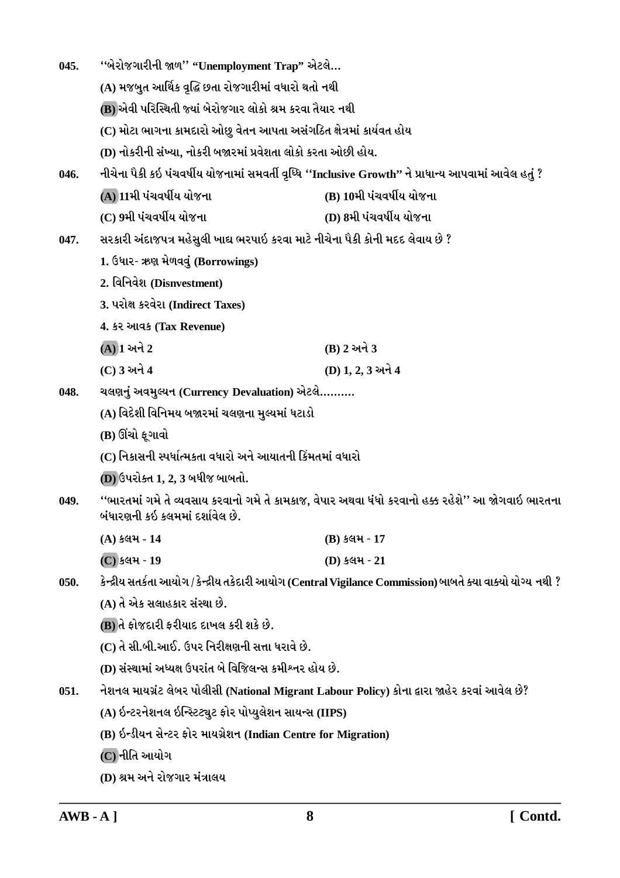045. ''બેરોજગારીની જાળ'' "Unemployment Trap" એટલે…

(A) મજબુત આર્થિક વૃદ્ધિ છતા રોજગારીમાં વધારો થતો નથી

(B) એવી પરિસ્થિતી જ્યાં બેરોજગાર લોકો શ્રમ કરવા તૈયાર નથી

(C) મોટા ભાગના કામદારો ઓછુ વેતન આપતા અસંગઠિત ક્ષેત્રમાં કાર્યવત હોય

(D) નોકરીની સંખ્યા, નોકરી બજારમાં પ્રવેશતા લોકો કરતા ઓછી હોય.

046. નીચેના પૈકી કઇ પંચવર્ષીય યોજનામાં સમવર્તી વૃધ્ધિ ''Inclusive Growth'' ને પ્રાધાન્ય આપવામાં આવેલ હતું ?

(A) 11મી પંચવર્ષીય યોજના

(B) 10મી પંચવર્ષીય યોજના

(C) 9મી પંચવર્ષીય યોજના

(D) 8મી પંચવર્ષીય યોજના

047. સરકારી અંદાજપત્ર મહેસુલી ખાદ્ય ભરપાઇ કરવા માટે નીચેના પૈકી કોની મદદ લેવાય છે ?

1. ઉધાર- ઋણ મેળવવું (Borrowings)

2. વિનિવેશ (Disnvestment)

3. પરોક્ષ કરવેરા (Indirect Taxes)

4. કર આવક (Tax Revenue)

(A) 1 અને 2

(B) 2 અને 3

(C) 3 અને 4

(D) 1, 2, 3 અને 4

048. ચલણનું અવમુલ્યન (Currency Devaluation) એટલે……….

(A) વિદેશી વિનિમય બજારમાં ચલણના મુલ્યમાં ઘટાડો

(B) ઊંચો ફૂગાવો

(C) નિકાસની સ્પર્ધાત્મકતા વધારો અને આયાતની કિંમતમાં વધારો

(D) ઉપરોક્ત 1, 2, 3 બધીજ બાબતો.

049. ''ભારતમાં ગમે તે વ્યવસાય કરવાનો ગમે તે કામકાજ, વેપાર અથવા ધંધો કરવાનો હક્ક રહેશે'' આ જોગવાઇ ભારતના બંધારણની કઇ કલમમાં દર્શાવેલ છે.

(A) કલમ - 14

(B) કલમ - 17

(C) કલમ - 19

(D) કલમ - 21

050. કેન્દ્રીય સતર્કતા આયોગ / કેન્દ્રીય તકેદારી આયોગ (Central Vigilance Commission) બાબતે ક્યા વાક્યો યોગ્ય નથી ?

(A) તે એક સલાહકાર સંસ્થા છે.

(B) તે ફોજદારી ફરીયાદ દાખલ કરી શકે છે.

(C) તે સી.બી.આઈ. ઉપર નિરીક્ષણની સત્તા ધરાવે છે.

(D) સંસ્થામાં અધ્યક્ષ ઉપરાંત બે વિજિલન્સ કમીશ્નર હોય છે.

051. નેશનલ માયગ્રંટ લેબર પોલીસી (National Migrant Labour Policy) કોના દ્વારા જાહેર કરવાં આવેલ છે?

(A) ઈન્ટરનેશનલ ઈન્સ્ટિટ્યુટ ફોર પોપ્યુલેશન સાયન્સ (IIPS)

(B) ઈન્ડીયન સેન્ટર ફોર માયગ્રેશન (Indian Centre for Migration)

(C) નીતિ આયોગ

(D) શ્રમ અને રોજગાર મંત્રાલય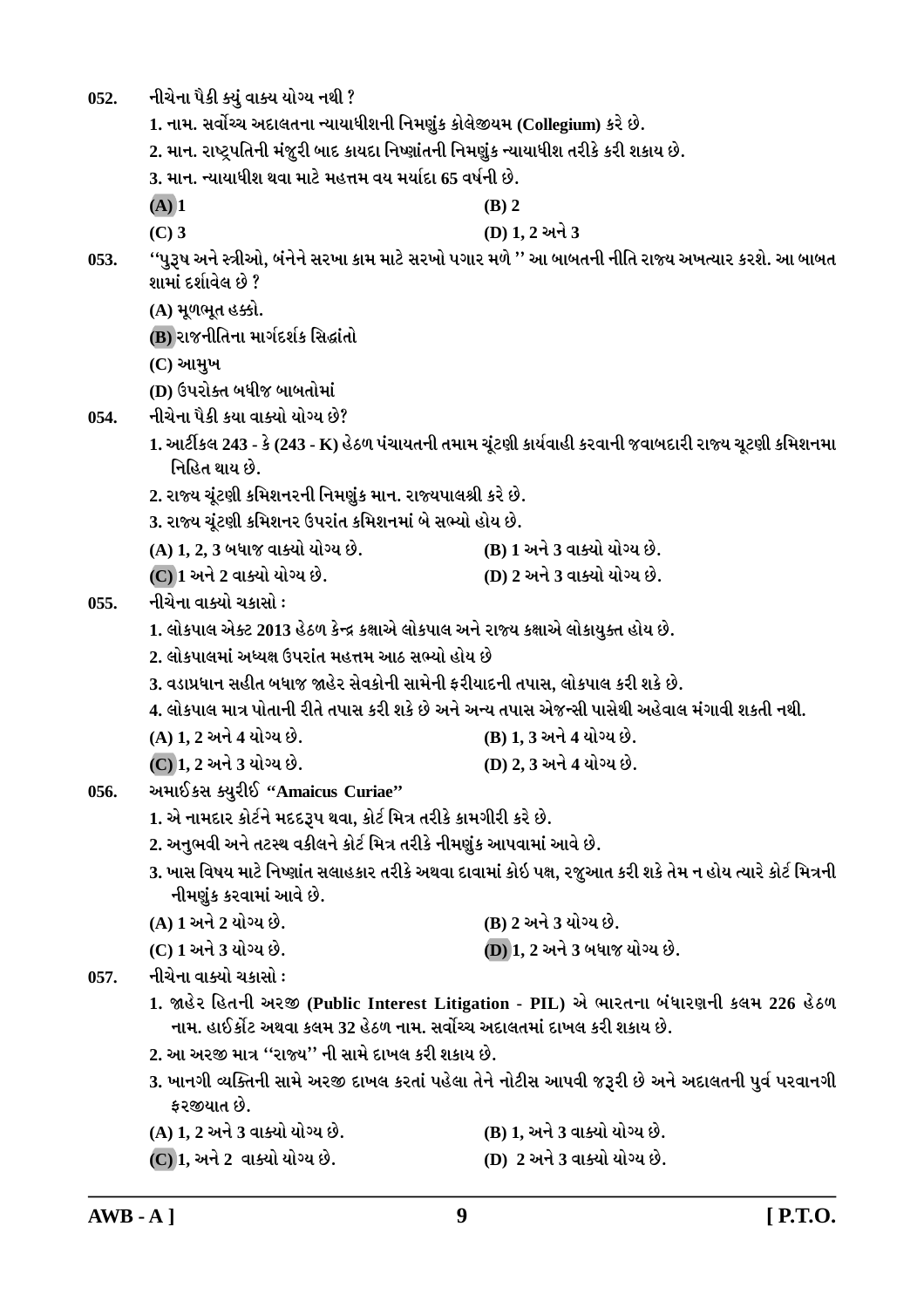052. નીચેના પૈકી ક્યું વાક્ય યોગ્ય નથી ?

1. નામ. સર્વોચ્ચ અદાલતના ન્યાયાધીશની નિમણુંક કોલેજીયમ **(Collegium)** કરે છે.
2. માન. રાષ્ટ્રપતિની મંજૂરી બાદ કાયદા નિષ્ણાંતની નિમણુંક ન્યાયાધીશ તરીકે કરી શકાય છે.
3. માન. ન્યાયાધીશ થવા માટે મહત્તમ વય મર્યાદા 65 વર્ષની છે.

(A) 1 (B) 2
(C) 3 (D) 1, 2 અને 3

053. ''પુરૂષ અને સ્ત્રીઓ, બંનેને સરખા કામ માટે સરખો પગાર મળે '' આ બાબતની નીતિ રાજ્ય અખત્યાર કરશે. આ બાબત શામાં દર્શાવેલ છે ?

(A) મૂળભૂત હક્કો.
(B) રાજનીતિના માર્ગદર્શક સિદ્ધાંતો
(C) આમુખ
(D) ઉપરોક્ત બધીજ બાબતોમાં

054. નીચેના પૈકી કયા વાક્યો યોગ્ય છે?

1. આર્ટીકલ 243 - કે (243 - K) હેઠળ પંચાયતની તમામ ચૂંટણી કાર્યવાહી કરવાની જવાબદારી રાજ્ય ચૂટણી કમિશનમા નિહિત થાય છે.
2. રાજ્ય ચૂંટણી કમિશનરની નિમણુંક માન. રાજ્યપાલશ્રી કરે છે.
3. રાજ્ય ચૂંટણી કમિશનર ઉપરાંત કમિશનમાં બે સભ્યો હોય છે.

(A) 1, 2, 3 બધાજ વાક્યો યોગ્ય છે. (B) 1 અને 3 વાક્યો યોગ્ય છે.
(C) 1 અને 2 વાક્યો યોગ્ય છે. (D) 2 અને 3 વાક્યો યોગ્ય છે.

055. નીચેના વાક્યો ચકાસો :

1. લોકપાલ એક્ટ 2013 હેઠળ કેન્દ્ર કક્ષાએ લોકપાલ અને રાજ્ય કક્ષાએ લોકાયુક્ત હોય છે.
2. લોકપાલમાં અધ્યક્ષ ઉપરાંત મહત્તમ આઠ સભ્યો હોય છે
3. વડાપ્રધાન સહીત બધાજ જાહેર સેવકોની સામેની ફરીયાદની તપાસ, લોકપાલ કરી શકે છે.
4. લોકપાલ માત્ર પોતાની રીતે તપાસ કરી શકે છે અને અન્ય તપાસ એજન્સી પાસેથી અહેવાલ મંગાવી શકતી નથી.

(A) 1, 2 અને 4 યોગ્ય છે. (B) 1, 3 અને 4 યોગ્ય છે.
(C) 1, 2 અને 3 યોગ્ય છે. (D) 2, 3 અને 4 યોગ્ય છે.

056. અમાઈકસ ક્યુરીઈ **"Amaicus Curiae"**

1. એ નામદાર કોર્ટને મદદરૂપ થવા, કોર્ટ મિત્ર તરીકે કામગીરી કરે છે.
2. અનુભવી અને તટસ્થ વકીલને કોર્ટ મિત્ર તરીકે નીમણુંક આપવામાં આવે છે.
3. ખાસ વિષય માટે નિષ્ણાંત સલાહકાર તરીકે અથવા દાવામાં કોઇ પક્ષ, રજુઆત કરી શકે તેમ ન હોય ત્યારે કોર્ટ મિત્રની નીમણુંક કરવામાં આવે છે.

(A) 1 અને 2 યોગ્ય છે. (B) 2 અને 3 યોગ્ય છે.
(C) 1 અને 3 યોગ્ય છે. (D) 1, 2 અને 3 બધાજ યોગ્ય છે.

057. નીચેના વાક્યો ચકાસો :

1. જાહેર હિતની અરજી **(Public Interest Litigation - PIL)** એ ભારતના બંધારણની કલમ 226 હેઠળ નામ. હાઈકોર્ટ અથવા કલમ 32 હેઠળ નામ. સર્વોચ્ચ અદાલતમાં દાખલ કરી શકાય છે.
2. આ અરજી માત્ર ''રાજ્ય'' ની સામે દાખલ કરી શકાય છે.
3. ખાનગી વ્યક્તિની સામે અરજી દાખલ કરતાં પહેલા તેને નોટીસ આપવી જરૂરી છે અને અદાલતની પુર્વ પરવાનગી ફરજીયાત છે.

(A) 1, 2 અને 3 વાક્યો યોગ્ય છે. (B) 1, અને 3 વાક્યો યોગ્ય છે.
(C) 1, અને 2 વાક્યો યોગ્ય છે. (D) 2 અને 3 વાક્યો યોગ્ય છે.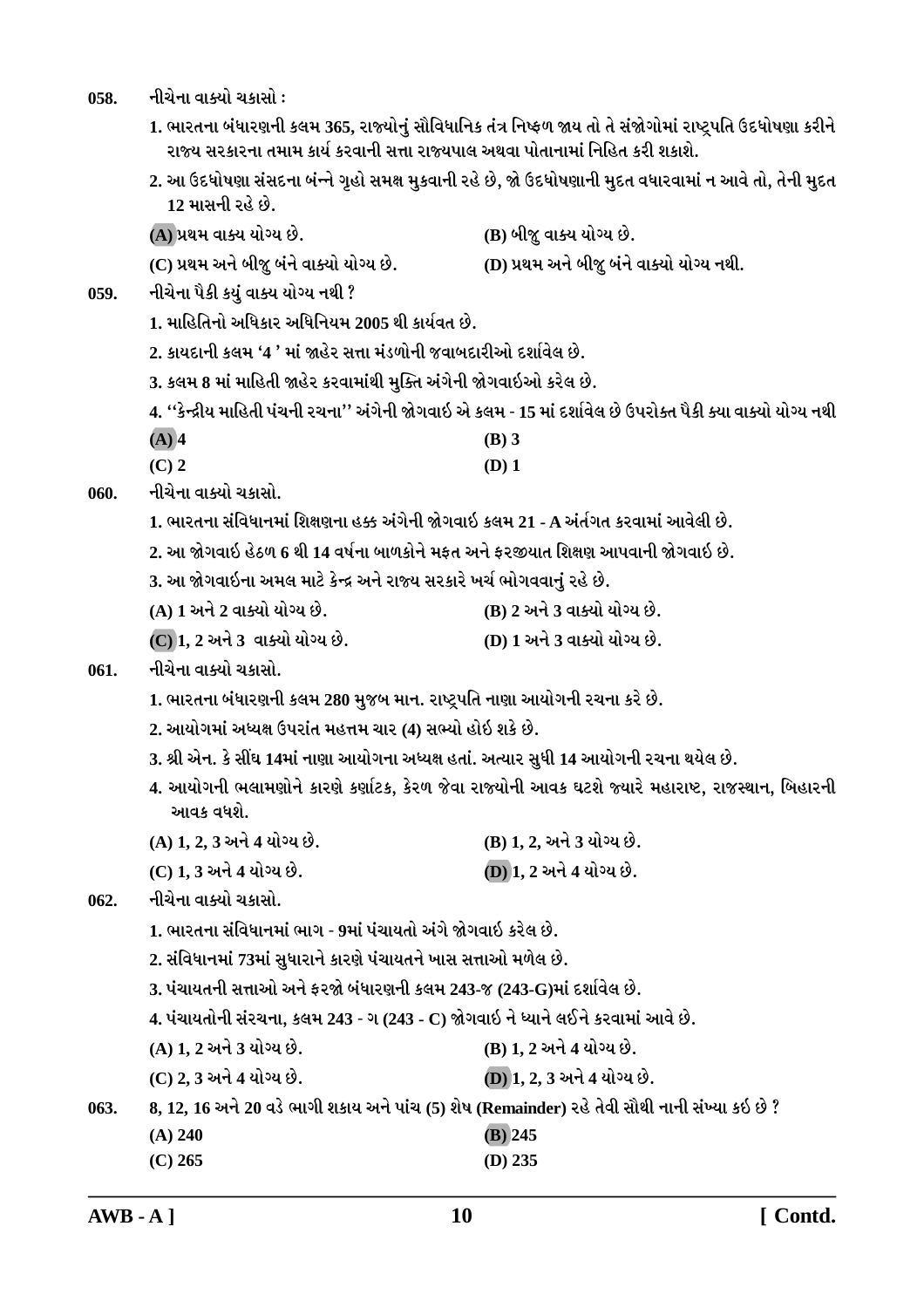**058.** નીચેના વાક્યો ચકાસો :

1. ભારતના બંધારણની કલમ 365, રાજ્યોનું સૌવિધાનિક તંત્ર નિષ્ફળ જાય તો તે સંજોગોમાં રાષ્ટ્રપતિ ઉદઘોષણા કરીને રાજ્ય સરકારના તમામ કાર્ય કરવાની સત્તા રાજ્યપાલ અથવા પોતાનામાં નિહિત કરી શકાશે.
2. આ ઉદઘોષણા સંસદના બંન્ને ગૃહો સમક્ષ મુકવાની રહે છે, જો ઉદઘોષણાની મુદત વધારવામાં ન આવે તો, તેની મુદત 12 માસની રહે છે.

(A) પ્રથમ વાક્ય યોગ્ય છે.
(B) બીજુ વાક્ય યોગ્ય છે.
(C) પ્રથમ અને બીજુ બંને વાક્યો યોગ્ય છે.
(D) પ્રથમ અને બીજુ બંને વાક્યો યોગ્ય નથી.

**059.** નીચેના પૈકી કયું વાક્ય યોગ્ય નથી ?

1. માહિતિનો અધિકાર અધિનિયમ 2005 થી કાર્યવત છે.
2. કાયદાની કલમ '4 ' માં જાહેર સત્તા મંડળોની જવાબદારીઓ દર્શાવેલ છે.
3. કલમ 8 માં માહિતી જાહેર કરવામાંથી મુક્તિ અંગેની જોગવાઇઓ કરેલ છે.
4. ''કેન્દ્રીય માહિતી પંચની રચના'' અંગેની જોગવાઈ એ કલમ - 15 માં દર્શાવેલ છે ઉપરોક્ત પૈકી ક્યા વાક્યો યોગ્ય નથી

(A) 4
(B) 3
(C) 2
(D) 1

**060.** નીચેના વાક્યો ચકાસો.

1. ભારતના સંવિધાનમાં શિક્ષણના હક્ક અંગેની જોગવાઇ કલમ 21 - A અંર્તગત કરવામાં આવેલી છે.
2. આ જોગવાઇ હેઠળ 6 થી 14 વર્ષના બાળકોને મફત અને ફરજીયાત શિક્ષણ આપવાની જોગવાઇ છે.
3. આ જોગવાઇના અમલ માટે કેન્દ્ર અને રાજય સરકારે ખર્ચ ભોગવવાનું રહે છે.

(A) 1 અને 2 વાક્યો યોગ્ય છે.
(B) 2 અને 3 વાક્યો યોગ્ય છે.
(C) 1, 2 અને 3 વાક્યો યોગ્ય છે.
(D) 1 અને 3 વાક્યો યોગ્ય છે.

**061.** નીચેના વાક્યો ચકાસો.

1. ભારતના બંધારણની કલમ 280 મુજબ માન. રાષ્ટ્રપતિ નાણા આયોગની રચના કરે છે.
2. આયોગમાં અધ્યક્ષ ઉપરાંત મહત્તમ ચાર (4) સભ્યો હોઇ શકે છે.
3. શ્રી એન. કે સીંઘ 14માં નાણા આયોગના અધ્યક્ષ હતાં. અત્યાર સુધી 14 આયોગની રચના થયેલ છે.
4. આયોગની ભલામણોને કારણે કર્ણાટક, કેરળ જેવા રાજ્યોની આવક ઘટશે જ્યારે મહારાષ્ટ, રાજસ્થાન, બિહારની આવક વધશે.

(A) 1, 2, 3 અને 4 યોગ્ય છે.
(B) 1, 2, અને 3 યોગ્ય છે.
(C) 1, 3 અને 4 યોગ્ય છે.
(D) 1, 2 અને 4 યોગ્ય છે.

**062.** નીચેના વાક્યો ચકાસો.

1. ભારતના સંવિધાનમાં ભાગ - 9માં પંચાયતો અંગે જોગવાઇ કરેલ છે.
2. સંવિધાનમાં 73માં સુધારાને કારણે પંચાયતને ખાસ સત્તાઓ મળેલ છે.
3. પંચાયતની સત્તાઓ અને ફરજો બંધારણની કલમ 243-જ (243-G)માં દર્શાવેલ છે.
4. પંચાયતોની સંરચના, કલમ 243 - ગ (243 - C) જોગવાઇ ને ધ્યાને લઈને કરવામાં આવે છે.

(A) 1, 2 અને 3 યોગ્ય છે.
(B) 1, 2 અને 4 યોગ્ય છે.
(C) 2, 3 અને 4 યોગ્ય છે.
(D) 1, 2, 3 અને 4 યોગ્ય છે.

**063.** 8, 12, 16 અને 20 વડે ભાગી શકાય અને પાંચ (5) શેષ (Remainder) રહે તેવી સૌથી નાની સંખ્યા કઇ છે ?

(A) 240
(B) 245
(C) 265
(D) 235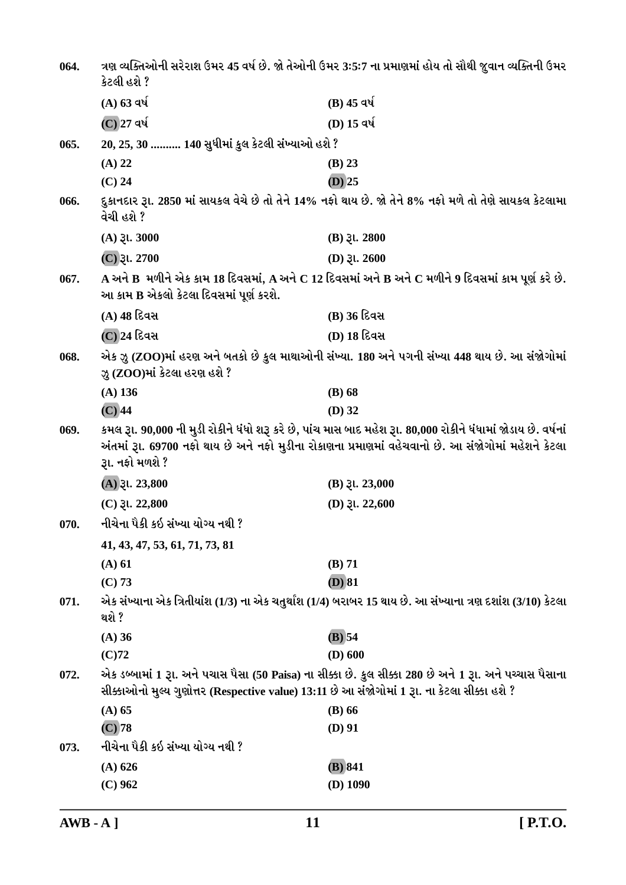064. ત્રણ વ્યક્તિઓની સરેરાશ ઉમર 45 વર્ષ છે. જો તેઓની ઉમર 3:5:7 ના પ્રમાણમાં હોય તો સૌથી જુવાન વ્યક્તિની ઉમર કેટલી હશે ?

(A) 63 વર્ષ
(B) 45 વર્ષ
(C) 27 વર્ષ
(D) 15 વર્ષ

065. 20, 25, 30 .......... 140 સુધીમાં કુલ કેટલી સંખ્યાઓ હશે ?

(A) 22
(B) 23
(C) 24
(D) 25

066. દુકાનદાર રૂા. 2850 માં સાયકલ વેચે છે તો તેને 14% નફો થાય છે. જો તેને 8% નફો મળે તો તેણે સાયકલ કેટલામા વેચી હશે ?

(A) રૂા. 3000
(B) રૂા. 2800
(C) રૂા. 2700
(D) રૂા. 2600

067. A અને B મળીને એક કામ 18 દિવસમાં, A અને C 12 દિવસમાં અને B અને C મળીને 9 દિવસમાં કામ પૂર્ણ કરે છે. આ કામ B એકલો કેટલા દિવસમાં પૂર્ણ કરશે.

(A) 48 દિવસ
(B) 36 દિવસ
(C) 24 દિવસ
(D) 18 દિવસ

068. એક ઝુ (ZOO)માં હરણ અને બતકો છે કુલ માથાઓની સંખ્યા. 180 અને પગની સંખ્યા 448 થાય છે. આ સંજોગોમાં ઝુ (ZOO)માં કેટલા હરણ હશે ?

(A) 136
(B) 68
(C) 44
(D) 32

069. કમલ રૂા. 90,000 ની મુડી રોકીને ધંધો શરૂ કરે છે, પાંચ માસ બાદ મહેશ રૂા. 80,000 રોકીને ધંધામાં જોડાય છે. વર્ષનાં અંતમાં રૂા. 69700 નફો થાય છે અને નફો મુડીના રોકાણના પ્રમાણમાં વહેંચવાનો છે. આ સંજોગોમાં મહેશને કેટલા રૂા. નફો મળશે ?

(A) રૂા. 23,800
(B) રૂા. 23,000
(C) રૂા. 22,800
(D) રૂા. 22,600

070. નીચેના પૈકી કઈ સંખ્યા યોગ્ય નથી ?

41, 43, 47, 53, 61, 71, 73, 81

(A) 61
(B) 71
(C) 73
(D) 81

071. એક સંખ્યાના એક ત્રિતીયાંશ (1/3) ના એક ચતુર્થાંશ (1/4) બરાબર 15 થાય છે. આ સંખ્યાના ત્રણ દશાંશ (3/10) કેટલા થશે ?

(A) 36
(B) 54
(C)72
(D) 600

072. એક ડબ્બામાં 1 રૂા. અને પચાસ પૈસા (50 Paisa) ના સીક્કા છે. કુલ સીક્કા 280 છે અને 1 રૂા. અને પચ્ચાસ પૈસાના સીક્કાઓનો મુલ્ય ગુણોત્તર (Respective value) 13:11 છે આ સંજોગોમાં 1 રૂા. ના કેટલા સીક્કા હશે ?

(A) 65
(B) 66
(C) 78
(D) 91

073. નીચેના પૈકી કઈ સંખ્યા યોગ્ય નથી ?

(A) 626
(B) 841
(C) 962
(D) 1090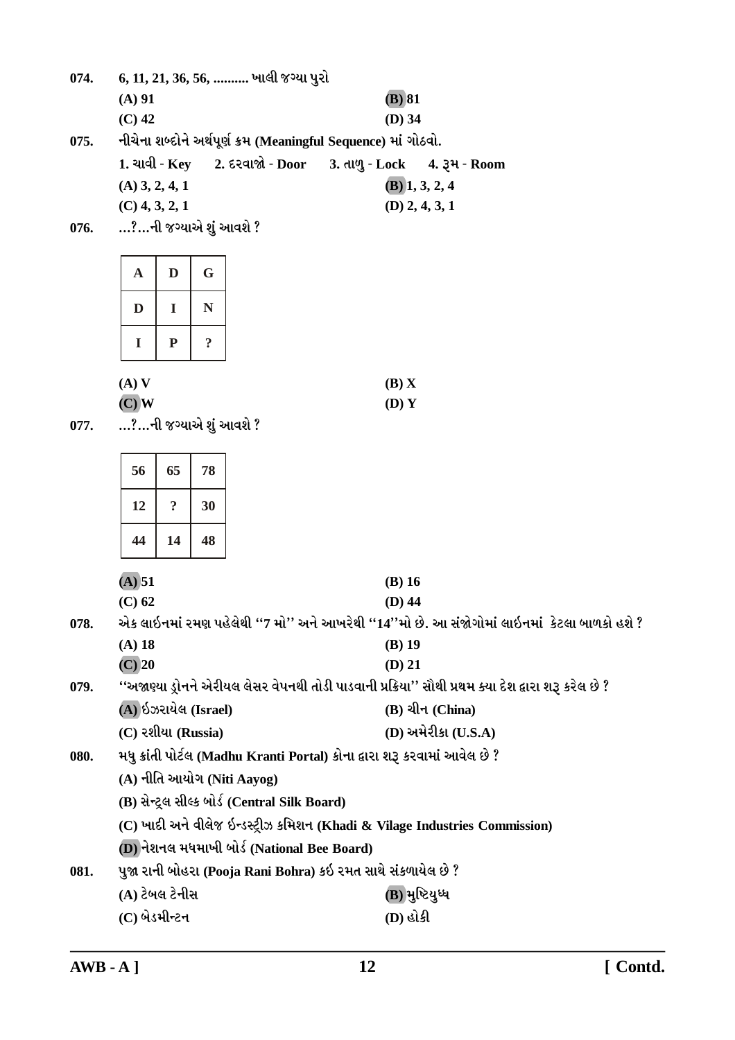074. 6, 11, 21, 36, 56, .......... ખાલી જગ્યા પુરો

(A) 91 (B) 81

(C) 42 (D) 34

075. નીચેના શબ્દોને અર્થપૂર્ણ ક્રમ (Meaningful Sequence) માં ગોઠવો.

1. ચાવી - Key 2. દરવાજો - Door 3. તાળુ - Lock 4. રૂમ - Room

(A) 3, 2, 4, 1 (B) 1, 3, 2, 4

(C) 4, 3, 2, 1 (D) 2, 4, 3, 1

076. ...?...ની જગ્યાએ શું આવશે ?

| A | D | G |
|---|---|---|
| D | I | N |
| I | P | ? |

(A) V (B) X

(C) W (D) Y

077. ...?...ની જગ્યાએ શું આવશે ?

| 56 | 65 | 78 |
|---|---|---|
| 12 | ? | 30 |
| 44 | 14 | 48 |

(A) 51 (B) 16

(C) 62 (D) 44

078. એક લાઇનમાં રમણ પહેલેથી ''7 મો'' અને આખરેથી ''14''મો છે. આ સંજોગોમાં લાઇનમાં કેટલા બાળકો હશે ?

(A) 18 (B) 19

(C) 20 (D) 21

079. ''અજાણ્યા ડ્રોનને એરીયલ લેસર વેપનથી તોડી પાડવાની પ્રક્રિયા'' સૌથી પ્રથમ ક્યા દેશ દ્વારા શરૂ કરેલ છે ?

(A) ઇઝરાયેલ (Israel) (B) ચીન (China)

(C) રશીયા (Russia) (D) અમેરીકા (U.S.A)

080. મધુ ક્રાંતી પોર્ટલ (Madhu Kranti Portal) કોના દ્વારા શરૂ કરવામાં આવેલ છે ?

(A) નીતિ આયોગ (Niti Aayog)

(B) સેન્ટ્રલ સીલ્ક બોર્ડ (Central Silk Board)

(C) ખાદી અને વીલેજ ઇન્ડસ્ટ્રીઝ કમિશન (Khadi & Vilage Industries Commission)

(D) નેશનલ મધમાખી બોર્ડ (National Bee Board)

081. પુજા રાની બોહરા (Pooja Rani Bohra) કઇ રમત સાથે સંકળાયેલ છે ?

(A) ટેબલ ટેનીસ (B) મુષ્ટિયુધ્ધ

(C) બેડમીન્ટન (D) હોકી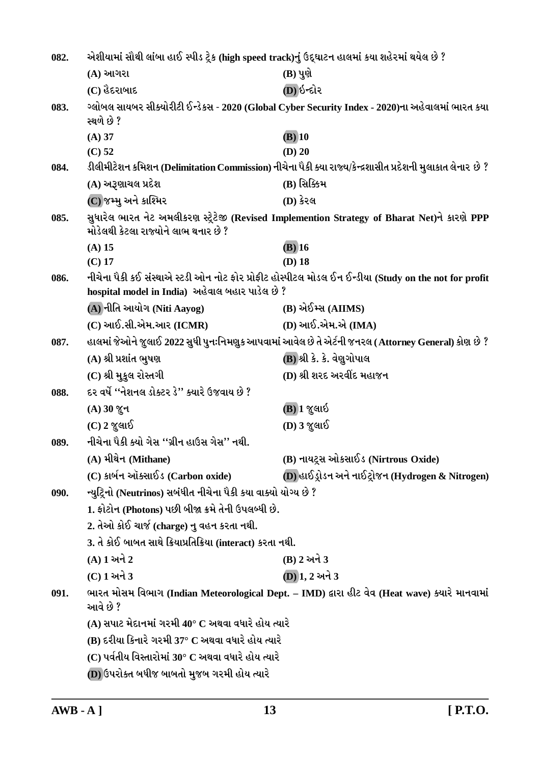082. એશીયામાં સૌથી લાંબા હાઈ સ્પીડ ટ્રેક (high speed track)નું ઉદ્દઘાટન હાલમાં કયા શહેરમાં થયેલ છે ?

(A) આગરા (B) પુણે

(C) હૈદરાબાદ (D) ઈન્દોર

083. ગ્લોબલ સાયબર સીક્યોરીટી ઈન્ડેકસ - 2020 (Global Cyber Security Index - 2020)ના અહેવાલમાં ભારત કયા સ્થળે છે ?

(A) 37 (B) 10

(C) 52 (D) 20

084. ડીલીમીટેશન કમિશન (Delimitation Commission) નીચેના પૈકી ક્યા રાજ્ય/કેન્દ્રશાસીત પ્રદેશની મુલાકાત લેનાર છે ?

(A) અરૂણાચલ પ્રદેશ (B) સિક્કિમ

(C) જમ્મુ અને કાશ્મિર (D) કેરલ

085. સુધારેલ ભારત નેટ અમલીકરણ સ્ટ્રેટેજી (Revised Implemention Strategy of Bharat Net)ને કારણે PPP મોડેલથી કેટલા રાજ્યોને લાભ થનાર છે ?

(A) 15 (B) 16

(C) 17 (D) 18

086. નીચેના પૈકી કઈ સંસ્થાએ સ્ટડી ઓન નોટ ફોર પ્રોફીટ હોસ્પીટલ મોડલ ઈન ઈન્ડીયા (Study on the not for profit hospital model in India) અહેવાલ બહાર પાડેલ છે ?

(A) નીતિ આયોગ (Niti Aayog) (B) એઈમ્સ (AIIMS)

(C) આઈ.સી.એમ.આર (ICMR) (D) આઈ.એમ.એ (IMA)

087. હાલમાં જેઓને જુલાઈ 2022 સુધી પુનઃનિમણુક આપવામાં આવેલ છે તે એર્ટની જનરલ (Attorney General) કોણ છે ?

(A) શ્રી પ્રશાંત ભુષણ (B) શ્રી કે. કે. વેણુગોપાલ

(C) શ્રી મુકુલ રોસ્તગી (D) શ્રી શરદ અરવીંદ મહાજન

088. દર વર્ષે ''નેશનલ ડોક્ટર ડે'' ક્યારે ઉજવાય છે ?

(A) 30 જુન (B) 1 જુલાઈ

(C) 2 જુલાઈ (D) 3 જુલાઈ

089. નીચેના પૈકી ક્યો ગેસ ''ગ્રીન હાઉસ ગેસ'' નથી.

(A) મીથેન (Mithane) (B) નાયટ્રસ ઓકસાઈડ (Nirtrous Oxide)

(C) કાર્બન ઑક્સાઈડ (Carbon oxide) (D) હાઈડ્રોજન અને નાઈટ્રોજન (Hydrogen & Nitrogen)

090. ન્યુટ્રિનો (Neutrinos) સબંધીત નીચેના પૈકી કયા વાક્યો યોગ્ય છે ?

1. ફોટોન (Photons) પછી બીજા ક્રમે તેની ઉપલબ્ધી છે.

2. તેઓ કોઈ ચાર્જ (charge) નુ વહન કરતા નથી.

3. તે કોઈ બાબત સાથે ક્રિયાપ્રતિક્રિયા (interact) કરતા નથી.

(A) 1 અને 2 (B) 2 અને 3

(C) 1 અને 3 (D) 1, 2 અને 3

091. ભારત મોસમ વિભાગ (Indian Meteorological Dept. – IMD) દ્વારા હીટ વેવ (Heat wave) ક્યારે માનવામાં આવે છે ?

(A) સપાટ મેદાનમાં ગરમી 40° C અથવા વધારે હોય ત્યારે

(B) દરીયા કિનારે ગરમી 37° C અથવા વધારે હોય ત્યારે

(C) પર્વતીય વિસ્તારોમાં 30° C અથવા વધારે હોય ત્યારે

(D) ઉપરોક્ત બધીજ બાબતો મુજબ ગરમી હોય ત્યારે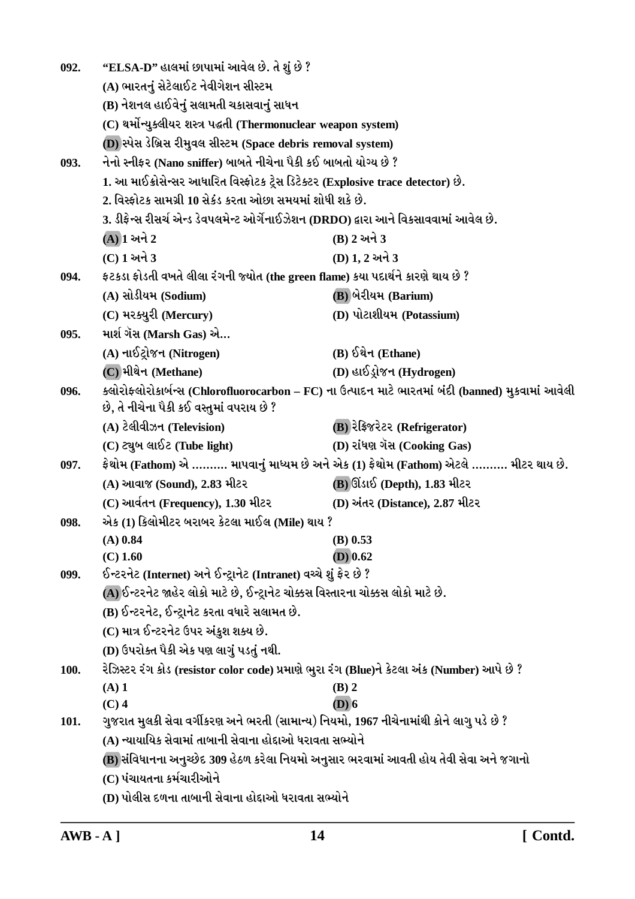092. "ELSA-D" હાલમાં છાપામાં આવેલ છે. તે શું છે ?

(A) ભારતનું સેટેલાઈટ નેવીગેશન સીસ્ટમ

(B) નેશનલ હાઈવેનું સલામતી ચકાસવાનું સાધન

(C) થર્મોન્યુક્લીયર શસ્ત્ર પદ્ધતી (Thermonuclear weapon system)

(D) સ્પેસ ડેબ્રિસ રીમુવલ સીસ્ટમ (Space debris removal system)

093. નેનો સ્નીફર (Nano sniffer) બાબતે નીચેના પૈકી કઈ બાબતો યોગ્ય છે ?

1. આ માઈક્રોસેન્સર આધારિત વિસ્ફોટક ટ્રેસ ડિટેક્ટર (Explosive trace detector) છે.
2. વિસ્ફોટક સામગ્રી 10 સેકંડ કરતા ઓછા સમયમાં શોધી શકે છે.
3. ડીફેન્સ રીસર્ચ એન્ડ ડેવલપમેન્ટ ઓર્ગેનાઈઝેશન (DRDO) દ્વારા આને વિકસાવવામાં આવેલ છે.

(A) 1 અને 2
(B) 2 અને 3
(C) 1 અને 3
(D) 1, 2 અને 3

094. ફટકડા ફોડતી વખતે લીલા રંગની જ્યોત (the green flame) કયા પદાર્થને કારણે થાય છે ?

(A) સોડીયમ (Sodium)
(B) બેરીયમ (Barium)
(C) મરક્યુરી (Mercury)
(D) પોટાશીયમ (Potassium)

095. માર્શ ગૅસ (Marsh Gas) એ…

(A) નાઈટ્રોજન (Nitrogen)
(B) ઈથેન (Ethane)
(C) મીથેન (Methane)
(D) હાઈડ્રોજન (Hydrogen)

096. ક્લોરોફ્લોરોકાર્બન્સ (Chlorofluorocarbon – FC) ના ઉત્પાદન માટે ભારતમાં બંદી (banned) મુકવામાં આવેલી છે, તે નીચેના પૈકી કઈ વસ્તુમાં વપરાય છે ?

(A) ટેલીવીઝન (Television)
(B) રેફ્રિજરેટર (Refrigerator)
(C) ટ્યુબ લાઈટ (Tube light)
(D) રાંધણ ગૅસ (Cooking Gas)

097. ફેથોમ (Fathom) એ ………. માપવાનું માધ્યમ છે અને એક (1) ફેથોમ (Fathom) એટલે ………. મીટર થાય છે.

(A) આવાજ (Sound), 2.83 મીટર
(B) ઊંડાઈ (Depth), 1.83 મીટર
(C) આર્વતન (Frequency), 1.30 મીટર
(D) અંતર (Distance), 2.87 મીટર

098. એક (1) કિલોમીટર બરાબર કેટલા માઈલ (Mile) થાય ?

(A) 0.84
(B) 0.53
(C) 1.60
(D) 0.62

099. ઈન્ટરનેટ (Internet) અને ઈન્ટ્રાનેટ (Intranet) વચ્ચે શું ફેર છે ?

(A) ઈન્ટરનેટ જાહેર લોકો માટે છે, ઈન્ટ્રાનેટ ચોક્કસ વિસ્તારના ચોક્કસ લોકો માટે છે.

(B) ઈન્ટરનેટ, ઈન્ટ્રાનેટ કરતા વધારે સલામત છે.

(C) માત્ર ઈન્ટરનેટ ઉપર અંકુશ શક્ય છે.

(D) ઉપરોક્ત પૈકી એક પણ લાગું પડતું નથી.

100. રેઝિસ્ટર રંગ કોડ (resistor color code) પ્રમાણે ભુરા રંગ (Blue)ને કેટલા અંક (Number) આપે છે ?

(A) 1
(B) 2
(C) 4
(D) 6

101. ગુજરાત મુલકી સેવા વર્ગીકરણ અને ભરતી (સામાન્ય) નિયમો, 1967 નીચેનામાંથી કોને લાગુ પડે છે ?

(A) ન્યાયાયિક સેવામાં તાબાની સેવાના હોદ્દાઓ ધરાવતા સભ્યોને

(B) સંવિધાનના અનુચ્છેદ 309 હેઠળ કરેલા નિયમો અનુસાર ભરવામાં આવતી હોય તેવી સેવા અને જગાનો

(C) પંચાયતના કર્મચારીઓને

(D) પોલીસ દળના તાબાની સેવાના હોદ્દાઓ ધરાવતા સભ્યોને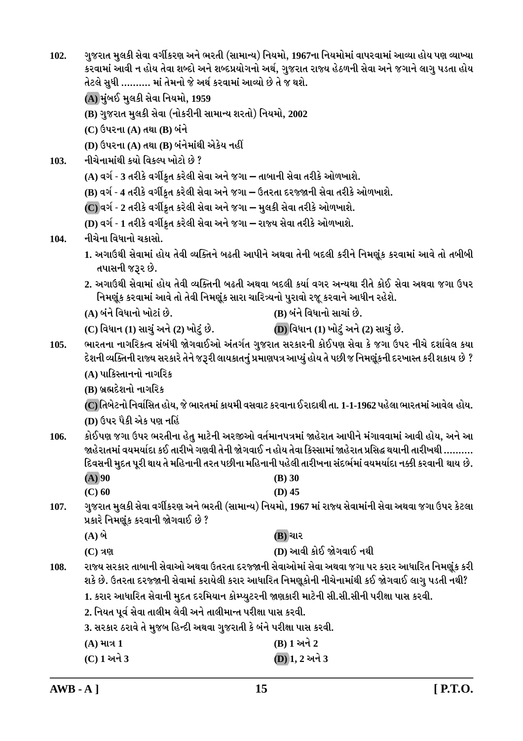102. ગુજરાત મુલકી સેવા વર્ગીકરણ અને ભરતી (સામાન્ય) નિયમો, 1967ના નિયમોમાં વાપરવામાં આવ્યા હોય પણ વ્યાખ્યા કરવામાં આવી ન હોય તેવા શબ્દો અને શબ્દપ્રયોગનો અર્થ, ગુજરાત રાજ્ય હેઠળની સેવા અને જગાને લાગુ પડતા હોય તેટલે સુધી .......... માં તેમનો જે અર્થ કરવામાં આવ્યો છે તે જ થશે.

**(A) મુંબઈ મુલકી સેવા નિયમો, 1959**

**(B) ગુજરાત મુલકી સેવા (નોકરીની સામાન્ય શરતો) નિયમો, 2002**

**(C) ઉપરના (A) તથા (B) બંને**

**(D) ઉપરના (A) તથા (B) બંનેમાંથી એકેય નહીં**

103. નીચેનામાંથી કયો વિકલ્પ ખોટો છે ?

**(A) વર્ગ - 3 તરીકે વર્ગીકૃત કરેલી સેવા અને જગા – તાબાની સેવા તરીકે ઓળખાશે.**

**(B) વર્ગ - 4 તરીકે વર્ગીકૃત કરેલી સેવા અને જગા – ઉતરતા દરજ્જાની સેવા તરીકે ઓળખાશે.**

**(C) વર્ગ - 2 તરીકે વર્ગીકૃત કરેલી સેવા અને જગા – મુલકી સેવા તરીકે ઓળખાશે.**

**(D) વર્ગ - 1 તરીકે વર્ગીકૃત કરેલી સેવા અને જગા – રાજ્ય સેવા તરીકે ઓળખાશે.**

104. નીચેના વિધાનો ચકાસો.

1. અગાઉથી સેવામાં હોય તેવી વ્યક્તિને બઢતી આપીને અથવા તેની બદલી કરીને નિમણૂંક કરવામાં આવે તો તબીબી તપાસની જરૂર છે.
2. અગાઉથી સેવામાં હોય તેવી વ્યક્તિની બઢતી અથવા બદલી કર્યા વગર અન્યથા રીતે કોઈ સેવા અથવા જગા ઉપર નિમણૂંક કરવામાં આવે તો તેવી નિમણૂંક સારા ચારિત્ર્યનો પુરાવો રજૂ કરવાને આધીન રહેશે.

**(A) બંને વિધાનો ખોટાં છે.** **(B) બંને વિધાનો સાચાં છે.**

**(C) વિધાન (1) સાચું અને (2) ખોટું છે.** **(D) વિધાન (1) ખોટું અને (2) સાચું છે.**

105. ભારતના નાગરિકત્વ સંબંધી જોગવાઈઓ અંતર્ગત ગુજરાત સરકારની કોઈપણ સેવા કે જગા ઉપર નીચે દર્શાવેલ કયા દેશની વ્યક્તિની રાજ્ય સરકારે તેને જરૂરી લાયકાતનું પ્રમાણપત્ર આપ્યું હોય તે પછી જ નિમણૂંકની દરખાસ્ત કરી શકાય છે ?

**(A) પાકિસ્તાનનો નાગરિક**

**(B) બ્રહ્મદેશનો નાગરિક**

**(C) તિબેટનો નિર્વાસિત હોય, જે ભારતમાં કાયમી વસવાટ કરવાના ઈરાદાથી તા. 1-1-1962 પહેલા ભારતમાં આવેલ હોય.**

**(D) ઉપર પૈકી એક પણ નહિં**

106. કોઈપણ જગા ઉપર ભરતીના હેતુ માટેની અરજીઓ વર્તમાનપત્રમાં જાહેરાત આપીને મંગાવવામાં આવી હોય, અને આ જાહેરાતમાં વયમર્યાદા કઈ તારીખે ગણવી તેની જોગવાઈ ન હોય તેવા કિસ્સામાં જાહેરાત પ્રસિદ્ધ થયાની તારીખથી .......... દિવસની મુદત પૂરી થાય તે મહિનાની તરત પછીના મહિનાની પહેલી તારીખના સંદર્ભમાં વયમર્યાદા નક્કી કરવાની થાય છે.

**(A) 90** **(B) 30**

**(C) 60** **(D) 45**

107. ગુજરાત મુલકી સેવા વર્ગીકરણ અને ભરતી (સામાન્ય) નિયમો, 1967 માં રાજ્ય સેવામાંની સેવા અથવા જગા ઉપર કેટલા પ્રકારે નિમણૂંક કરવાની જોગવાઈ છે ?

**(A) બે** **(B) ચાર**

**(C) ત્રણ** **(D) આવી કોઈ જોગવાઈ નથી**

108. રાજ્ય સરકાર તાબાની સેવાઓ અથવા ઉતરતા દરજ્જાની સેવાઓમાં સેવા અથવા જગા પર કરાર આધારિત નિમણૂંક કરી શકે છે. ઉતરતા દરજ્જાની સેવામાં કરાયેલી કરાર આધારિત નિમણૂંકોની નીચેનામાંથી કઈ જોગવાઈ લાગુ પડતી નથી?

1. કરાર આધારિત સેવાની મુદત દરમિયાન કોમ્પ્યુટરની જાણકારી માટેની સી.સી.સીની પરીક્ષા પાસ કરવી.
2. નિયત પૂર્વ સેવા તાલીમ લેવી અને તાલીમાન્ત પરીક્ષા પાસ કરવી.
3. સરકાર ઠરાવે તે મુજબ હિન્દી અથવા ગુજરાતી કે બંને પરીક્ષા પાસ કરવી.

**(A) માત્ર 1** **(B) 1 અને 2**

**(C) 1 અને 3** **(D) 1, 2 અને 3**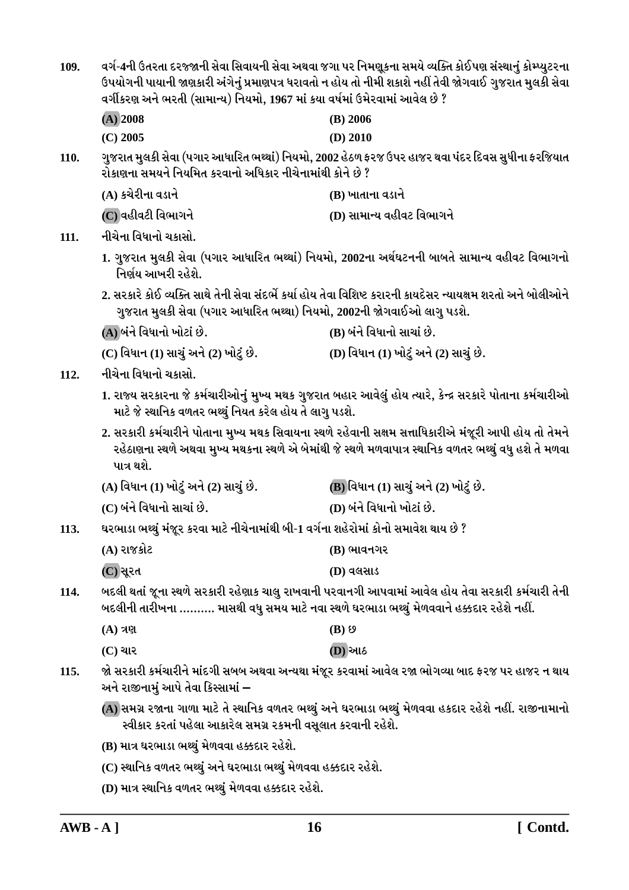**109.** વર્ગ-4ની ઉતરતા દરજ્જાની સેવા સિવાયની સેવા અથવા જગા પર નિમણૂકના સમયે વ્યક્તિ કોઈપણ સંસ્થાનું કોમ્પ્યુટરના ઉપયોગની પાયાની જાણકારી અંગેનું પ્રમાણપત્ર ધરાવતો ન હોય તો નીમી શકાશે નહીં તેવી જોગવાઈ ગુજરાત મુલકી સેવા વર્ગીકરણ અને ભરતી (સામાન્ય) નિયમો, 1967 માં કયા વર્ષમાં ઉમેરવામાં આવેલ છે ?

(A) 2008 (B) 2006

(C) 2005 (D) 2010

**110.** ગુજરાત મુલકી સેવા (પગાર આધારિત ભથ્થાં) નિયમો, 2002 હેઠળ ફરજ ઉપર હાજર થવા પંદર દિવસ સુધીના ફરજિયાત રોકાણના સમયને નિયમિત કરવાનો અધિકાર નીચેનામાંથી કોને છે ?

(A) કચેરીના વડાને (B) ખાતાના વડાને

(C) વહીવટી વિભાગને (D) સામાન્ય વહીવટ વિભાગને

**111.** નીચેના વિધાનો ચકાસો.

1. ગુજરાત મુલકી સેવા (પગાર આધારિત ભથ્થાં) નિયમો, 2002ના અર્થઘટનની બાબતે સામાન્ય વહીવટ વિભાગનો નિર્ણય આખરી રહેશે.
2. સરકારે કોઈ વ્યક્તિ સાથે તેની સેવા સંદર્ભે કર્યા હોય તેવા વિશિષ્ટ કરારની કાયદેસર ન્યાયક્ષમ શરતો અને બોલીઓને ગુજરાત મુલકી સેવા (પગાર આધારિત ભથ્થા) નિયમો, 2002ની જોગવાઈઓ લાગુ પડશે.

(A) બંને વિધાનો ખોટાં છે. (B) બંને વિધાનો સાચાં છે.

(C) વિધાન (1) સાચું અને (2) ખોટું છે. (D) વિધાન (1) ખોટું અને (2) સાચું છે.

**112.** નીચેના વિધાનો ચકાસો.

1. રાજ્ય સરકારના જે કર્મચારીઓનું મુખ્ય મથક ગુજરાત બહાર આવેલું હોય ત્યારે, કેન્દ્ર સરકારે પોતાના કર્મચારીઓ માટે જે સ્થાનિક વળતર ભથ્થું નિયત કરેલ હોય તે લાગુ પડશે.
2. સરકારી કર્મચારીને પોતાના મુખ્ય મથક સિવાયના સ્થળે રહેવાની સક્ષમ સત્તાધિકારીએ મંજૂરી આપી હોય તો તેમને રહેઠાણના સ્થળે અથવા મુખ્ય મથકના સ્થળે એ બેમાંથી જે સ્થળે મળવાપાત્ર સ્થાનિક વળતર ભથ્થું વધુ હશે તે મળવા પાત્ર થશે.

(A) વિધાન (1) ખોટું અને (2) સાચું છે. (B) વિધાન (1) સાચું અને (2) ખોટું છે.

(C) બંને વિધાનો સાચાં છે. (D) બંને વિધાનો ખોટાં છે.

**113.** ઘરભાડા ભથ્થું મંજૂર કરવા માટે નીચેનામાંથી બી-1 વર્ગના શહેરોમાં કોનો સમાવેશ થાય છે ?

(A) રાજકોટ (B) ભાવનગર

(C) સૂરત (D) વલસાડ

**114.** બદલી થતાં જૂના સ્થળે સરકારી રહેણાક ચાલુ રાખવાની પરવાનગી આપવામાં આવેલ હોય તેવા સરકારી કર્મચારી તેની બદલીની તારીખના ………. માસથી વધુ સમય માટે નવા સ્થળે ઘરભાડા ભથ્થું મેળવવાને હક્કદાર રહેશે નહીં.

(A) ત્રણ (B) છ

(C) ચાર (D) આઠ

**115.** જો સરકારી કર્મચારીને માંદગી સબબ અથવા અન્યથા મંજૂર કરવામાં આવેલ રજા ભોગવ્યા બાદ ફરજ પર હાજર ન થાય અને રાજીનામું આપે તેવા કિસ્સામાં –

(A) સમગ્ર રજાના ગાળા માટે તે સ્થાનિક વળતર ભથ્થું અને ઘરભાડા ભથ્થું મેળવવા હકદાર રહેશે નહીં. રાજીનામાનો સ્વીકાર કરતાં પહેલા આકારેલ સમગ્ર રકમની વસૂલાત કરવાની રહેશે.

(B) માત્ર ઘરભાડા ભથ્થું મેળવવા હક્કદાર રહેશે.

(C) સ્થાનિક વળતર ભથ્થું અને ઘરભાડા ભથ્થું મેળવવા હક્કદાર રહેશે.

(D) માત્ર સ્થાનિક વળતર ભથ્થું મેળવવા હક્કદાર રહેશે.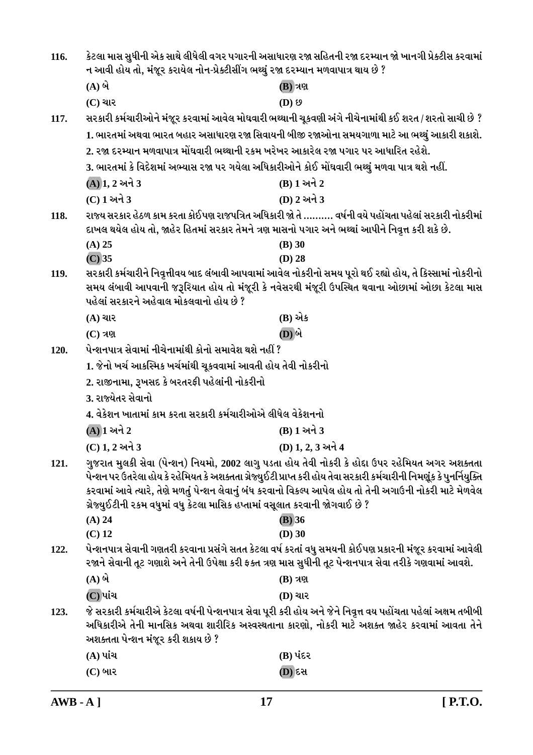116. કેટલા માસ સુધીની એક સાથે લીધેલી વગર પગારની અસાધારણ રજા સહિતની રજા દરમ્યાન જો ખાનગી પ્રેક્ટીસ કરવામાં ન આવી હોય તો, મંજૂર કરાયેલ નોન-પ્રેક્ટીસીંગ ભથ્થું રજા દરમ્યાન મળવાપાત્ર થાય છે ?

(A) બે
(B) ત્રણ
(C) ચાર
(D) છ

117. સરકારી કર્મચારીઓને મંજૂર કરવામાં આવેલ મોંઘવારી ભથ્થાની ચૂકવણી અંગે નીચેનામાંથી કઈ શરત / શરતો સાચી છે ?

1. ભારતમાં અથવા ભારત બહાર અસાધારણ રજા સિવાયની બીજી રજાઓના સમયગાળા માટે આ ભથ્થું આકારી શકાશે.
2. રજા દરમ્યાન મળવાપાત્ર મોંઘવારી ભથ્થાની રકમ ખરેખર આકારેલ રજા પગાર પર આધારિત રહેશે.
3. ભારતમાં કે વિદેશમાં અભ્યાસ રજા પર ગયેલા અધિકારીઓને કોઈ મોંઘવારી ભથ્થું મળવા પાત્ર થશે નહીં.

(A) 1, 2 અને 3
(B) 1 અને 2
(C) 1 અને 3
(D) 2 અને 3

118. રાજ્ય સરકાર હેઠળ કામ કરતા કોઈપણ રાજપત્રિત અધિકારી જો તે .......... વર્ષની વયે પહોંચતા પહેલાં સરકારી નોકરીમાં દાખલ થયેલ હોય તો, જાહેર હિતમાં સરકાર તેમને ત્રણ માસનો પગાર અને ભથ્થાં આપીને નિવૃત્ત કરી શકે છે.

(A) 25
(B) 30
(C) 35
(D) 28

119. સરકારી કર્મચારીને નિવૃત્તીવય બાદ લંબાવી આપવામાં આવેલ નોકરીનો સમય પૂરો થઈ રહ્યો હોય, તે કિસ્સામાં નોકરીનો સમય લંબાવી આપવાની જરૂરિયાત હોય તો મંજૂરી કે નવેસરથી મંજૂરી ઉપસ્થિત થવાના ઓછામાં ઓછા કેટલા માસ પહેલાં સરકારને અહેવાલ મોકલવાનો હોય છે ?

(A) ચાર
(B) એક
(C) ત્રણ
(D) બે

120. પેન્શનપાત્ર સેવામાં નીચેનામાંથી કોનો સમાવેશ થશે નહીં ?

1. જેનો ખર્ચ આકસ્મિક ખર્ચમાંથી ચૂકવવામાં આવતી હોય તેવી નોકરીનો
2. રાજીનામા, રૂખસદ કે બરતરફી પહેલાંની નોકરીનો
3. રાજ્યેતર સેવાનો
4. વેકેશન ખાતામાં કામ કરતા સરકારી કર્મચારીઓએ લીધેલ વેકેશનનો

(A) 1 અને 2
(B) 1 અને 3
(C) 1, 2 અને 3
(D) 1, 2, 3 અને 4

121. ગુજરાત મુલકી સેવા (પેન્શન) નિયમો, 2002 લાગુ પડતા હોય તેવી નોકરી કે હોદ્દા ઉપર રહેમિયત અગર અશક્તતા પેન્શન પર ઉતરેલા હોય કે રહેમિયત કે અશક્તતા ગ્રેજ્યુઈટી પ્રાપ્ત કરી હોય તેવા સરકારી કર્મચારીની નિમણૂંક કે પુનર્નિયુક્તિ કરવામાં આવે ત્યારે, તેણે મળતું પેન્શન લેવાનું બંધ કરવાનો વિકલ્પ આપેલ હોય તો તેની અગાઉની નોકરી માટે મેળવેલ ગ્રેજ્યુઈટીની રકમ વધુમાં વધુ કેટલા માસિક હપ્તામાં વસૂલાત કરવાની જોગવાઈ છે ?

(A) 24
(B) 36
(C) 12
(D) 30

122. પેન્શનપાત્ર સેવાની ગણતરી કરવાના પ્રસંગે સતત કેટલા વર્ષ કરતાં વધુ સમયની કોઈપણ પ્રકારની મંજૂર કરવામાં આવેલી રજાને સેવાની તૂટ ગણાશે અને તેની ઉપેક્ષા કરી ફક્ત ત્રણ માસ સુધીની તૂટ પેન્શનપાત્ર સેવા તરીકે ગણવામાં આવશે.

(A) બે
(B) ત્રણ
(C) પાંચ
(D) ચાર

123. જે સરકારી કર્મચારીએ કેટલા વર્ષની પેન્શનપાત્ર સેવા પૂરી કરી હોય અને જેને નિવૃત્ત વય પહોંચતા પહેલાં અક્ષમ તબીબી અધિકારીએ તેની માનસિક અથવા શારીરિક અસ્વસ્થતાના કારણો, નોકરી માટે અશક્ત જાહેર કરવામાં આવતા તેને અશક્તતા પેન્શન મંજૂર કરી શકાય છે ?

(A) પાંચ
(B) પંદર
(C) બાર
(D) દસ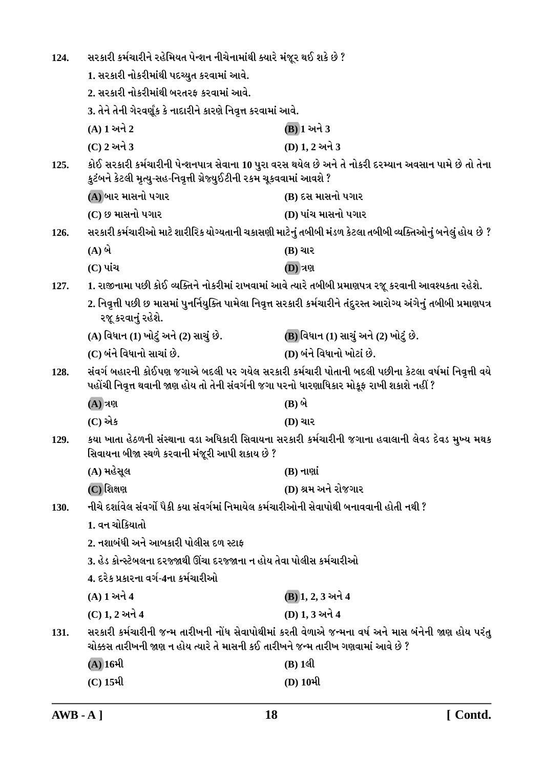124. સરકારી કર્મચારીને રહેમિયત પેન્શન નીચેનામાંથી ક્યારે મંજૂર થઈ શકે છે ?

1. સરકારી નોકરીમાંથી પદચ્યુત કરવામાં આવે.

2. સરકારી નોકરીમાંથી બરતરફ કરવામાં આવે.

3. તેને તેની ગેરવર્ણૂંક કે નાદારીને કારણે નિવૃત્ત કરવામાં આવે.

(A) 1 અને 2
(B) 1 અને 3
(C) 2 અને 3
(D) 1, 2 અને 3

125. કોઈ સરકારી કર્મચારીની પેન્શનપાત્ર સેવાના 10 પુરા વરસ થયેલ છે અને તે નોકરી દરમ્યાન અવસાન પામે છે તો તેના કુટુંબને કેટલી મૃત્યુ-સહ-નિવૃત્તી ગ્રેજ્યુઈટીની રકમ ચૂકવવામાં આવશે ?

(A) બાર માસનો પગાર
(B) દસ માસનો પગાર
(C) છ માસનો પગાર
(D) પાંચ માસનો પગાર

126. સરકારી કર્મચારીઓ માટે શારીરિક યોગ્યતાની ચકાસણી માટેનું તબીબી મંડળ કેટલા તબીબી વ્યક્તિઓનું બનેલું હોય છે ?

(A) બે
(B) ચાર
(C) પાંચ
(D) ત્રણ

127. 1. રાજીનામા પછી કોઈ વ્યક્તિને નોકરીમાં રાખવામાં આવે ત્યારે તબીબી પ્રમાણપત્ર રજૂ કરવાની આવશ્યકતા રહેશે.

2. નિવૃત્તી પછી છ માસમાં પુનર્નિયુક્તિ પામેલા નિવૃત્ત સરકારી કર્મચારીને તંદુરસ્ત આરોગ્ય અંગેનું તબીબી પ્રમાણપત્ર રજૂ કરવાનું રહેશે.

(A) વિધાન (1) ખોટું અને (2) સાચું છે.
(B) વિધાન (1) સાચું અને (2) ખોટું છે.
(C) બંને વિધાનો સાચાં છે.
(D) બંને વિધાનો ખોટાં છે.

128. સંવર્ગ બહારની કોઈપણ જગાએ બદલી પર ગયેલ સરકારી કર્મચારી પોતાની બદલી પછીના કેટલા વર્ષમાં નિવૃત્તી વયે પહોંચી નિવૃત્ત થવાની જાણ હોય તો તેની સંવર્ગની જગા પરનો ધારણાધિકાર મોકૂફ રાખી શકાશે નહીં ?

(A) ત્રણ
(B) બે
(C) એક
(D) ચાર

129. કયા ખાતા હેઠળની સંસ્થાના વડા અધિકારી સિવાયના સરકારી કર્મચારીની જગાના હવાલાની લેવડ દેવડ મુખ્ય મથક સિવાયના બીજા સ્થળે કરવાની મંજૂરી આપી શકાય છે ?

(A) મહેસૂલ
(B) નાણાં
(C) શિક્ષણ
(D) શ્રમ અને રોજગાર

130. નીચે દર્શાવેલ સંવર્ગો પૈકી કયા સંવર્ગમાં નિમાયેલ કર્મચારીઓની સેવાપોથી બનાવવાની હોતી નથી ?

1. વન ચોકિયાતો

2. નશાબંધી અને આબકારી પોલીસ દળ સ્ટાફ

3. હેડ કોન્સ્ટેબલના દરજ્જાથી ઊંચા દરજ્જાના ન હોય તેવા પોલીસ કર્મચારીઓ

4. દરેક પ્રકારના વર્ગ-4ના કર્મચારીઓ

(A) 1 અને 4
(B) 1, 2, 3 અને 4
(C) 1, 2 અને 4
(D) 1, 3 અને 4

131. સરકારી કર્મચારીની જન્મ તારીખની નોંધ સેવાપોથીમાં કરતી વેળાએ જન્મના વર્ષ અને માસ બંનેની જાણ હોય પરંતુ ચોક્કસ તારીખની જાણ ન હોય ત્યારે તે માસની કઈ તારીખને જન્મ તારીખ ગણવામાં આવે છે ?

(A) 16મી
(B) 1લી
(C) 15મી
(D) 10મી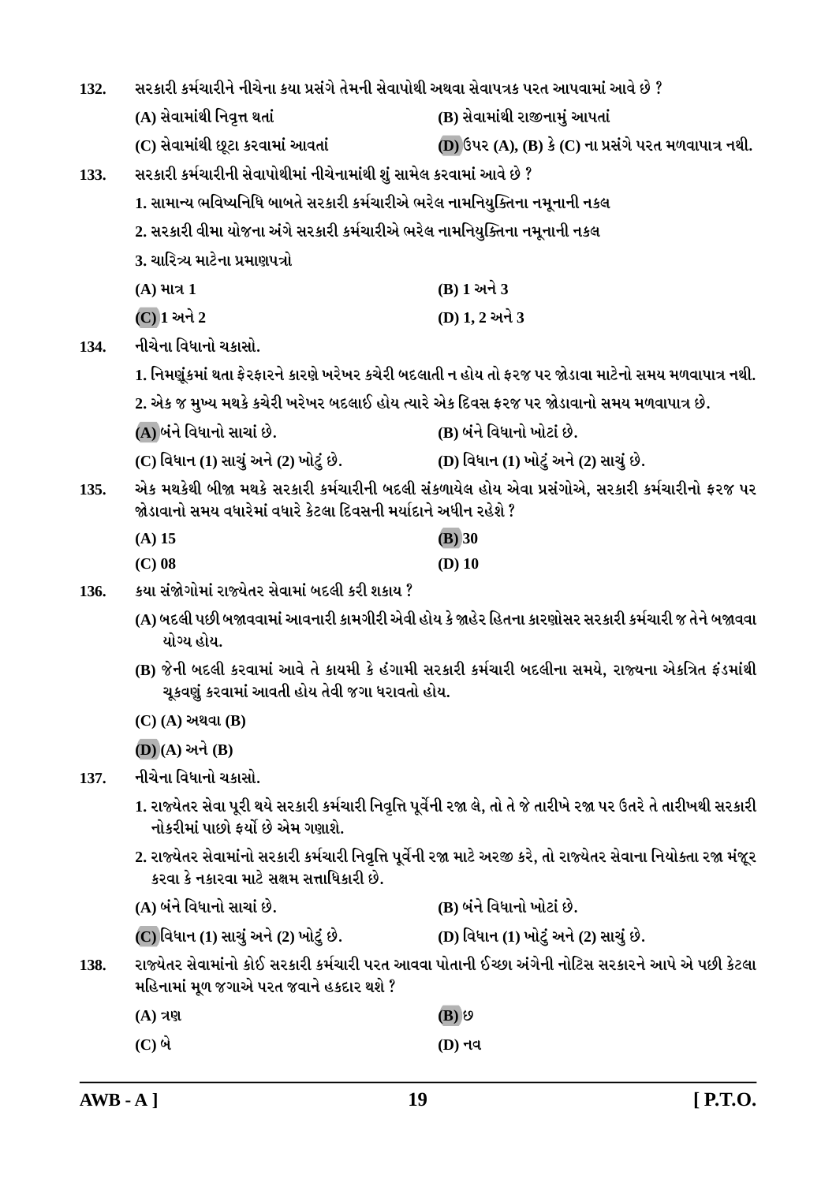132. સરકારી કર્મચારીને નીચેના કયા પ્રસંગે તેમની સેવાપોથી અથવા સેવાપત્રક પરત આપવામાં આવે છે ?

(A) સેવામાંથી નિવૃત્ત થતાં
(B) સેવામાંથી રાજીનામું આપતાં
(C) સેવામાંથી છૂટા કરવામાં આવતાં
(D) ઉપર (A), (B) કે (C) ના પ્રસંગે પરત મળવાપાત્ર નથી.

133. સરકારી કર્મચારીની સેવાપોથીમાં નીચેનામાંથી શું સામેલ કરવામાં આવે છે ?

1. સામાન્ય ભવિષ્યનિધિ બાબતે સરકારી કર્મચારીએ ભરેલ નામનિયુક્તિના નમૂનાની નકલ
2. સરકારી વીમા યોજના અંગે સરકારી કર્મચારીએ ભરેલ નામનિયુક્તિના નમૂનાની નકલ
3. ચારિત્ર્ય માટેના પ્રમાણપત્રો

(A) માત્ર 1
(B) 1 અને 3
(C) 1 અને 2
(D) 1, 2 અને 3

134. નીચેના વિધાનો ચકાસો.

1. નિમણૂંકમાં થતા ફેરફારને કારણે ખરેખર કચેરી બદલાતી ન હોય તો ફરજ પર જોડાવા માટેનો સમય મળવાપાત્ર નથી.
2. એક જ મુખ્ય મથકે કચેરી ખરેખર બદલાઈ હોય ત્યારે એક દિવસ ફરજ પર જોડાવાનો સમય મળવાપાત્ર છે.

(A) બંને વિધાનો સાચાં છે.
(B) બંને વિધાનો ખોટાં છે.
(C) વિધાન (1) સાચું અને (2) ખોટું છે.
(D) વિધાન (1) ખોટું અને (2) સાચું છે.

135. એક મથકેથી બીજા મથકે સરકારી કર્મચારીની બદલી સંકળાયેલ હોય એવા પ્રસંગોએ, સરકારી કર્મચારીનો ફરજ પર જોડાવાનો સમય વધારેમાં વધારે કેટલા દિવસની મર્યાદાને અધીન રહેશે ?

(A) 15
(B) 30
(C) 08
(D) 10

136. કયા સંજોગોમાં રાજ્યેતર સેવામાં બદલી કરી શકાય ?

(A) બદલી પછી બજાવવામાં આવનારી કામગીરી એવી હોય કે જાહેર હિતના કારણોસર સરકારી કર્મચારી જ તેને બજાવવા યોગ્ય હોય.
(B) જેની બદલી કરવામાં આવે તે કાયમી કે હંગામી સરકારી કર્મચારી બદલીના સમયે, રાજ્યના એકત્રિત ફંડમાંથી ચૂકવણું કરવામાં આવતી હોય તેવી જગા ધરાવતો હોય.
(C) (A) અથવા (B)
(D) (A) અને (B)

137. નીચેના વિધાનો ચકાસો.

1. રાજ્યેતર સેવા પૂરી થયે સરકારી કર્મચારી નિવૃત્તિ પૂર્વેની રજા લે, તો તે જે તારીખે રજા પર ઉતરે તે તારીખથી સરકારી નોકરીમાં પાછો ફર્યો છે એમ ગણાશે.
2. રાજ્યેતર સેવામાંનો સરકારી કર્મચારી નિવૃત્તિ પૂર્વેની રજા માટે અરજી કરે, તો રાજ્યેતર સેવાના નિયોક્તા રજા મંજૂર કરવા કે નકારવા માટે સક્ષમ સત્તાધિકારી છે.

(A) બંને વિધાનો સાચાં છે.
(B) બંને વિધાનો ખોટાં છે.
(C) વિધાન (1) સાચું અને (2) ખોટું છે.
(D) વિધાન (1) ખોટું અને (2) સાચું છે.

138. રાજ્યેતર સેવામાંનો કોઈ સરકારી કર્મચારી પરત આવવા પોતાની ઈચ્છા અંગેની નોટિસ સરકારને આપે એ પછી કેટલા મહિનામાં મૂળ જગાએ પરત જવાને હકદાર થશે ?

(A) ત્રણ
(B) છ
(C) બે
(D) નવ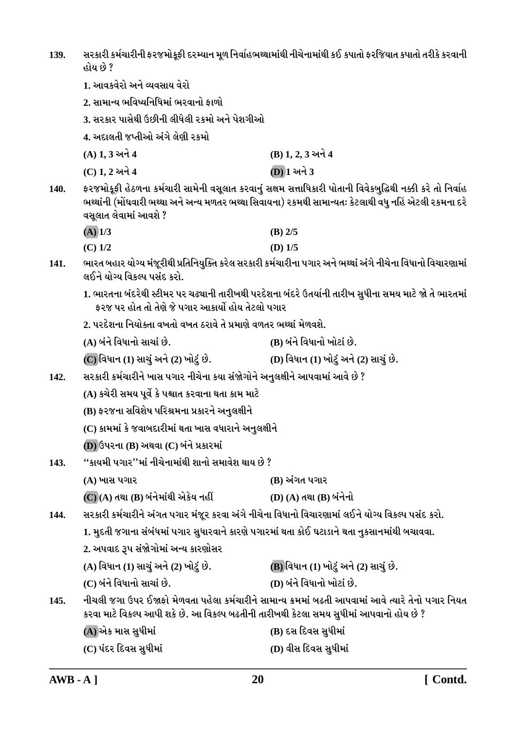139. સરકારી કર્મચારીની ફરજમોકૂફી દરમ્યાન મૂળ નિર્વાહભથ્થામાંથી નીચેનામાંથી કઈ કપાતો ફરજિયાત કપાતો તરીકે કરવાની હોય છે ?

1. આવકવેરો અને વ્યવસાય વેરો
2. સામાન્ય ભવિષ્યનિધિમાં ભરવાનો ફાળો
3. સરકાર પાસેથી ઉછીની લીધેલી રકમો અને પેશગીઓ
4. અદાલતી જપ્તીઓ અંગે લેણી રકમો

(A) 1, 3 અને 4
(B) 1, 2, 3 અને 4
(C) 1, 2 અને 4
(D) 1 અને 3

140. ફરજમોકૂફી હેઠળના કર્મચારી સામેની વસૂલાત કરવાનું સક્ષમ સત્તાધિકારી પોતાની વિવેકબુદ્ધિથી નક્કી કરે તો નિર્વાહ ભથ્થાંની (મોંઘવારી ભથ્થા અને અન્ય મળતર ભથ્થા સિવાયના) રકમથી સામાન્યતઃ કેટલાથી વધુ નહિં એટલી રકમના દરે વસૂલાત લેવામાં આવશે ?

(A) 1/3
(B) 2/5
(C) 1/2
(D) 1/5

141. ભારત બહાર યોગ્ય મંજૂરીથી પ્રતિનિયુક્તિ કરેલ સરકારી કર્મચારીના પગાર અને ભથ્થાં અંગે નીચેના વિધાનો વિચારણામાં લઈને યોગ્ય વિકલ્પ પસંદ કરો.

1. ભારતના બંદરેથી સ્ટીમર પર ચઢ્યાની તારીખથી પરદેશના બંદરે ઉતર્યાની તારીખ સુધીના સમય માટે જો તે ભારતમાં ફરજ પર હોત તો તેણે જે પગાર આકાર્યો હોય તેટલો પગાર
2. પરદેશના નિયોક્તા વખતો વખત ઠરાવે તે પ્રમાણે વળતર ભથ્થાં મેળવશે.

(A) બંને વિધાનો સાચાં છે.
(B) બંને વિધાનો ખોટાં છે.
(C) વિધાન (1) સાચું અને (2) ખોટું છે.
(D) વિધાન (1) ખોટું અને (2) સાચું છે.

142. સરકારી કર્મચારીને ખાસ પગાર નીચેના કયા સંજોગોને અનુલક્ષીને આપવામાં આવે છે ?

(A) કચેરી સમય પૂર્વે કે પશ્ચાત કરવાના થતા કામ માટે
(B) ફરજના સવિશેષ પરિશ્રમના પ્રકારને અનુલક્ષીને
(C) કામમાં કે જવાબદારીમાં થતા ખાસ વધારાને અનુલક્ષીને
(D) ઉપરના (B) અથવા (C) બંને પ્રકારમાં

143. ''કાયમી પગાર''માં નીચેનામાંથી શાનો સમાવેશ થાય છે ?

(A) ખાસ પગાર
(B) અંગત પગાર
(C) (A) તથા (B) બંનેમાંથી એકેય નહીં
(D) (A) તથા (B) બંનેનો

144. સરકારી કર્મચારીને અંગત પગાર મંજૂર કરવા અંગે નીચેના વિધાનો વિચારણામાં લઈને યોગ્ય વિકલ્પ પસંદ કરો.

1. મુદતી જગાના સંબંધમાં પગાર સુધારવાને કારણે પગારમાં થતા કોઈ ઘટાડાને થતા નુકસાનમાંથી બચાવવા.
2. અપવાદ રૂપ સંજોગોમાં અન્ય કારણોસર

(A) વિધાન (1) સાચું અને (2) ખોટું છે.
(B) વિધાન (1) ખોટું અને (2) સાચું છે.
(C) બંને વિધાનો સાચાં છે.
(D) બંને વિધાનો ખોટાં છે.

145. નીચલી જગા ઉપર ઈજાફો મેળવતા પહેલા કર્મચારીને સામાન્ય ક્રમમાં બઢતી આપવામાં આવે ત્યારે તેનો પગાર નિયત કરવા માટે વિકલ્પ આપી શકે છે. આ વિકલ્પ બઢતીની તારીખથી કેટલા સમય સુધીમાં આપવાનો હોય છે ?

(A) એક માસ સુધીમાં
(B) દસ દિવસ સુધીમાં
(C) પંદર દિવસ સુધીમાં
(D) વીસ દિવસ સુધીમાં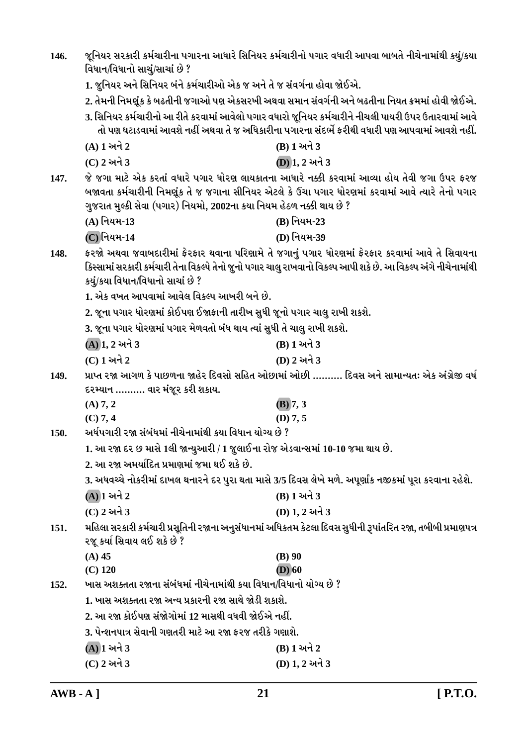**146.** જુનિયર સરકારી કર્મચારીના પગારના આધારે સિનિયર કર્મચારીનો પગાર વધારી આપવા બાબતે નીચેનામાંથી કયું/કયા વિધાન/વિધાનો સાચું/સાચાં છે ?

1. જુનિયર અને સિનિયર બંને કર્મચારીઓ એક જ અને તે જ સંવર્ગના હોવા જોઈએ.
2. તેમની નિમણૂંક કે બઢતીની જગાઓ પણ એકસરખી અથવા સમાન સંવર્ગની અને બઢતીના નિયત ક્રમમાં હોવી જોઈએ.
3. સિનિયર કર્મચારીનો આ રીતે કરવામાં આવેલો પગાર વધારો જૂનિયર કર્મચારીને નીચલી પાયરી ઉપર ઉતારવામાં આવે તો પણ ઘટાડવામાં આવશે નહીં અથવા તે જ અધિકારીના પગારના સંદર્ભે ફરીથી વધારી પણ આપવામાં આવશે નહીં.

(A) 1 અને 2 (B) 1 અને 3
(C) 2 અને 3 (D) 1, 2 અને 3

**147.** જે જગા માટે એક કરતાં વધારે પગાર ધોરણ લાયકાતના આધારે નક્કી કરવામાં આવ્યા હોય તેવી જગા ઉપર ફરજ બજાવતા કર્મચારીની નિમણૂંક તે જ જગાના સીનીયર એટલે કે ઉંચા પગાર ધોરણમાં કરવામાં આવે ત્યારે તેનો પગાર ગુજરાત મુલ્કી સેવા (પગાર) નિયમો, 2002ના કયા નિયમ હેઠળ નક્કી થાય છે ?

(A) નિયમ-13 (B) નિયમ-23
(C) નિયમ-14 (D) નિયમ-39

**148.** ફરજો અથવા જવાબદારીમાં ફેરફાર થવાના પરિણામે તે જગાનું પગાર ધોરણમાં ફેરફાર કરવામાં આવે તે સિવાયના કિસ્સામાં સરકારી કર્મચારી તેના વિકલ્પે તેનો જુનો પગાર ચાલુ રાખવાનો વિકલ્પ આપી શકે છે. આ વિકલ્પ અંગે નીચેનામાંથી કયું/કયા વિધાન/વિધાનો સાચાં છે ?

1. એક વખત આપવામાં આવેલ વિકલ્પ આખરી બને છે.
2. જૂના પગાર ધોરણમાં કોઈપણ ઈજાફાની તારીખ સુધી જૂનો પગાર ચાલુ રાખી શકશે.
3. જૂના પગાર ધોરણમાં પગાર મેળવતો બંધ થાય ત્યાં સુધી તે ચાલુ રાખી શકશે.

(A) 1, 2 અને 3 (B) 1 અને 3
(C) 1 અને 2 (D) 2 અને 3

**149.** પ્રાપ્ત રજા આગળ કે પાછળના જાહેર દિવસો સહિત ઓછામાં ઓછી .......... દિવસ અને સામાન્યતઃ એક અંગ્રેજી વર્ષ દરમ્યાન .......... વાર મંજૂર કરી શકાય.

(A) 7, 2 (B) 7, 3
(C) 7, 4 (D) 7, 5

**150.** અર્ધપગારી રજા સંબંધમાં નીચેનામાંથી કયા વિધાન યોગ્ય છે ?

1. આ રજા દર છ માસે 1લી જાન્યુઆરી / 1 જુલાઈના રોજ એડવાન્સમાં 10-10 જમા થાય છે.
2. આ રજા અમર્યાદિત પ્રમાણમાં જમા થઈ શકે છે.
3. અધવચ્ચે નોકરીમાં દાખલ થનારને દર પુરા થતા માસે 3/5 દિવસ લેખે મળે. અપૂર્ણાંક નજીકમાં પૂરા કરવાના રહેશે.

(A) 1 અને 2 (B) 1 અને 3
(C) 2 અને 3 (D) 1, 2 અને 3

**151.** મહિલા સરકારી કર્મચારી પ્રસૂતિની રજાના અનુસંધાનમાં અધિકતમ કેટલા દિવસ સુધીની રૂપાંતરિત રજા, તબીબી પ્રમાણપત્ર રજૂ કર્યા સિવાય લઈ શકે છે ?

(A) 45 (B) 90
(C) 120 (D) 60

**152.** ખાસ અશક્તતા રજાના સંબંધમાં નીચેનામાંથી કયા વિધાન/વિધાનો યોગ્ય છે ?

1. ખાસ અશક્તતા રજા અન્ય પ્રકારની રજા સાથે જોડી શકાશે.
2. આ રજા કોઈપણ સંજોગોમાં 12 માસથી વધવી જોઈએ નહીં.
3. પેન્શનપાત્ર સેવાની ગણતરી માટે આ રજા ફરજ તરીકે ગણાશે.

(A) 1 અને 3 (B) 1 અને 2
(C) 2 અને 3 (D) 1, 2 અને 3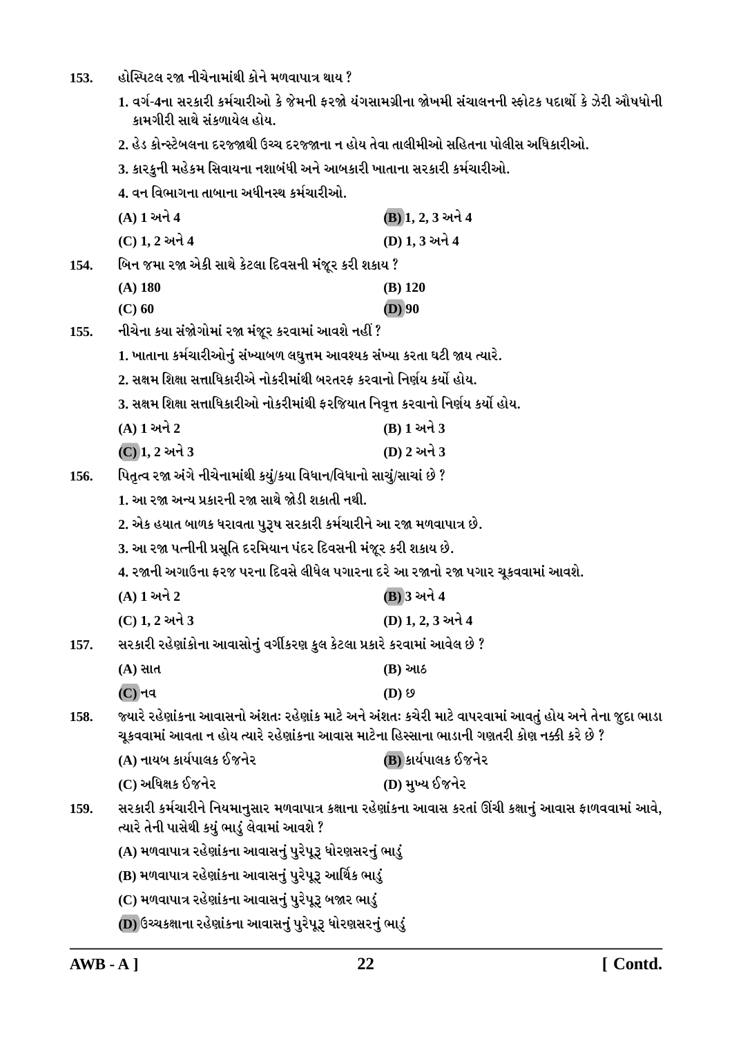**153.** હોસ્પિટલ રજા નીચેનામાંથી કોને મળવાપાત્ર થાય ?

1. વર્ગ-4ના સરકારી કર્મચારીઓ કે જેમની ફરજો યંત્રસામગ્રીના જોખમી સંચાલનની સ્ફોટક પદાર્થો કે ઝેરી ઔષધોની કામગીરી સાથે સંકળાયેલ હોય.
2. હેડ કોન્સ્ટેબલના દરજ્જાથી ઉચ્ચ દરજ્જાના ન હોય તેવા તાલીમીઓ સહિતના પોલીસ અધિકારીઓ.
3. કારકુની મહેકમ સિવાયના નશાબંધી અને આબકારી ખાતાના સરકારી કર્મચારીઓ.
4. વન વિભાગના તાબાના અધીનસ્થ કર્મચારીઓ.

(A) 1 અને 4
(B) 1, 2, 3 અને 4
(C) 1, 2 અને 4
(D) 1, 3 અને 4

**154.** બિન જમા રજા એકી સાથે કેટલા દિવસની મંજૂર કરી શકાય ?

(A) 180
(B) 120
(C) 60
(D) 90

**155.** નીચેના કયા સંજોગોમાં રજા મંજૂર કરવામાં આવશે નહીં ?

1. ખાતાના કર્મચારીઓનું સંખ્યાબળ લઘુત્તમ આવશ્યક સંખ્યા કરતા ઘટી જાય ત્યારે.
2. સક્ષમ શિક્ષા સત્તાધિકારીએ નોકરીમાંથી બરતરફ કરવાનો નિર્ણય કર્યો હોય.
3. સક્ષમ શિક્ષા સત્તાધિકારીઓ નોકરીમાંથી ફરજિયાત નિવૃત્ત કરવાનો નિર્ણય કર્યો હોય.

(A) 1 અને 2
(B) 1 અને 3
(C) 1, 2 અને 3
(D) 2 અને 3

**156.** પિતૃત્વ રજા અંગે નીચેનામાંથી કયું/કયા વિધાન/વિધાનો સાચું/સાચાં છે ?

1. આ રજા અન્ય પ્રકારની રજા સાથે જોડી શકાતી નથી.
2. એક હયાત બાળક ધરાવતા પુરૂષ સરકારી કર્મચારીને આ રજા મળવાપાત્ર છે.
3. આ રજા પત્નીની પ્રસૂતિ દરમિયાન પંદર દિવસની મંજૂર કરી શકાય છે.
4. રજાની અગાઉના ફરજ પરના દિવસે લીધેલ પગારના દરે આ રજાનો રજા પગાર ચૂકવવામાં આવશે.

(A) 1 અને 2
(B) 3 અને 4
(C) 1, 2 અને 3
(D) 1, 2, 3 અને 4

**157.** સરકારી રહેણાંકોના આવાસોનું વર્ગીકરણ કુલ કેટલા પ્રકારે કરવામાં આવેલ છે ?

(A) સાત
(B) આઠ
(C) નવ
(D) છ

**158.** જ્યારે રહેણાંકના આવાસનો અંશતઃ રહેણાંક માટે અને અંશતઃ કચેરી માટે વાપરવામાં આવતું હોય અને તેના જુદા ભાડા ચૂકવવામાં આવતા ન હોય ત્યારે રહેણાંકના આવાસ માટેના હિસ્સાના ભાડાની ગણતરી કોણ નક્કી કરે છે ?

(A) નાયબ કાર્યપાલક ઈજનેર
(B) કાર્યપાલક ઈજનેર
(C) અધિક્ષક ઈજનેર
(D) મુખ્ય ઈજનેર

**159.** સરકારી કર્મચારીને નિયમાનુસાર મળવાપાત્ર કક્ષાના રહેણાંકના આવાસ કરતાં ઊંચી કક્ષાનું આવાસ ફાળવવામાં આવે, ત્યારે તેની પાસેથી કયું ભાડું લેવામાં આવશે ?

(A) મળવાપાત્ર રહેણાંકના આવાસનું પુરેપૂરૂ ધોરણસરનું ભાડું
(B) મળવાપાત્ર રહેણાંકના આવાસનું પુરેપૂરૂ આર્થિક ભાડું
(C) મળવાપાત્ર રહેણાંકના આવાસનું પુરેપૂરૂ બજાર ભાડું
(D) ઉચ્ચકક્ષાના રહેણાંકના આવાસનું પુરેપૂરૂ ધોરણસરનું ભાડું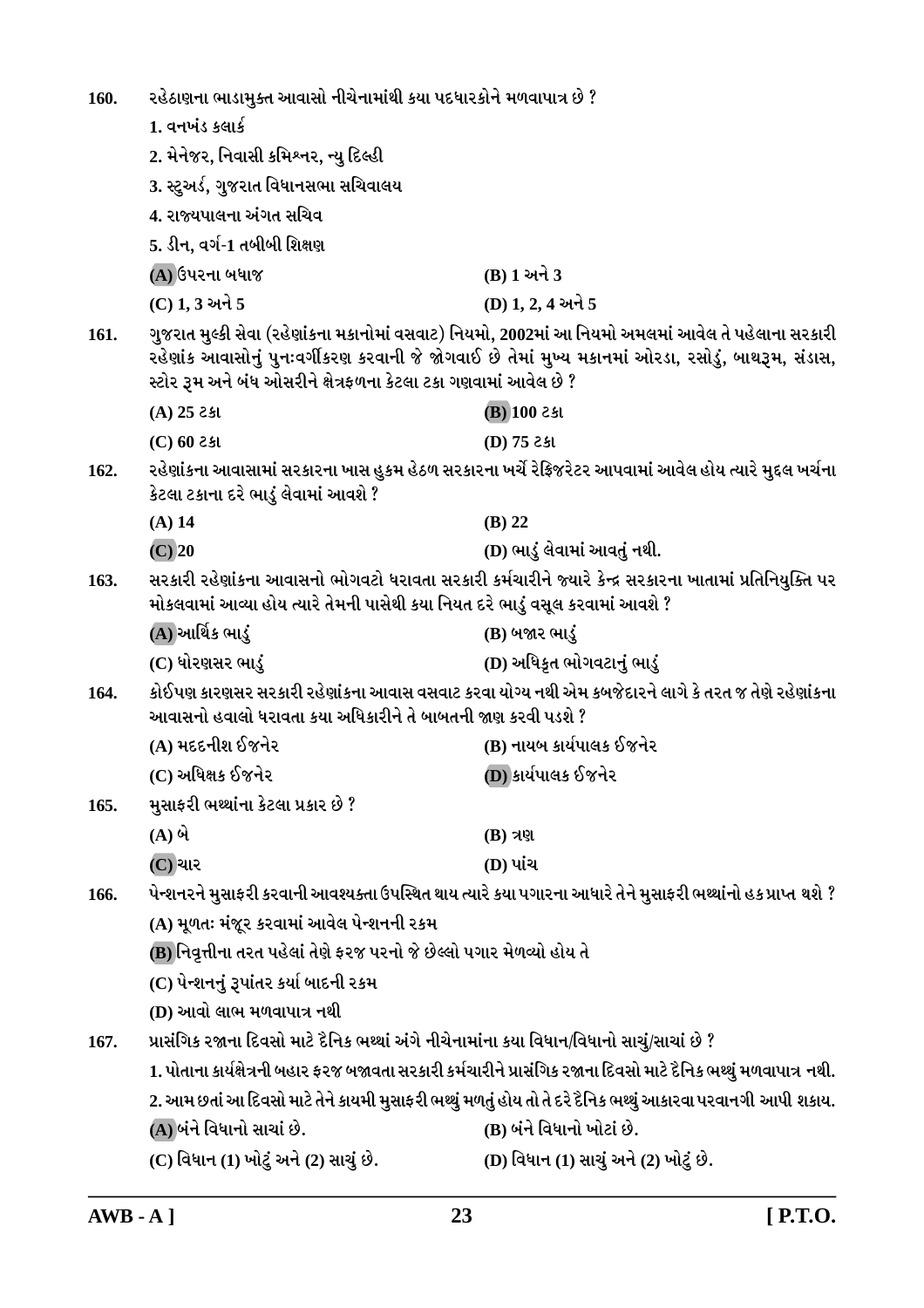160. રહેઠાણના ભાડામુક્ત આવાસો નીચેનામાંથી કયા પદધારકોને મળવાપાત્ર છે ?

1. વનખંડ કલાર્ક
2. મેનેજર, નિવાસી કમિશ્નર, ન્યુ દિલ્હી
3. સ્ટુઅર્ડ, ગુજરાત વિધાનસભા સચિવાલય
4. રાજ્યપાલના અંગત સચિવ
5. ડીન, વર્ગ-1 તબીબી શિક્ષણ

(A) ઉપરના બધાજ
(B) 1 અને 3
(C) 1, 3 અને 5
(D) 1, 2, 4 અને 5

161. ગુજરાત મુલ્કી સેવા (રહેણાંકના મકાનોમાં વસવાટ) નિયમો, 2002માં આ નિયમો અમલમાં આવેલ તે પહેલાના સરકારી રહેણાંક આવાસોનું પુનઃવર્ગીકરણ કરવાની જે જોગવાઈ છે તેમાં મુખ્ય મકાનમાં ઓરડા, રસોડું, બાથરૂમ, સંડાસ, સ્ટોર રૂમ અને બંધ ઓસરીને ક્ષેત્રફળના કેટલા ટકા ગણવામાં આવેલ છે ?

(A) 25 ટકા
(B) 100 ટકા
(C) 60 ટકા
(D) 75 ટકા

162. રહેણાંકના આવાસમાં સરકારના ખાસ હુકમ હેઠળ સરકારના ખર્ચે રેફ્રિજરેટર આપવામાં આવેલ હોય ત્યારે મુદ્દલ ખર્ચના કેટલા ટકાના દરે ભાડું લેવામાં આવશે ?

(A) 14
(B) 22
(C) 20
(D) ભાડું લેવામાં આવતું નથી.

163. સરકારી રહેણાંકના આવાસનો ભોગવટો ધરાવતા સરકારી કર્મચારીને જ્યારે કેન્દ્ર સરકારના ખાતામાં પ્રતિનિયુક્તિ પર મોકલવામાં આવ્યા હોય ત્યારે તેમની પાસેથી કયા નિયત દરે ભાડું વસૂલ કરવામાં આવશે ?

(A) આર્થિક ભાડું
(B) બજાર ભાડું
(C) ધોરણસર ભાડું
(D) અધિકૃત ભોગવટાનું ભાડું

164. કોઈપણ કારણસર સરકારી રહેણાંકના આવાસ વસવાટ કરવા યોગ્ય નથી એમ કબજેદારને લાગે કે તરત જ તેણે રહેણાંકના આવાસનો હવાલો ધરાવતા કયા અધિકારીને તે બાબતની જાણ કરવી પડશે ?

(A) મદદનીશ ઈજનેર
(B) નાયબ કાર્યપાલક ઈજનેર
(C) અધિક્ષક ઈજનેર
(D) કાર્યપાલક ઈજનેર

165. મુસાફરી ભથ્થાંના કેટલા પ્રકાર છે ?

(A) બે
(B) ત્રણ
(C) ચાર
(D) પાંચ

166. પેન્શનરને મુસાફરી કરવાની આવશ્યક્તા ઉપસ્થિત થાય ત્યારે કયા પગારના આધારે તેને મુસાફરી ભથ્થાંનો હક પ્રાપ્ત થશે ?

(A) મૂળતઃ મંજૂર કરવામાં આવેલ પેન્શનની રકમ
(B) નિવૃત્તીના તરત પહેલાં તેણે ફરજ પરનો જે છેલ્લો પગાર મેળવ્યો હોય તે
(C) પેન્શનનું રૂપાંતર કર્યા બાદની રકમ
(D) આવો લાભ મળવાપાત્ર નથી

167. પ્રાસંગિક રજાના દિવસો માટે દૈનિક ભથ્થાં અંગે નીચેનામાંના કયા વિધાન/વિધાનો સાચું/સાચાં છે ?

1. પોતાના કાર્યક્ષેત્રની બહાર ફરજ બજાવતા સરકારી કર્મચારીને પ્રાસંગિક રજાના દિવસો માટે દૈનિક ભથ્થું મળવાપાત્ર નથી.
2. આમ છતાં આ દિવસો માટે તેને કાયમી મુસાફરી ભથ્થું મળતું હોય તો તે દરે દૈનિક ભથ્થું આકારવા પરવાનગી આપી શકાય.

(A) બંને વિધાનો સાચાં છે.
(B) બંને વિધાનો ખોટાં છે.
(C) વિધાન (1) ખોટું અને (2) સાચું છે.
(D) વિધાન (1) સાચું અને (2) ખોટું છે.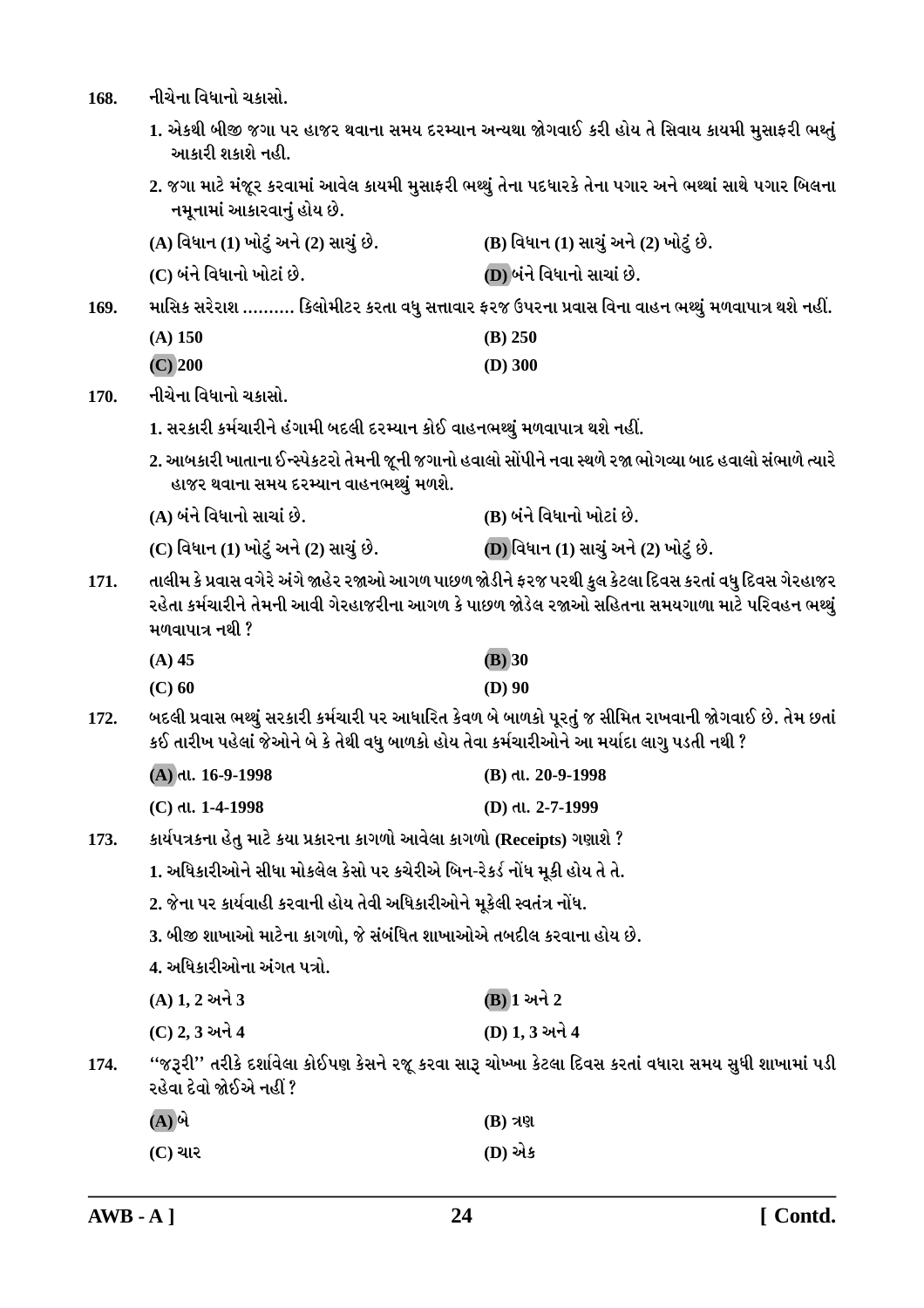**168.** નીચેના વિધાનો ચકાસો.

1. એકથી બીજી જગા પર હાજર થવાના સમય દરમ્યાન અન્યથા જોગવાઈ કરી હોય તે સિવાય કાયમી મુસાફરી ભથ્થું આકારી શકાશે નહી.

2. જગા માટે મંજૂર કરવામાં આવેલ કાયમી મુસાફરી ભથ્થું તેના પદધારકે તેના પગાર અને ભથ્થાં સાથે પગાર બિલના નમૂનામાં આકારવાનું હોય છે.

(A) વિધાન (1) ખોટું અને (2) સાચું છે.
(B) વિધાન (1) સાચું અને (2) ખોટું છે.
(C) બંને વિધાનો ખોટાં છે.
(D) બંને વિધાનો સાચાં છે.

**169.** માસિક સરેરાશ ......... કિલોમીટર કરતા વધુ સત્તાવાર ફરજ ઉપરના પ્રવાસ વિના વાહન ભથ્થું મળવાપાત્ર થશે નહીં.

(A) 150
(B) 250
(C) 200
(D) 300

**170.** નીચેના વિધાનો ચકાસો.

1. સરકારી કર્મચારીને હંગામી બદલી દરમ્યાન કોઈ વાહનભથ્થું મળવાપાત્ર થશે નહીં.

2. આબકારી ખાતાના ઈન્સ્પેકટરો તેમની જૂની જગાનો હવાલો સોંપીને નવા સ્થળે રજા ભોગવ્યા બાદ હવાલો સંભાળે ત્યારે હાજર થવાના સમય દરમ્યાન વાહનભથ્થું મળશે.

(A) બંને વિધાનો સાચાં છે.
(B) બંને વિધાનો ખોટાં છે.
(C) વિધાન (1) ખોટું અને (2) સાચું છે.
(D) વિધાન (1) સાચું અને (2) ખોટું છે.

**171.** તાલીમ કે પ્રવાસ વગેરે અંગે જાહેર રજાઓ આગળ પાછળ જોડીને ફરજ પરથી કુલ કેટલા દિવસ કરતાં વધુ દિવસ ગેરહાજર રહેતા કર્મચારીને તેમની આવી ગેરહાજરીના આગળ કે પાછળ જોડેલ રજાઓ સહિતના સમયગાળા માટે પરિવહન ભથ્થું મળવાપાત્ર નથી ?

(A) 45
(B) 30
(C) 60
(D) 90

**172.** બદલી પ્રવાસ ભથ્થું સરકારી કર્મચારી પર આધારિત કેવળ બે બાળકો પૂરતું જ સીમિત રાખવાની જોગવાઈ છે. તેમ છતાં કઈ તારીખ પહેલાં જેઓને બે કે તેથી વધુ બાળકો હોય તેવા કર્મચારીઓને આ મર્યાદા લાગુ પડતી નથી ?

(A) તા. 16-9-1998
(B) તા. 20-9-1998
(C) તા. 1-4-1998
(D) તા. 2-7-1999

**173.** કાર્યપત્રકના હેતુ માટે કયા પ્રકારના કાગળો આવેલા કાગળો (Receipts) ગણાશે ?

1. અધિકારીઓને સીધા મોકલેલ કેસો પર કચેરીએ બિન-રેકર્ડ નોંધ મૂકી હોય તે તે.

2. જેના પર કાર્યવાહી કરવાની હોય તેવી અધિકારીઓને મૂકેલી સ્વતંત્ર નોંધ.

3. બીજી શાખાઓ માટેના કાગળો, જે સંબંધિત શાખાઓએ તબદીલ કરવાના હોય છે.

4. અધિકારીઓના અંગત પત્રો.

(A) 1, 2 અને 3
(B) 1 અને 2
(C) 2, 3 અને 4
(D) 1, 3 અને 4

**174.** "જરૂરી" તરીકે દર્શાવેલા કોઈપણ કેસને રજૂ કરવા સારૂ ચોખ્ખા કેટલા દિવસ કરતાં વધારા સમય સુધી શાખામાં પડી રહેવા દેવો જોઈએ નહીં ?

(A) બે
(B) ત્રણ
(C) ચાર
(D) એક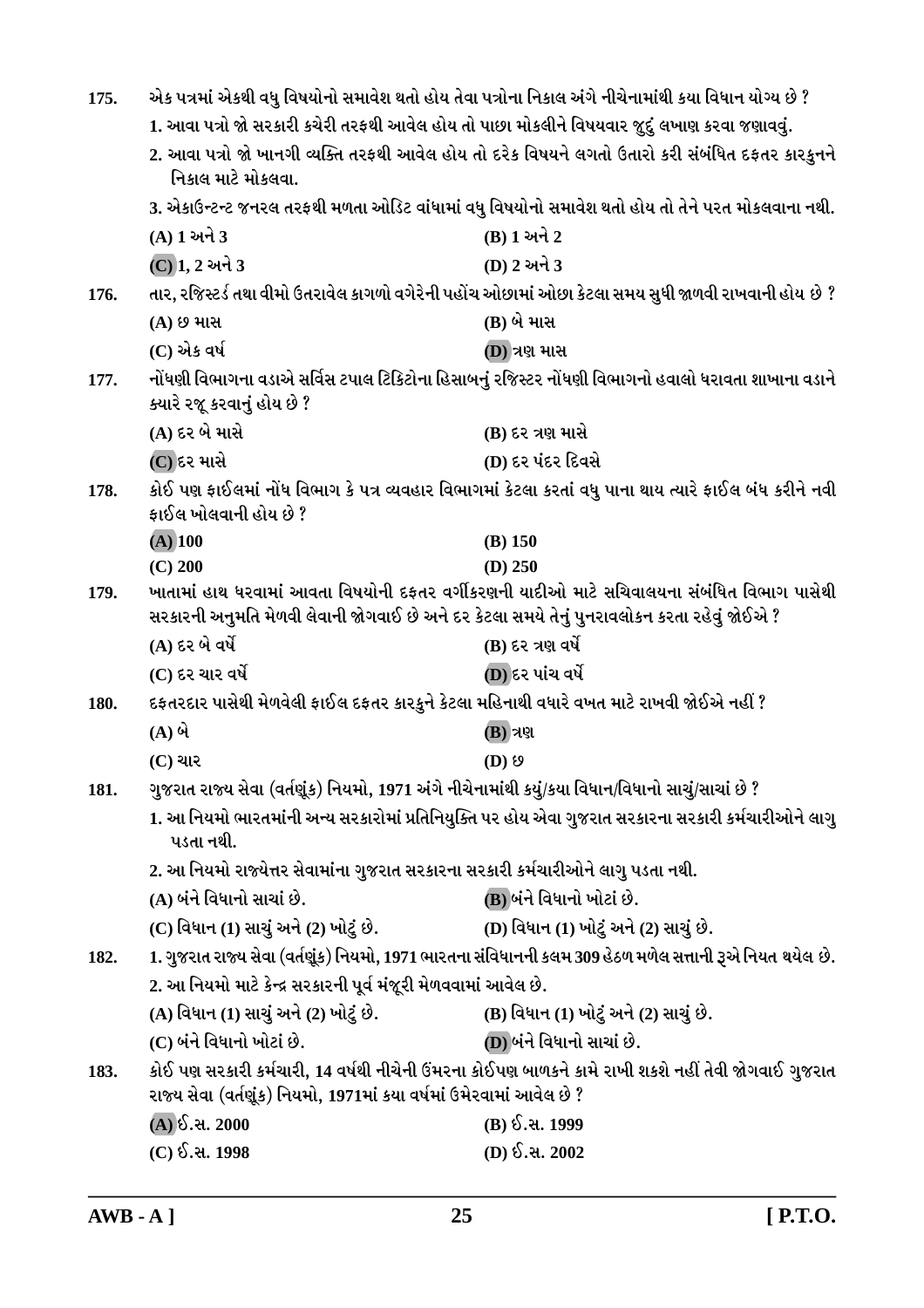175. એક પત્રમાં એકથી વધુ વિષયોનો સમાવેશ થતો હોય તેવા પત્રોના નિકાલ અંગે નીચેનામાંથી કયા વિધાન યોગ્ય છે ?

**1. આવા પત્રો જો સરકારી કચેરી તરફથી આવેલ હોય તો પાછા મોકલીને વિષયવાર જુદું લખાણ કરવા જણાવવું.**

**2. આવા પત્રો જો ખાનગી વ્યક્તિ તરફથી આવેલ હોય તો દરેક વિષયને લગતો ઉતારો કરી સંબંધિત દફતર કારકુનને નિકાલ માટે મોકલવા.**

**3. એકાઉન્ટન્ટ જનરલ તરફથી મળતા ઓડિટ વાંધામાં વધુ વિષયોનો સમાવેશ થતો હોય તો તેને પરત મોકલવાના નથી.**

(A) 1 અને 3
(B) 1 અને 2
(C) 1, 2 અને 3
(D) 2 અને 3

176. તાર, રજિસ્ટર્ડ તથા વીમો ઉતરાવેલ કાગળો વગેરેની પહોંચ ઓછામાં ઓછા કેટલા સમય સુધી જાળવી રાખવાની હોય છે ?

(A) છ માસ
(B) બે માસ
(C) એક વર્ષ
(D) ત્રણ માસ

177. નોંધણી વિભાગના વડાએ સર્વિસ ટપાલ ટિકિટોના હિસાબનું રજિસ્ટર નોંધણી વિભાગનો હવાલો ધરાવતા શાખાના વડાને ક્યારે રજૂ કરવાનું હોય છે ?

(A) દર બે માસે
(B) દર ત્રણ માસે
(C) દર માસે
(D) દર પંદર દિવસે

178. કોઈ પણ ફાઈલમાં નોંધ વિભાગ કે પત્ર વ્યવહાર વિભાગમાં કેટલા કરતાં વધુ પાના થાય ત્યારે ફાઈલ બંધ કરીને નવી ફાઈલ ખોલવાની હોય છે ?

(A) 100
(B) 150
(C) 200
(D) 250

179. ખાતામાં હાથ ધરવામાં આવતા વિષયોની દફતર વર્ગીકરણની યાદીઓ માટે સચિવાલયના સંબંધિત વિભાગ પાસેથી સરકારની અનુમતિ મેળવી લેવાની જોગવાઈ છે અને દર કેટલા સમયે તેનું પુનરાવલોકન કરતા રહેવું જોઈએ ?

(A) દર બે વર્ષે
(B) દર ત્રણ વર્ષે
(C) દર ચાર વર્ષે
(D) દર પાંચ વર્ષે

180. દફતરદાર પાસેથી મેળવેલી ફાઈલ દફતર કારકુને કેટલા મહિનાથી વધારે વખત માટે રાખવી જોઈએ નહીં ?

(A) બે
(B) ત્રણ
(C) ચાર
(D) છ

181. ગુજરાત રાજ્ય સેવા (વર્તણૂંક) નિયમો, 1971 અંગે નીચેનામાંથી કયું/કયા વિધાન/વિધાનો સાચું/સાચાં છે ?

**1. આ નિયમો ભારતમાંની અન્ય સરકારોમાં પ્રતિનિયુક્તિ પર હોય એવા ગુજરાત સરકારના સરકારી કર્મચારીઓને લાગુ પડતા નથી.**

**2. આ નિયમો રાજ્યેત્તર સેવામાંના ગુજરાત સરકારના સરકારી કર્મચારીઓને લાગુ પડતા નથી.**

(A) બંને વિધાનો સાચાં છે.
(B) બંને વિધાનો ખોટાં છે.
(C) વિધાન (1) સાચું અને (2) ખોટું છે.
(D) વિધાન (1) ખોટું અને (2) સાચું છે.

182. **1. ગુજરાત રાજ્ય સેવા (વર્તણૂંક) નિયમો, 1971 ભારતના સંવિધાનની કલમ 309 હેઠળ મળેલ સત્તાની રૂએ નિયત થયેલ છે.**

**2. આ નિયમો માટે કેન્દ્ર સરકારની પૂર્વ મંજૂરી મેળવવામાં આવેલ છે.**

(A) વિધાન (1) સાચું અને (2) ખોટું છે.
(B) વિધાન (1) ખોટું અને (2) સાચું છે.
(C) બંને વિધાનો ખોટાં છે.
(D) બંને વિધાનો સાચાં છે.

183. કોઈ પણ સરકારી કર્મચારી, 14 વર્ષથી નીચેની ઉંમરના કોઈપણ બાળકને કામે રાખી શકશે નહીં તેવી જોગવાઈ ગુજરાત રાજ્ય સેવા (વર્તણૂંક) નિયમો, 1971માં કયા વર્ષમાં ઉમેરવામાં આવેલ છે ?

(A) ઈ.સ. 2000
(B) ઈ.સ. 1999
(C) ઈ.સ. 1998
(D) ઈ.સ. 2002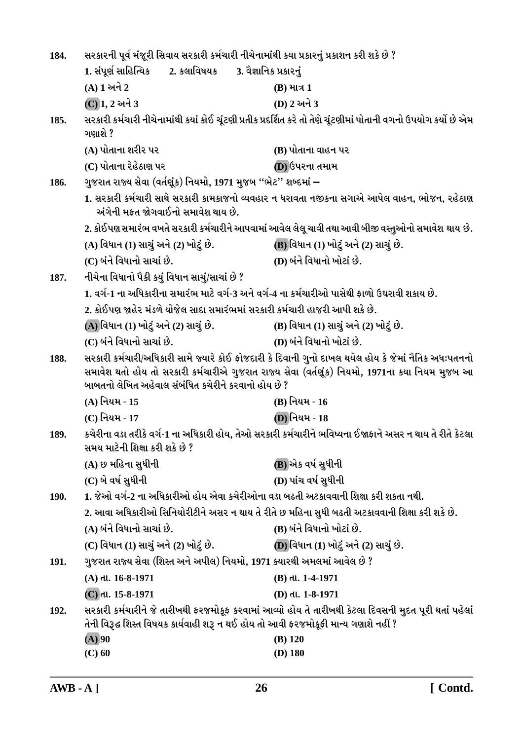184. સરકારની પૂર્વ મંજૂરી સિવાય સરકારી કર્મચારી નીચેનામાંથી કયા પ્રકારનું પ્રકાશન કરી શકે છે ?

1. સંપૂર્ણ સાહિત્યિક 2. કલાવિષયક 3. વૈજ્ઞાનિક પ્રકારનું

(A) 1 અને 2 (B) માત્ર 1

(C) 1, 2 અને 3 (D) 2 અને 3

185. સરકારી કર્મચારી નીચેનામાંથી કયાં કોઈ ચૂંટણી પ્રતીક પ્રદર્શિત કરે તો તેણે ચૂંટણીમાં પોતાની વગનો ઉપયોગ કર્યો છે એમ ગણાશે ?

(A) પોતાના શરીર પર (B) પોતાના વાહન પર

(C) પોતાના રહેઠાણ પર (D) ઉપરના તમામ

186. ગુજરાત રાજ્ય સેવા (વર્તણૂંક) નિયમો, 1971 મુજબ "ભેટ" શબ્દમાં –

1. સરકારી કર્મચારી સાથે સરકારી કામકાજનો વ્યવહાર ન ધરાવતા નજીકના સગાએ આપેલ વાહન, ભોજન, રહેઠાણ અંગેની મફત જોગવાઈનો સમાવેશ થાય છે.

2. કોઈપણ સમારંભ વખતે સરકારી કર્મચારીને આપવામાં આવેલ લેલૂ ચાવી તથા આવી બીજી વસ્તુઓનો સમાવેશ થાય છે.

(A) વિધાન (1) સાચું અને (2) ખોટું છે. (B) વિધાન (1) ખોટું અને (2) સાચું છે.

(C) બંને વિધાનો સાચાં છે. (D) બંને વિધાનો ખોટાં છે.

187. નીચેના વિધાનો પૈકી કયું વિધાન સાચું/સાચાં છે ?

1. વર્ગ-1 ના અધિકારીના સમારંભ માટે વર્ગ-3 અને વર્ગ-4 ના કર્મચારીઓ પાસેથી ફાળો ઉઘરાવી શકાય છે.

2. કોઈપણ જાહેર મંડળે યોજેલ સાદા સમારંભમાં સરકારી કર્મચારી હાજરી આપી શકે છે.

(A) વિધાન (1) ખોટું અને (2) સાચું છે. (B) વિધાન (1) સાચું અને (2) ખોટું છે.

(C) બંને વિધાનો સાચાં છે. (D) બંને વિધાનો ખોટાં છે.

188. સરકારી કર્મચારી/અધિકારી સામે જ્યારે કોઈ ફોજદારી કે દિવાની ગુનો દાખલ થયેલ હોય કે જેમાં નૈતિક અધઃપતનનો સમાવેશ થતો હોય તો સરકારી કર્મચારીએ ગુજરાત રાજ્ય સેવા (વર્તણૂંક) નિયમો, 1971ના કયા નિયમ મુજબ આ બાબતનો લેખિત અહેવાલ સંબંધિત કચેરીને કરવાનો હોય છે ?

(A) નિયમ - 15 (B) નિયમ - 16

(C) નિયમ - 17 (D) નિયમ - 18

189. કચેરીના વડા તરીકે વર્ગ-1 ના અધિકારી હોય, તેઓ સરકારી કર્મચારીને ભવિષ્યના ઈજાફાને અસર ન થાય તે રીતે કેટલા સમય માટેની શિક્ષા કરી શકે છે ?

(A) છ મહિના સુધીની (B) એક વર્ષ સુધીની

(C) બે વર્ષ સુધીની (D) પાંચ વર્ષ સુધીની

190. 1. જેઓ વર્ગ-2 ના અધિકારીઓ હોય એવા કચેરીઓના વડા બઢતી અટકાવવાની શિક્ષા કરી શકતા નથી.

2. આવા અધિકારીઓ સિનિયોરીટીને અસર ન થાય તે રીતે છ મહિના સુધી બઢતી અટકાવવાની શિક્ષા કરી શકે છે.

(A) બંને વિધાનો સાચાં છે. (B) બંને વિધાનો ખોટાં છે.

(C) વિધાન (1) સાચું અને (2) ખોટું છે. (D) વિધાન (1) ખોટું અને (2) સાચું છે.

191. ગુજરાત રાજ્ય સેવા (શિસ્ત અને અપીલ) નિયમો, 1971 ક્યારથી અમલમાં આવેલ છે ?

(A) તા. 16-8-1971 (B) તા. 1-4-1971

(C) તા. 15-8-1971 (D) તા. 1-8-1971

192. સરકારી કર્મચારીને જે તારીખથી ફરજમોકૂફ કરવામાં આવ્યો હોય તે તારીખથી કેટલા દિવસની મુદત પૂરી થતાં પહેલાં તેની વિરૂદ્ધ શિસ્ત વિષયક કાર્યવાહી શરૂ ન થઈ હોય તો આવી ફરજમોકૂફી માન્ય ગણાશે નહીં ?

(A) 90 (B) 120

(C) 60 (D) 180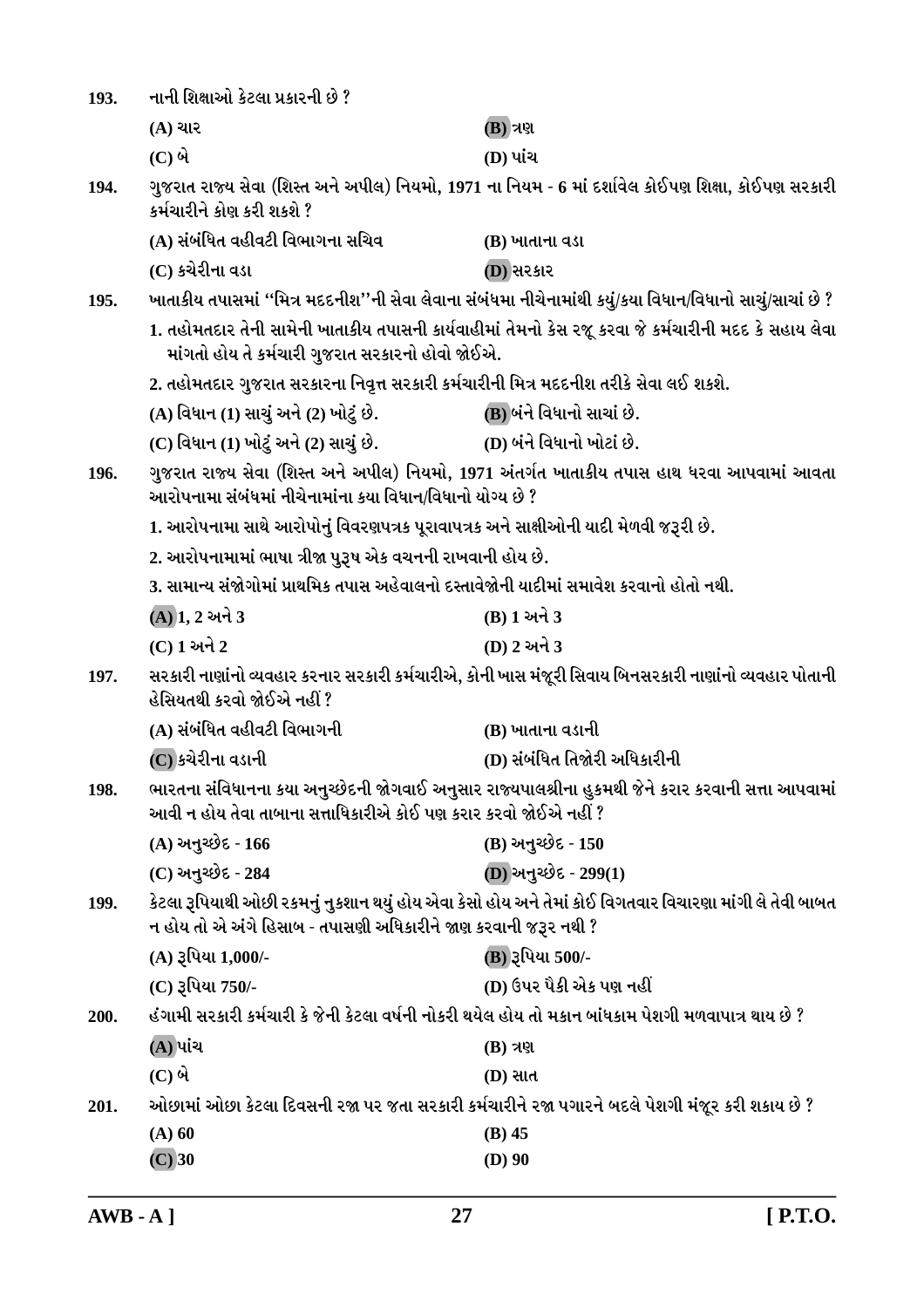**193.** નાની શિક્ષાઓ કેટલા પ્રકારની છે ?

(A) ચાર

(B) ત્રણ

(C) બે

(D) પાંચ

**194.** ગુજરાત રાજ્ય સેવા (શિસ્ત અને અપીલ) નિયમો, 1971 ના નિયમ - 6 માં દર્શાવેલ કોઈપણ શિક્ષા, કોઈપણ સરકારી કર્મચારીને કોણ કરી શકશે ?

(A) સંબંધિત વહીવટી વિભાગના સચિવ

(B) ખાતાના વડા

(C) કચેરીના વડા

(D) સરકાર

**195.** ખાતાકીય તપાસમાં ''મિત્ર મદદનીશ''ની સેવા લેવાના સંબંધમા નીચેનામાંથી કયું/કયા વિધાન/વિધાનો સાચું/સાચાં છે ?

1. તહોમતદાર તેની સામેની ખાતાકીય તપાસની કાર્યવાહીમાં તેમનો કેસ રજૂ કરવા જે કર્મચારીની મદદ કે સહાય લેવા માંગતો હોય તે કર્મચારી ગુજરાત સરકારનો હોવો જોઈએ.

2. તહોમતદાર ગુજરાત સરકારના નિવૃત્ત સરકારી કર્મચારીની મિત્ર મદદનીશ તરીકે સેવા લઈ શકશે.

(A) વિધાન (1) સાચું અને (2) ખોટું છે.

(B) બંને વિધાનો સાચાં છે.

(C) વિધાન (1) ખોટું અને (2) સાચું છે.

(D) બંને વિધાનો ખોટાં છે.

**196.** ગુજરાત રાજ્ય સેવા (શિસ્ત અને અપીલ) નિયમો, 1971 અંતર્ગત ખાતાકીય તપાસ હાથ ધરવા આપવામાં આવતા આરોપનામા સંબંધમાં નીચેનામાંના કયા વિધાન/વિધાનો યોગ્ય છે ?

1. આરોપનામા સાથે આરોપોનું વિવરણપત્રક પૂરાવાપત્રક અને સાક્ષીઓની યાદી મેળવી જરૂરી છે.

2. આરોપનામામાં ભાષા ત્રીજા પુરૂષ એક વચનની રાખવાની હોય છે.

3. સામાન્ય સંજોગોમાં પ્રાથમિક તપાસ અહેવાલનો દસ્તાવેજોની યાદીમાં સમાવેશ કરવાનો હોતો નથી.

(A) 1, 2 અને 3

(B) 1 અને 3

(C) 1 અને 2

(D) 2 અને 3

**197.** સરકારી નાણાંનો વ્યવહાર કરનાર સરકારી કર્મચારીએ, કોની ખાસ મંજૂરી સિવાય બિનસરકારી નાણાંનો વ્યવહાર પોતાની હેસિયતથી કરવો જોઈએ નહીં ?

(A) સંબંધિત વહીવટી વિભાગની

(B) ખાતાના વડાની

(C) કચેરીના વડાની

(D) સંબંધિત તિજોરી અધિકારીની

**198.** ભારતના સંવિધાનના કયા અનુચ્છેદની જોગવાઈ અનુસાર રાજ્યપાલશ્રીના હુકમથી જેને કરાર કરવાની સત્તા આપવામાં આવી ન હોય તેવા તાબાના સત્તાધિકારીએ કોઈ પણ કરાર કરવો જોઈએ નહીં ?

(A) અનુચ્છેદ - 166

(B) અનુચ્છેદ - 150

(C) અનુચ્છેદ - 284

(D) અનુચ્છેદ - 299(1)

**199.** કેટલા રૂપિયાથી ઓછી રકમનું નુકશાન થયું હોય એવા કેસો હોય અને તેમાં કોઈ વિગતવાર વિચારણા માંગી લે તેવી બાબત ન હોય તો એ અંગે હિસાબ - તપાસણી અધિકારીને જાણ કરવાની જરૂર નથી ?

(A) રૂપિયા 1,000/-

(B) રૂપિયા 500/-

(C) રૂપિયા 750/-

(D) ઉપર પૈકી એક પણ નહીં

**200.** હંગામી સરકારી કર્મચારી કે જેની કેટલા વર્ષની નોકરી થયેલ હોય તો મકાન બાંધકામ પેશગી મળવાપાત્ર થાય છે ?

(A) પાંચ

(B) ત્રણ

(C) બે

(D) સાત

**201.** ઓછામાં ઓછા કેટલા દિવસની રજા પર જતા સરકારી કર્મચારીને રજા પગારને બદલે પેશગી મંજૂર કરી શકાય છે ?

(A) 60

(B) 45

(C) 30

(D) 90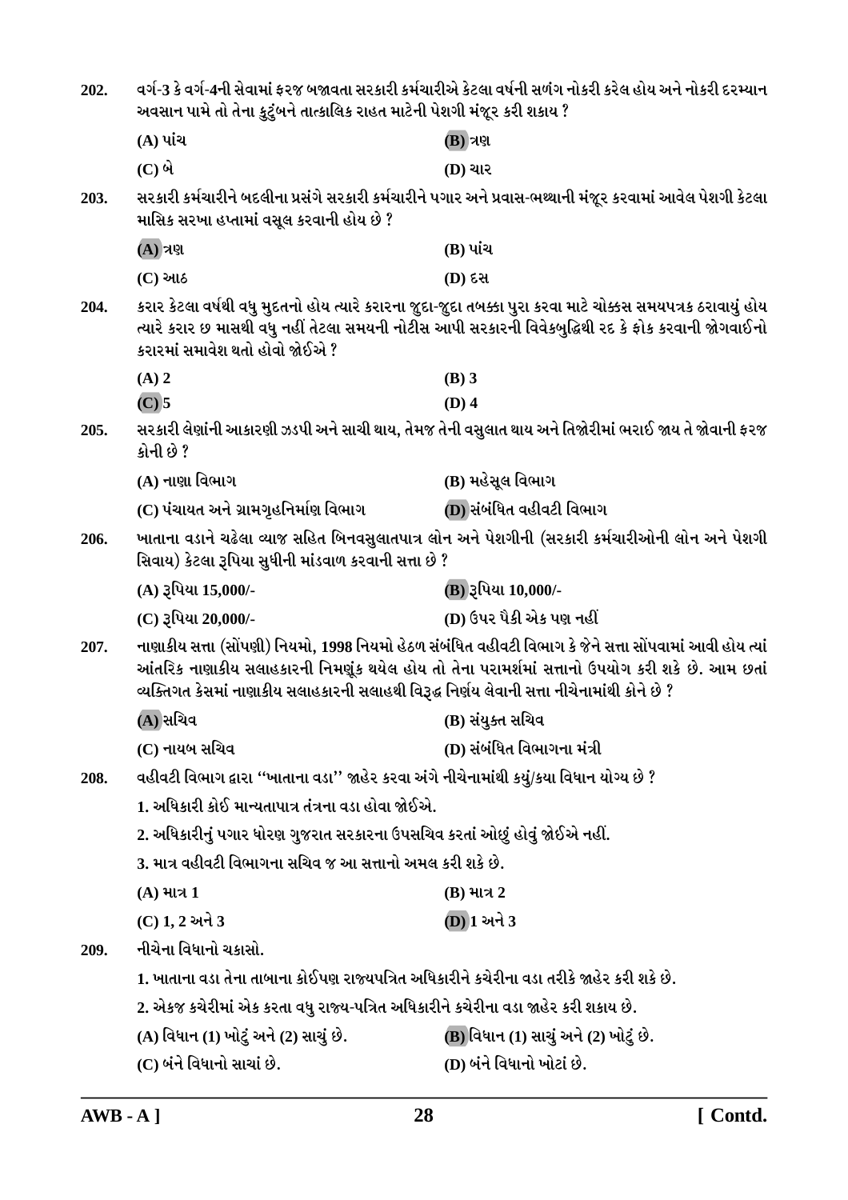202. વર્ગ-3 કે વર્ગ-4ની સેવામાં ફરજ બજાવતા સરકારી કર્મચારીએ કેટલા વર્ષની સળંગ નોકરી કરેલ હોય અને નોકરી દરમ્યાન અવસાન પામે તો તેના કુટુંબને તાત્કાલિક રાહત માટેની પેશગી મંજૂર કરી શકાય ?

(A) પાંચ
(B) ત્રણ
(C) બે
(D) ચાર

203. સરકારી કર્મચારીને બદલીના પ્રસંગે સરકારી કર્મચારીને પગાર અને પ્રવાસ-ભથ્થાની મંજૂર કરવામાં આવેલ પેશગી કેટલા માસિક સરખા હપ્તામાં વસૂલ કરવાની હોય છે ?

(A) ત્રણ
(B) પાંચ
(C) આઠ
(D) દસ

204. કરાર કેટલા વર્ષથી વધુ મુદતનો હોય ત્યારે કરારના જુદા-જુદા તબક્કા પુરા કરવા માટે ચોક્કસ સમયપત્રક ઠરાવાયું હોય ત્યારે કરાર છ માસથી વધુ નહીં તેટલા સમયની નોટીસ આપી સરકારની વિવેકબુદ્ધિથી રદ કે ફોક કરવાની જોગવાઈનો કરારમાં સમાવેશ થતો હોવો જોઈએ ?

(A) 2
(B) 3
(C) 5
(D) 4

205. સરકારી લેણાંની આકારણી ઝડપી અને સાચી થાય, તેમજ તેની વસુલાત થાય અને તિજોરીમાં ભરાઈ જાય તે જોવાની ફરજ કોની છે ?

(A) નાણા વિભાગ
(B) મહેસૂલ વિભાગ
(C) પંચાયત અને ગ્રામગૃહનિર્માણ વિભાગ
(D) સંબંધિત વહીવટી વિભાગ

206. ખાતાના વડાને ચઢેલા વ્યાજ સહિત બિનવસુલાતપાત્ર લોન અને પેશગીની (સરકારી કર્મચારીઓની લોન અને પેશગી સિવાય) કેટલા રૂપિયા સુધીની માંડવાળ કરવાની સત્તા છે ?

(A) રૂપિયા 15,000/-
(B) રૂપિયા 10,000/-
(C) રૂપિયા 20,000/-
(D) ઉપર પૈકી એક પણ નહીં

207. નાણાકીય સત્તા (સોંપણી) નિયમો, 1998 નિયમો હેઠળ સંબંધિત વહીવટી વિભાગ કે જેને સત્તા સોંપવામાં આવી હોય ત્યાં આંતરિક નાણાકીય સલાહકારની નિમણૂંક થયેલ હોય તો તેના પરામર્શમાં સત્તાનો ઉપયોગ કરી શકે છે. આમ છતાં વ્યક્તિગત કેસમાં નાણાકીય સલાહકારની સલાહથી વિરુદ્ધ નિર્ણય લેવાની સત્તા નીચેનામાંથી કોને છે ?

(A) સચિવ
(B) સંયુક્ત સચિવ
(C) નાયબ સચિવ
(D) સંબંધિત વિભાગના મંત્રી

208. વહીવટી વિભાગ દ્વારા ''ખાતાના વડા'' જાહેર કરવા અંગે નીચેનામાંથી કયું/કયા વિધાન યોગ્ય છે ?

1. અધિકારી કોઈ માન્યતાપાત્ર તંત્રના વડા હોવા જોઈએ.
2. અધિકારીનું પગાર ધોરણ ગુજરાત સરકારના ઉપસચિવ કરતાં ઓછું હોવું જોઈએ નહીં.
3. માત્ર વહીવટી વિભાગના સચિવ જ આ સત્તાનો અમલ કરી શકે છે.

(A) માત્ર 1
(B) માત્ર 2
(C) 1, 2 અને 3
(D) 1 અને 3

209. નીચેના વિધાનો ચકાસો.

1. ખાતાના વડા તેના તાબાના કોઈપણ રાજયપત્રિત અધિકારીને કચેરીના વડા તરીકે જાહેર કરી શકે છે.
2. એકજ કચેરીમાં એક કરતા વધુ રાજ્ય-પત્રિત અધિકારીને કચેરીના વડા જાહેર કરી શકાય છે.

(A) વિધાન (1) ખોટું અને (2) સાચું છે.
(B) વિધાન (1) સાચું અને (2) ખોટું છે.
(C) બંને વિધાનો સાચાં છે.
(D) બંને વિધાનો ખોટાં છે.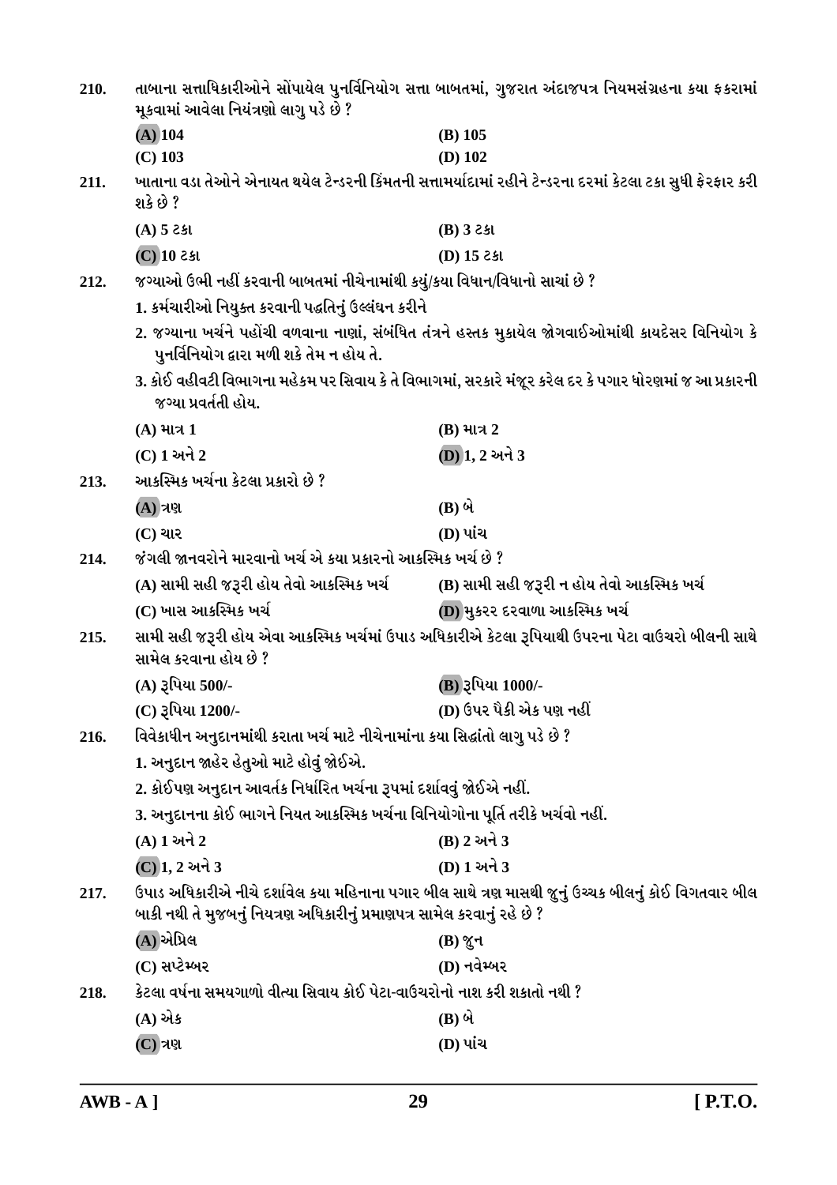210. તાબાના સત્તાધિકારીઓને સોંપાયેલ પુનર્વિનિયોગ સત્તા બાબતમાં, ગુજરાત અંદાજપત્ર નિયમસંગ્રહના કયા ફકરામાં મૂકવામાં આવેલા નિયંત્રણો લાગુ પડે છે ?

(A) 104
(B) 105
(C) 103
(D) 102

211. ખાતાના વડા તેઓને એનાયત થયેલ ટેન્ડરની કિંમતની સત્તામર્યાદામાં રહીને ટેન્ડરના દરમાં કેટલા ટકા સુધી ફેરફાર કરી શકે છે ?

(A) 5 ટકા
(B) 3 ટકા
(C) 10 ટકા
(D) 15 ટકા

212. જગ્યાઓ ઉભી નહીં કરવાની બાબતમાં નીચેનામાંથી કયું/કયા વિધાન/વિધાનો સાચાં છે ?

1. કર્મચારીઓ નિયુક્ત કરવાની પદ્ધતિનું ઉલ્લંઘન કરીને
2. જગ્યાના ખર્ચને પહોંચી વળવાના નાણાં, સંબંધિત તંત્રને હસ્તક મુકાયેલ જોગવાઈઓમાંથી કાયદેસર વિનિયોગ કે પુનર્વિનિયોગ દ્વારા મળી શકે તેમ ન હોય તે.
3. કોઈ વહીવટી વિભાગના મહેકમ પર સિવાય કે તે વિભાગમાં, સરકારે મંજૂર કરેલ દર કે પગાર ધોરણમાં જ આ પ્રકારની જગ્યા પ્રવર્તતી હોય.

(A) માત્ર 1
(B) માત્ર 2
(C) 1 અને 2
(D) 1, 2 અને 3

213. આકસ્મિક ખર્ચના કેટલા પ્રકારો છે ?

(A) ત્રણ
(B) બે
(C) ચાર
(D) પાંચ

214. જંગલી જાનવરોને મારવાનો ખર્ચ એ કયા પ્રકારનો આકસ્મિક ખર્ચ છે ?

(A) સામી સહી જરૂરી હોય તેવો આકસ્મિક ખર્ચ
(B) સામી સહી જરૂરી ન હોય તેવો આકસ્મિક ખર્ચ
(C) ખાસ આકસ્મિક ખર્ચ
(D) મુકરર દરવાળા આકસ્મિક ખર્ચ

215. સામી સહી જરૂરી હોય એવા આકસ્મિક ખર્ચમાં ઉપાડ અધિકારીએ કેટલા રૂપિયાથી ઉપરના પેટા વાઉચરો બીલની સાથે સામેલ કરવાના હોય છે ?

(A) રૂપિયા 500/-
(B) રૂપિયા 1000/-
(C) રૂપિયા 1200/-
(D) ઉપર પૈકી એક પણ નહીં

216. વિવેકાધીન અનુદાનમાંથી કરાતા ખર્ચ માટે નીચેનામાંના કયા સિદ્ધાંતો લાગુ પડે છે ?

1. અનુદાન જાહેર હેતુઓ માટે હોવું જોઈએ.
2. કોઈપણ અનુદાન આવર્તક નિર્ધારિત ખર્ચના રૂપમાં દર્શાવવું જોઈએ નહીં.
3. અનુદાનના કોઈ ભાગને નિયત આકસ્મિક ખર્ચના વિનિયોગોના પૂર્તિ તરીકે ખર્ચવો નહીં.

(A) 1 અને 2
(B) 2 અને 3
(C) 1, 2 અને 3
(D) 1 અને 3

217. ઉપાડ અધિકારીએ નીચે દર્શાવેલ કયા મહિનાના પગાર બીલ સાથે ત્રણ માસથી જુનું ઉચ્ચક બીલનું કોઈ વિગતવાર બીલ બાકી નથી તે મુજબનું નિયત્રણ અધિકારીનું પ્રમાણપત્ર સામેલ કરવાનું રહે છે ?

(A) એપ્રિલ
(B) જુન
(C) સપ્ટેમ્બર
(D) નવેમ્બર

218. કેટલા વર્ષના સમયગાળો વીત્યા સિવાય કોઈ પેટા-વાઉચરોનો નાશ કરી શકાતો નથી ?

(A) એક
(B) બે
(C) ત્રણ
(D) પાંચ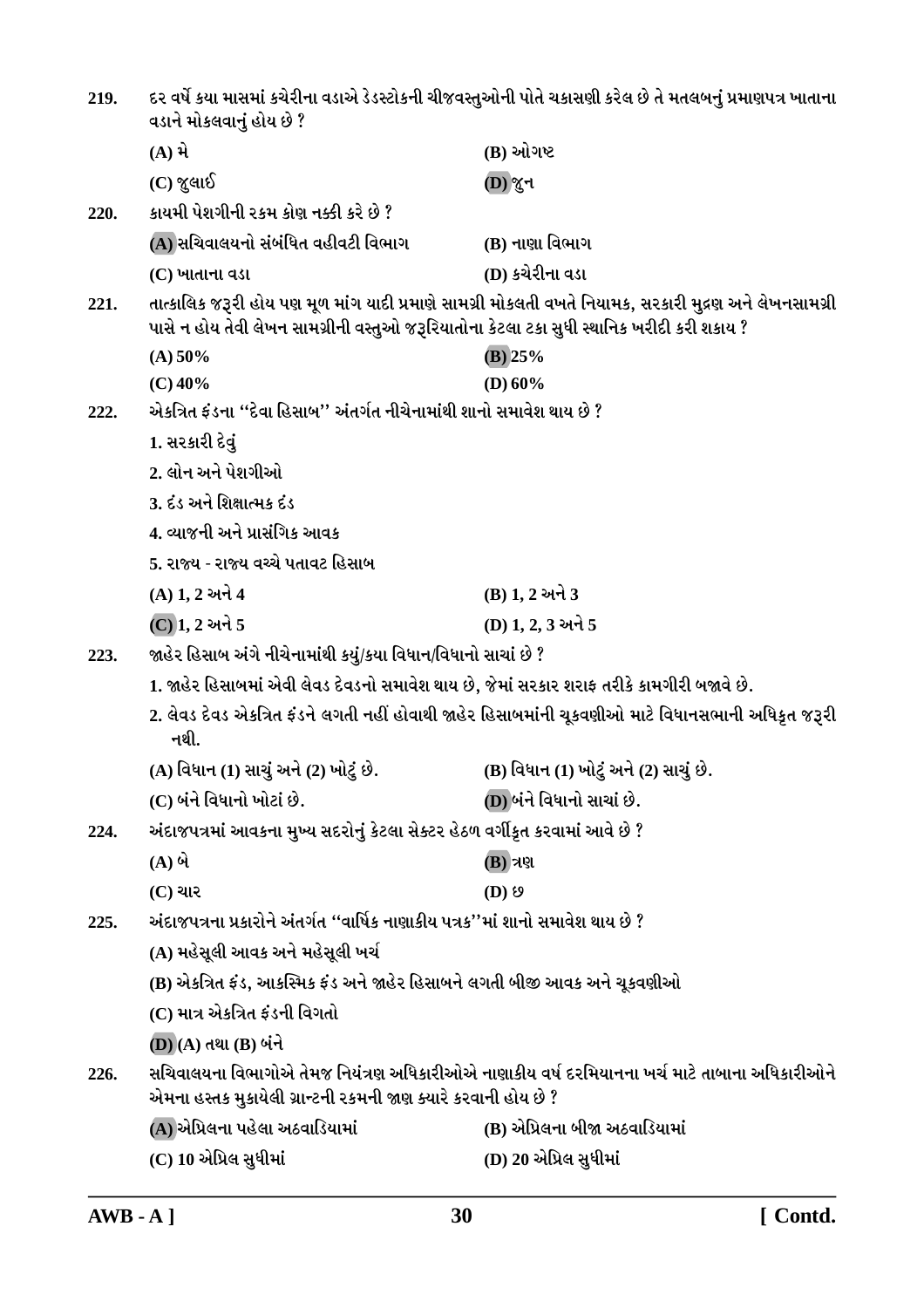219. દર વર્ષે કયા માસમાં કચેરીના વડાએ ડેડસ્ટોકની ચીજવસ્તુઓની પોતે ચકાસણી કરેલ છે તે મતલબનું પ્રમાણપત્ર ખાતાના વડાને મોકલવાનું હોય છે ?

(A) મે
(B) ઓગષ્ટ
(C) જુલાઈ
(D) જુન

220. કાયમી પેશગીની રકમ કોણ નક્કી કરે છે ?

(A) સચિવાલયનો સંબંધિત વહીવટી વિભાગ
(B) નાણા વિભાગ
(C) ખાતાના વડા
(D) કચેરીના વડા

221. તાત્કાલિક જરૂરી હોય પણ મૂળ માંગ યાદી પ્રમાણે સામગ્રી મોકલતી વખતે નિયામક, સરકારી મુદ્રણ અને લેખનસામગ્રી પાસે ન હોય તેવી લેખન સામગ્રીની વસ્તુઓ જરૂરિયાતોના કેટલા ટકા સુધી સ્થાનિક ખરીદી કરી શકાય ?

(A) 50%
(B) 25%
(C) 40%
(D) 60%

222. એકત્રિત ફંડના ''દેવા હિસાબ'' અંતર્ગત નીચેનામાંથી શાનો સમાવેશ થાય છે ?

1. સરકારી દેવું
2. લોન અને પેશગીઓ
3. દંડ અને શિક્ષાત્મક દંડ
4. વ્યાજની અને પ્રાસંગિક આવક
5. રાજ્ય - રાજ્ય વચ્ચે પતાવટ હિસાબ

(A) 1, 2 અને 4
(B) 1, 2 અને 3
(C) 1, 2 અને 5
(D) 1, 2, 3 અને 5

223. જાહેર હિસાબ અંગે નીચેનામાંથી કયું/કયા વિધાન/વિધાનો સાચાં છે ?

1. જાહેર હિસાબમાં એવી લેવડ દેવડનો સમાવેશ થાય છે, જેમાં સરકાર શરાફ તરીકે કામગીરી બજાવે છે.
2. લેવડ દેવડ એકત્રિત ફંડને લગતી નહીં હોવાથી જાહેર હિસાબમાંની ચૂકવણીઓ માટે વિધાનસભાની અધિકૃત જરૂરી નથી.

(A) વિધાન (1) સાચું અને (2) ખોટું છે.
(B) વિધાન (1) ખોટું અને (2) સાચું છે.
(C) બંને વિધાનો ખોટાં છે.
(D) બંને વિધાનો સાચાં છે.

224. અંદાજપત્રમાં આવકના મુખ્ય સદરોનું કેટલા સેક્ટર હેઠળ વર્ગીકૃત કરવામાં આવે છે ?

(A) બે
(B) ત્રણ
(C) ચાર
(D) છ

225. અંદાજપત્રના પ્રકારોને અંતર્ગત ''વાર્ષિક નાણાકીય પત્રક''માં શાનો સમાવેશ થાય છે ?

(A) મહેસૂલી આવક અને મહેસૂલી ખર્ચ
(B) એકત્રિત ફંડ, આકસ્મિક ફંડ અને જાહેર હિસાબને લગતી બીજી આવક અને ચૂકવણીઓ
(C) માત્ર એકત્રિત ફંડની વિગતો
(D) (A) તથા (B) બંને

226. સચિવાલયના વિભાગોએ તેમજ નિયંત્રણ અધિકારીઓએ નાણાકીય વર્ષ દરમિયાનના ખર્ચ માટે તાબાના અધિકારીઓને એમના હસ્તક મુકાયેલી ગ્રાન્ટની રકમની જાણ ક્યારે કરવાની હોય છે ?

(A) એપ્રિલના પહેલા અઠવાડિયામાં
(B) એપ્રિલના બીજા અઠવાડિયામાં
(C) 10 એપ્રિલ સુધીમાં
(D) 20 એપ્રિલ સુધીમાં

AWB - A ] [ Contd.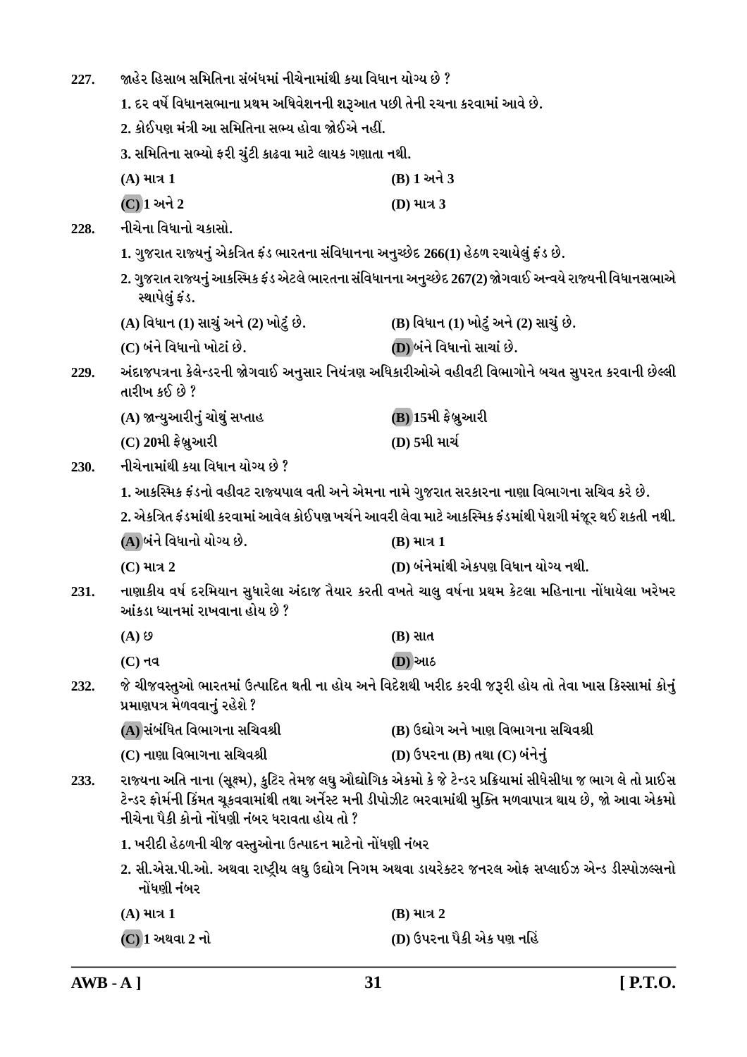227. જાહેર હિસાબ સમિતિના સંબંધમાં નીચેનામાંથી કયા વિધાન યોગ્ય છે ?

1. દર વર્ષે વિધાનસભાના પ્રથમ અધિવેશનની શરૂઆત પછી તેની રચના કરવામાં આવે છે.

2. કોઈપણ મંત્રી આ સમિતિના સભ્ય હોવા જોઈએ નહીં.

3. સમિતિના સભ્યો ફરી ચુંટી કાઢવા માટે લાયક ગણાતા નથી.

(A) માત્ર 1 (B) 1 અને 3

(C) 1 અને 2 (D) માત્ર 3

228. નીચેના વિધાનો ચકાસો.

1. ગુજરાત રાજ્યનું એકત્રિત ફંડ ભારતના સંવિધાનના અનુચ્છેદ 266(1) હેઠળ રચાયેલું ફંડ છે.

2. ગુજરાત રાજ્યનું આકસ્મિક ફંડ એટલે ભારતના સંવિધાનના અનુચ્છેદ 267(2) જોગવાઈ અન્વયે રાજ્યની વિધાનસભાએ સ્થાપેલું ફંડ.

(A) વિધાન (1) સાચું અને (2) ખોટું છે. (B) વિધાન (1) ખોટું અને (2) સાચું છે.

(C) બંને વિધાનો ખોટાં છે. (D) બંને વિધાનો સાચાં છે.

229. અંદાજપત્રના કેલેન્ડરની જોગવાઈ અનુસાર નિયંત્રણ અધિકારીઓએ વહીવટી વિભાગોને બચત સુપરત કરવાની છેલ્લી તારીખ કઈ છે ?

(A) જાન્યુઆરીનું ચોથું સપ્તાહ (B) 15મી ફેબ્રુઆરી

(C) 20મી ફેબ્રુઆરી (D) 5મી માર્ચ

230. નીચેનામાંથી કયા વિધાન યોગ્ય છે ?

1. આકસ્મિક ફંડનો વહીવટ રાજ્યપાલ વતી અને એમના નામે ગુજરાત સરકારના નાણા વિભાગના સચિવ કરે છે.

2. એકત્રિત ફંડમાંથી કરવામાં આવેલ કોઈપણ ખર્ચને આવરી લેવા માટે આકસ્મિક ફંડમાંથી પેશગી મંજૂર થઈ શકતી નથી.

(A) બંને વિધાનો યોગ્ય છે. (B) માત્ર 1

(C) માત્ર 2 (D) બંનેમાંથી એકપણ વિધાન યોગ્ય નથી.

231. નાણાકીય વર્ષ દરમિયાન સુધારેલા અંદાજ તૈયાર કરતી વખતે ચાલુ વર્ષના પ્રથમ કેટલા મહિનાના નોંધાયેલા ખરેખર આંકડા ધ્યાનમાં રાખવાના હોય છે ?

(A) છ (B) સાત

(C) નવ (D) આઠ

232. જે ચીજવસ્તુઓ ભારતમાં ઉત્પાદિત થતી ના હોય અને વિદેશથી ખરીદ કરવી જરૂરી હોય તો તેવા ખાસ કિસ્સામાં કોનું પ્રમાણપત્ર મેળવવાનું રહેશે ?

(A) સંબંધિત વિભાગના સચિવશ્રી (B) ઉદ્યોગ અને ખાણ વિભાગના સચિવશ્રી

(C) નાણા વિભાગના સચિવશ્રી (D) ઉપરના (B) તથા (C) બંનેનું

233. રાજ્યના અતિ નાના (સૂક્ષ્મ), કુટિર તેમજ લઘુ ઔદ્યોગિક એકમો કે જે ટેન્ડર પ્રક્રિયામાં સીધેસીધા જ ભાગ લે તો પ્રાઈસ ટેન્ડર ફોર્મની કિંમત ચૂકવવામાંથી તથા અર્નેસ્ટ મની ડીપોઝીટ ભરવામાંથી મુક્તિ મળવાપાત્ર થાય છે, જો આવા એકમો નીચેના પૈકી કોનો નોંધણી નંબર ધરાવતા હોય તો ?

1. ખરીદી હેઠળની ચીજ વસ્તુઓના ઉત્પાદન માટેનો નોંધણી નંબર

2. સી.એસ.પી.ઓ. અથવા રાષ્ટ્રીય લઘુ ઉદ્યોગ નિગમ અથવા ડાયરેક્ટર જનરલ ઓફ સપ્લાઈઝ એન્ડ ડીસ્પોઝલ્સનો નોંધણી નંબર

(A) માત્ર 1 (B) માત્ર 2

(C) 1 અથવા 2 નો (D) ઉપરના પૈકી એક પણ નહિં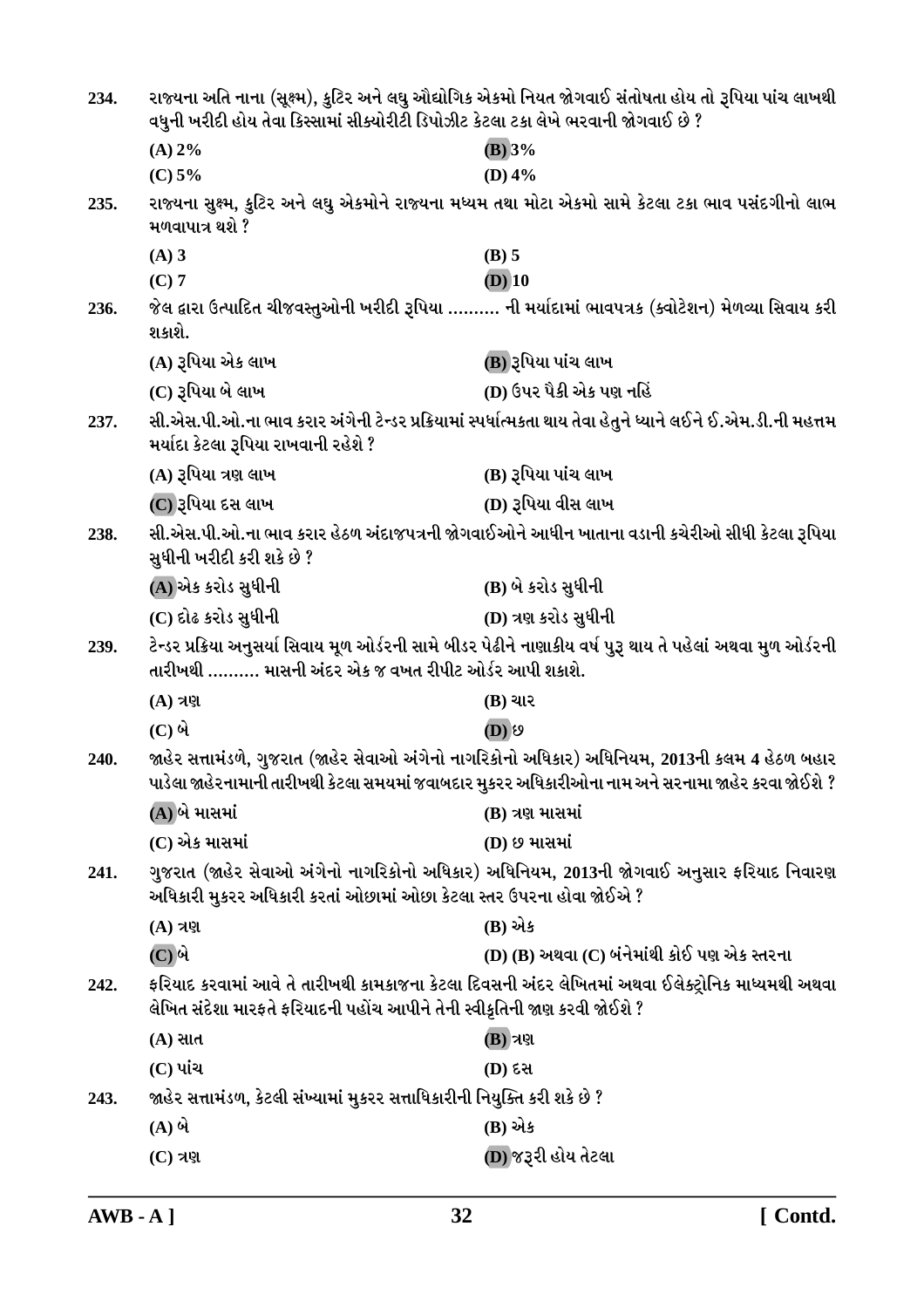234. રાજ્યના અતિ નાના (સૂક્ષ્મ), કુટિર અને લઘુ ઔદ્યોગિક એકમો નિયત જોગવાઈ સંતોષતા હોય તો રૂપિયા પાંચ લાખથી વધુની ખરીદી હોય તેવા કિસ્સામાં સીક્યોરીટી ડિપોઝીટ કેટલા ટકા લેખે ભરવાની જોગવાઈ છે ?

(A) 2%
(B) 3%
(C) 5%
(D) 4%

235. રાજ્યના સુક્ષ્મ, કુટિર અને લઘુ એકમોને રાજ્યના મધ્યમ તથા મોટા એકમો સામે કેટલા ટકા ભાવ પસંદગીનો લાભ મળવાપાત્ર થશે ?

(A) 3
(B) 5
(C) 7
(D) 10

236. જેલ દ્વારા ઉત્પાદિત ચીજવસ્તુઓની ખરીદી રૂપિયા .......... ની મર્યાદામાં ભાવપત્રક (ક્વોટેશન) મેળવ્યા સિવાય કરી શકાશે.

(A) રૂપિયા એક લાખ
(B) રૂપિયા પાંચ લાખ
(C) રૂપિયા બે લાખ
(D) ઉપર પૈકી એક પણ નહિં

237. સી.એસ.પી.ઓ.ના ભાવ કરાર અંગેની ટેન્ડર પ્રક્રિયામાં સ્પર્ધાત્મકતા થાય તેવા હેતુને ધ્યાને લઈને ઈ.એમ.ડી.ની મહત્તમ મર્યાદા કેટલા રૂપિયા રાખવાની રહેશે ?

(A) રૂપિયા ત્રણ લાખ
(B) રૂપિયા પાંચ લાખ
(C) રૂપિયા દસ લાખ
(D) રૂપિયા વીસ લાખ

238. સી.એસ.પી.ઓ.ના ભાવ કરાર હેઠળ અંદાજપત્રની જોગવાઈઓને આધીન ખાતાના વડાની કચેરીઓ સીધી કેટલા રૂપિયા સુધીની ખરીદી કરી શકે છે ?

(A) એક કરોડ સુધીની
(B) બે કરોડ સુધીની
(C) દોઢ કરોડ સુધીની
(D) ત્રણ કરોડ સુધીની

239. ટેન્ડર પ્રક્રિયા અનુસર્યા સિવાય મૂળ ઓર્ડરની સામે બીડર પેઢીને નાણાકીય વર્ષ પુરૂ થાય તે પહેલાં અથવા મુળ ઓર્ડરની તારીખથી .......... માસની અંદર એક જ વખત રીપીટ ઓર્ડર આપી શકાશે.

(A) ત્રણ
(B) ચાર
(C) બે
(D) છ

240. જાહેર સત્તામંડળે, ગુજરાત (જાહેર સેવાઓ અંગેનો નાગરિકોનો અધિકાર) અધિનિયમ, 2013ની કલમ 4 હેઠળ બહાર પાડેલા જાહેરનામાની તારીખથી કેટલા સમયમાં જવાબદાર મુકરર અધિકારીઓના નામ અને સરનામા જાહેર કરવા જોઈશે ?

(A) બે માસમાં
(B) ત્રણ માસમાં
(C) એક માસમાં
(D) છ માસમાં

241. ગુજરાત (જાહેર સેવાઓ અંગેનો નાગરિકોનો અધિકાર) અધિનિયમ, 2013ની જોગવાઈ અનુસાર ફરિયાદ નિવારણ અધિકારી મુકરર અધિકારી કરતાં ઓછામાં ઓછા કેટલા સ્તર ઉપરના હોવા જોઈએ ?

(A) ત્રણ
(B) એક
(C) બે
(D) (B) અથવા (C) બંનેમાંથી કોઈ પણ એક સ્તરના

242. ફરિયાદ કરવામાં આવે તે તારીખથી કામકાજના કેટલા દિવસની અંદર લેખિતમાં અથવા ઈલેક્ટ્રોનિક માધ્યમથી અથવા લેખિત સંદેશા મારફતે ફરિયાદની પહોંચ આપીને તેની સ્વીકૃતિની જાણ કરવી જોઈશે ?

(A) સાત
(B) ત્રણ
(C) પાંચ
(D) દસ

243. જાહેર સત્તામંડળ, કેટલી સંખ્યામાં મુકરર સત્તાધિકારીની નિયુક્તિ કરી શકે છે ?

(A) બે
(B) એક
(C) ત્રણ
(D) જરૂરી હોય તેટલા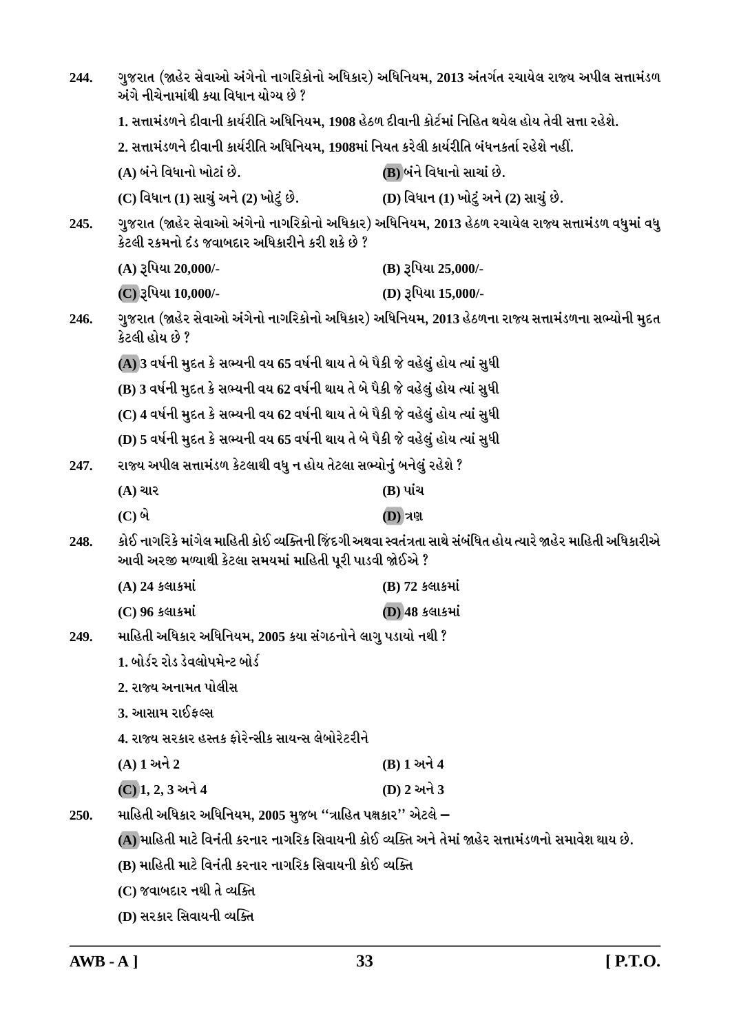**244.** ગુજરાત (જાહેર સેવાઓ અંગેનો નાગરિકોનો અધિકાર) અધિનિયમ, 2013 અંતર્ગત રચાયેલ રાજ્ય અપીલ સત્તામંડળ અંગે નીચેનામાંથી કયા વિધાન યોગ્ય છે ?

1. સત્તામંડળને દીવાની કાર્યરીતિ અધિનિયમ, 1908 હેઠળ દીવાની કોર્ટમાં નિહિત થયેલ હોય તેવી સત્તા રહેશે.

2. સત્તામંડળને દીવાની કાર્યરીતિ અધિનિયમ, 1908માં નિયત કરેલી કાર્યરીતિ બંધનકર્તા રહેશે નહીં.

(A) બંને વિધાનો ખોટાં છે.
(B) બંને વિધાનો સાચાં છે.
(C) વિધાન (1) સાચું અને (2) ખોટું છે.
(D) વિધાન (1) ખોટું અને (2) સાચું છે.

**245.** ગુજરાત (જાહેર સેવાઓ અંગેનો નાગરિકોનો અધિકાર) અધિનિયમ, 2013 હેઠળ રચાયેલ રાજ્ય સત્તામંડળ વધુમાં વધુ કેટલી રકમનો દંડ જવાબદાર અધિકારીને કરી શકે છે ?

(A) રૂપિયા 20,000/-
(B) રૂપિયા 25,000/-
(C) રૂપિયા 10,000/-
(D) રૂપિયા 15,000/-

**246.** ગુજરાત (જાહેર સેવાઓ અંગેનો નાગરિકોનો અધિકાર) અધિનિયમ, 2013 હેઠળના રાજ્ય સત્તામંડળના સભ્યોની મુદત કેટલી હોય છે ?

(A) 3 વર્ષની મુદત કે સભ્યની વય 65 વર્ષની થાય તે બે પૈકી જે વહેલું હોય ત્યાં સુધી
(B) 3 વર્ષની મુદત કે સભ્યની વય 62 વર્ષની થાય તે બે પૈકી જે વહેલું હોય ત્યાં સુધી
(C) 4 વર્ષની મુદત કે સભ્યની વય 62 વર્ષની થાય તે બે પૈકી જે વહેલું હોય ત્યાં સુધી
(D) 5 વર્ષની મુદત કે સભ્યની વય 65 વર્ષની થાય તે બે પૈકી જે વહેલું હોય ત્યાં સુધી

**247.** રાજ્ય અપીલ સત્તામંડળ કેટલાથી વધુ ન હોય તેટલા સભ્યોનું બનેલું રહેશે ?

(A) ચાર
(B) પાંચ
(C) બે
(D) ત્રણ

**248.** કોઈ નાગરિકે માંગેલ માહિતી કોઈ વ્યક્તિની જિંદગી અથવા સ્વતંત્રતા સાથે સંબંધિત હોય ત્યારે જાહેર માહિતી અધિકારીએ આવી અરજી મળ્યાથી કેટલા સમયમાં માહિતી પૂરી પાડવી જોઈએ ?

(A) 24 કલાકમાં
(B) 72 કલાકમાં
(C) 96 કલાકમાં
(D) 48 કલાકમાં

**249.** માહિતી અધિકાર અધિનિયમ, 2005 કયા સંગઠનોને લાગુ પડાયો નથી ?

1. બોર્ડર રોડ ડેવલોપમેન્ટ બોર્ડ
2. રાજ્ય અનામત પોલીસ
3. આસામ રાઈફલ્સ
4. રાજ્ય સરકાર હસ્તક ફોરેન્સીક સાયન્સ લેબોરેટરીને

(A) 1 અને 2
(B) 1 અને 4
(C) 1, 2, 3 અને 4
(D) 2 અને 3

**250.** માહિતી અધિકાર અધિનિયમ, 2005 મુજબ ''ત્રાહિત પક્ષકાર'' એટલે –

(A) માહિતી માટે વિનંતી કરનાર નાગરિક સિવાયની કોઈ વ્યક્તિ અને તેમાં જાહેર સત્તામંડળનો સમાવેશ થાય છે.
(B) માહિતી માટે વિનંતી કરનાર નાગરિક સિવાયની કોઈ વ્યક્તિ
(C) જવાબદાર નથી તે વ્યક્તિ
(D) સરકાર સિવાયની વ્યક્તિ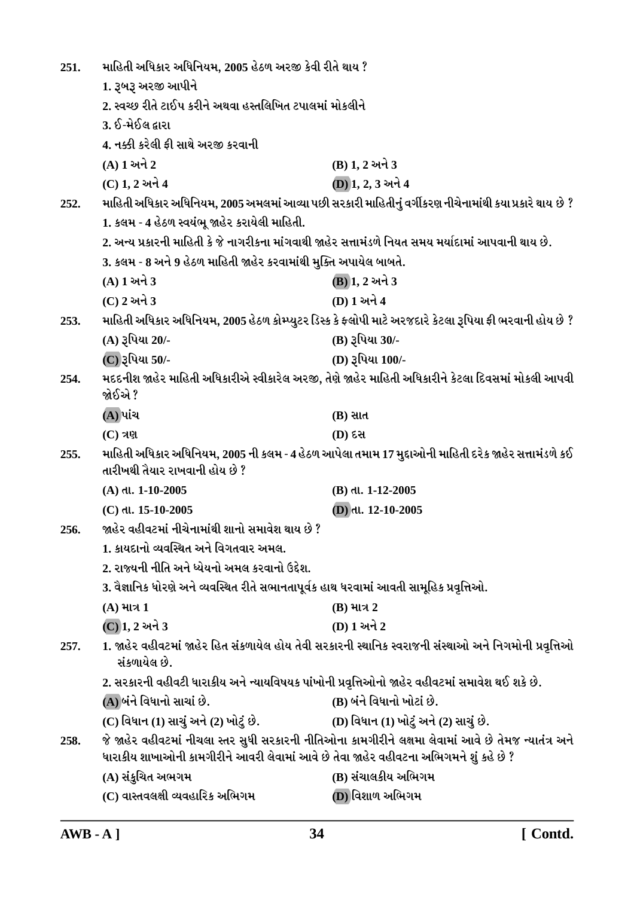251. માહિતી અધિકાર અધિનિયમ, 2005 હેઠળ અરજી કેવી રીતે થાય ?

1. રૂબરૂ અરજી આપીને
2. સ્વચ્છ રીતે ટાઈપ કરીને અથવા હસ્તલિખિત ટપાલમાં મોકલીને
3. ઈ-મેઈલ દ્વારા
4. નક્કી કરેલી ફી સાથે અરજી કરવાની

(A) 1 અને 2
(B) 1, 2 અને 3
(C) 1, 2 અને 4
(D) 1, 2, 3 અને 4

252. માહિતી અધિકાર અધિનિયમ, 2005 અમલમાં આવ્યા પછી સરકારી માહિતીનું વર્ગીકરણ નીચેનામાંથી કયા પ્રકારે થાય છે ?

1. કલમ - 4 હેઠળ સ્વયંભૂ જાહેર કરાયેલી માહિતી.
2. અન્ય પ્રકારની માહિતી કે જે નાગરીકના માંગવાથી જાહેર સત્તામંડળે નિયત સમય મર્યાદામાં આપવાની થાય છે.
3. કલમ - 8 અને 9 હેઠળ માહિતી જાહેર કરવામાંથી મુક્તિ અપાયેલ બાબતે.

(A) 1 અને 3
(B) 1, 2 અને 3
(C) 2 અને 3
(D) 1 અને 4

253. માહિતી અધિકાર અધિનિયમ, 2005 હેઠળ કોમ્પ્યુટર ડિસ્ક કે ફ્લોપી માટે અરજદારે કેટલા રૂપિયા ફી ભરવાની હોય છે ?

(A) રૂપિયા 20/-
(B) રૂપિયા 30/-
(C) રૂપિયા 50/-
(D) રૂપિયા 100/-

254. મદદનીશ જાહેર માહિતી અધિકારીએ સ્વીકારેલ અરજી, તેણે જાહેર માહિતી અધિકારીને કેટલા દિવસમાં મોકલી આપવી જોઈએ ?

(A) પાંચ
(B) સાત
(C) ત્રણ
(D) દસ

255. માહિતી અધિકાર અધિનિયમ, 2005 ની કલમ - 4 હેઠળ આપેલા તમામ 17 મુદ્દાઓની માહિતી દરેક જાહેર સત્તામંડળે કઈ તારીખથી તૈયાર રાખવાની હોય છે ?

(A) તા. 1-10-2005
(B) તા. 1-12-2005
(C) તા. 15-10-2005
(D) તા. 12-10-2005

256. જાહેર વહીવટમાં નીચેનામાંથી શાનો સમાવેશ થાય છે ?

1. કાયદાનો વ્યવસ્થિત અને વિગતવાર અમલ.
2. રાજ્યની નીતિ અને ધ્યેયનો અમલ કરવાનો ઉદ્દેશ.
3. વૈજ્ઞાનિક ધોરણે અને વ્યવસ્થિત રીતે સભાનતાપૂર્વક હાથ ધરવામાં આવતી સામૂહિક પ્રવૃત્તિઓ.

(A) માત્ર 1
(B) માત્ર 2
(C) 1, 2 અને 3
(D) 1 અને 2

257. 1. જાહેર વહીવટમાં જાહેર હિત સંકળાયેલ હોય તેવી સરકારની સ્થાનિક સ્વરાજની સંસ્થાઓ અને નિગમોની પ્રવૃત્તિઓ સંકળાયેલ છે.

2. સરકારની વહીવટી ધારાકીય અને ન્યાયવિષયક પાંખોની પ્રવૃત્તિઓનો જાહેર વહીવટમાં સમાવેશ થઈ શકે છે.

(A) બંને વિધાનો સાચાં છે.
(B) બંને વિધાનો ખોટાં છે.
(C) વિધાન (1) સાચું અને (2) ખોટું છે.
(D) વિધાન (1) ખોટું અને (2) સાચું છે.

258. જે જાહેર વહીવટમાં નીચલા સ્તર સુધી સરકારની નીતિઓના કામગીરીને લક્ષમા લેવામાં આવે છે તેમજ ન્યાતંત્ર અને ધારાકીય શાખાઓની કામગીરીને આવરી લેવામાં આવે છે તેવા જાહેર વહીવટના અભિગમને શું કહે છે ?

(A) સંકુચિત અભગમ
(B) સંચાલકીય અભિગમ
(C) વાસ્તવલક્ષી વ્યવહારિક અભિગમ
(D) વિશાળ અભિગમ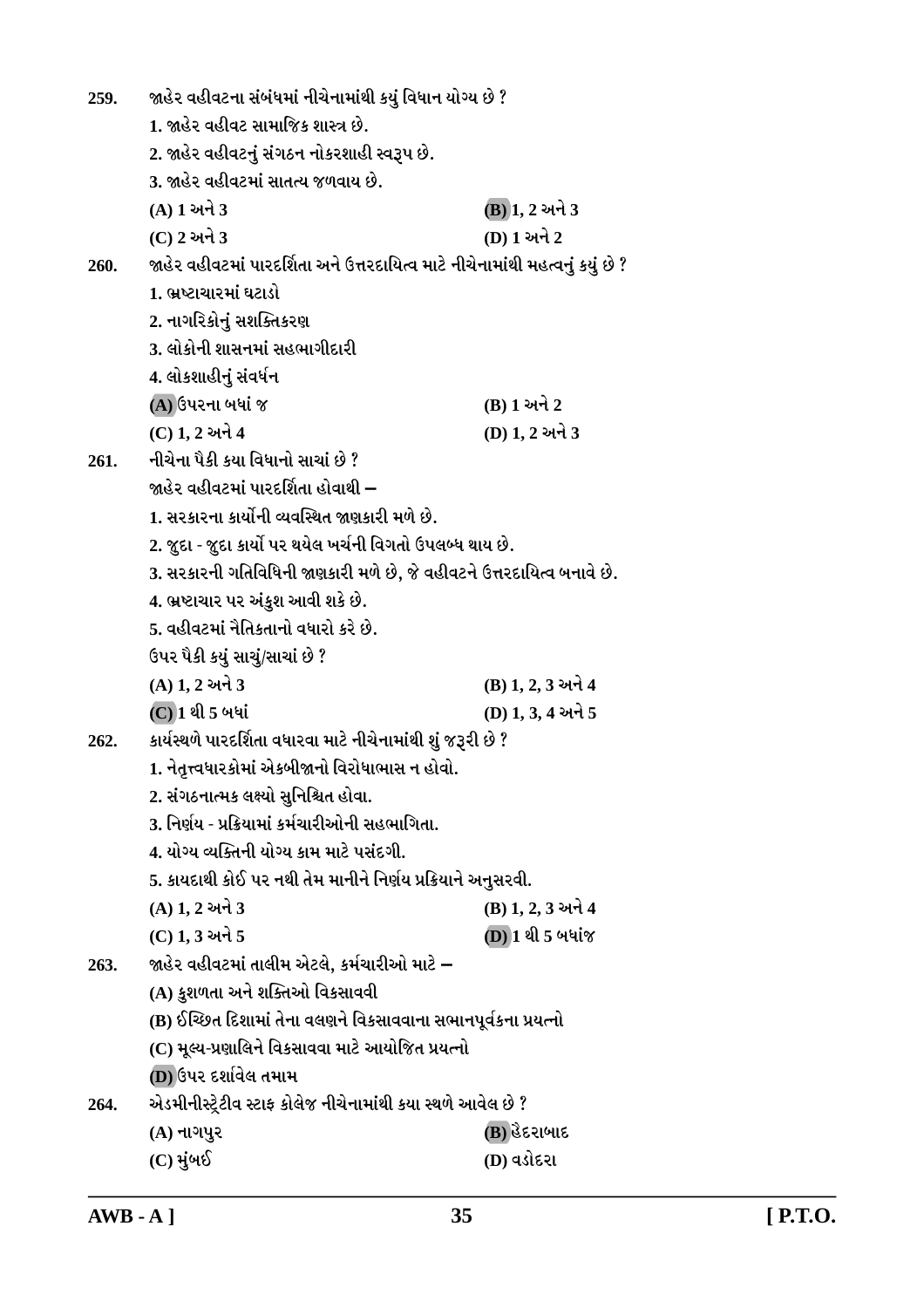259. જાહેર વહીવટના સંબંધમાં નીચેનામાંથી કયું વિધાન યોગ્ય છે ?

1. જાહેર વહીવટ સામાજિક શાસ્ત્ર છે.
2. જાહેર વહીવટનું સંગઠન નોકરશાહી સ્વરૂપ છે.
3. જાહેર વહીવટમાં સાતત્ય જળવાય છે.

(A) 1 અને 3 (B) 1, 2 અને 3
(C) 2 અને 3 (D) 1 અને 2

260. જાહેર વહીવટમાં પારદર્શિતા અને ઉત્તરદાયિત્વ માટે નીચેનામાંથી મહત્વનું કયું છે ?

1. ભ્રષ્ટાચારમાં ઘટાડો
2. નાગરિકોનું સશક્તિકરણ
3. લોકોની શાસનમાં સહભાગીદારી
4. લોકશાહીનું સંવર્ધન

(A) ઉપરના બધાં જ (B) 1 અને 2
(C) 1, 2 અને 4 (D) 1, 2 અને 3

261. નીચેના પૈકી કયા વિધાનો સાચાં છે ?

જાહેર વહીવટમાં પારદર્શિતા હોવાથી –

1. સરકારના કાર્યોની વ્યવસ્થિત જાણકારી મળે છે.
2. જુદા - જુદા કાર્યો પર થયેલ ખર્ચની વિગતો ઉપલબ્ધ થાય છે.
3. સરકારની ગતિવિધિની જાણકારી મળે છે, જે વહીવટને ઉત્તરદાયિત્વ બનાવે છે.
4. ભ્રષ્ટાચાર પર અંકુશ આવી શકે છે.
5. વહીવટમાં નૈતિકતાનો વધારો કરે છે.

ઉપર પૈકી કયું સાચું/સાચાં છે ?

(A) 1, 2 અને 3 (B) 1, 2, 3 અને 4
(C) 1 થી 5 બધાં (D) 1, 3, 4 અને 5

262. કાર્યસ્થળે પારદર્શિતા વધારવા માટે નીચેનામાંથી શું જરૂરી છે ?

1. નેતૃત્વધારકોમાં એકબીજાનો વિરોધાભાસ ન હોવો.
2. સંગઠનાત્મક લક્ષ્યો સુનિશ્ચિત હોવા.
3. નિર્ણય - પ્રક્રિયામાં કર્મચારીઓની સહભાગિતા.
4. યોગ્ય વ્યક્તિની યોગ્ય કામ માટે પસંદગી.
5. કાયદાથી કોઈ પર નથી તેમ માનીને નિર્ણય પ્રક્રિયાને અનુસરવી.

(A) 1, 2 અને 3 (B) 1, 2, 3 અને 4
(C) 1, 3 અને 5 (D) 1 થી 5 બધાંજ

263. જાહેર વહીવટમાં તાલીમ એટલે, કર્મચારીઓ માટે –

(A) કુશળતા અને શક્તિઓ વિકસાવવી
(B) ઈચ્છિત દિશામાં તેના વલણને વિકસાવવાના સભાનપૂર્વકના પ્રયત્નો
(C) મૂલ્ય-પ્રણાલિને વિકસાવવા માટે આયોજિત પ્રયત્નો
(D) ઉપર દર્શાવેલ તમામ

264. એડમીનીસ્ટ્રેટીવ સ્ટાફ કોલેજ નીચેનામાંથી કયા સ્થળે આવેલ છે ?

(A) નાગપુર (B) હૈદરાબાદ
(C) મુંબઈ (D) વડોદરા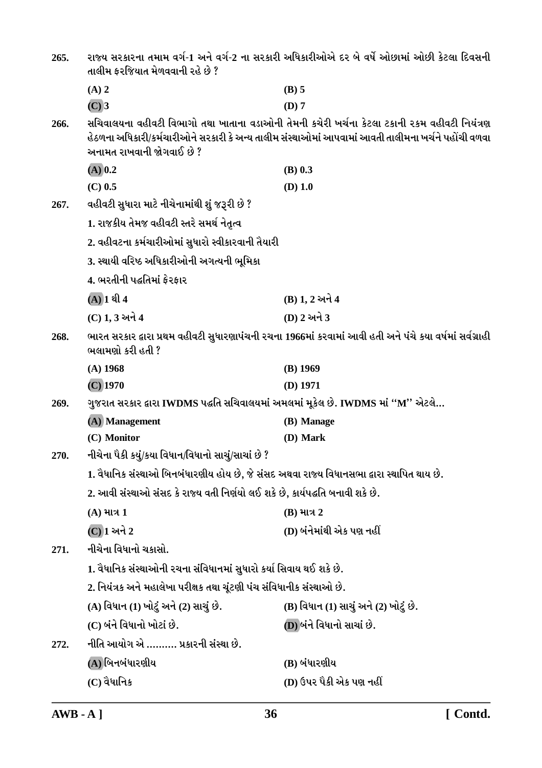265. રાજ્ય સરકારના તમામ વર્ગ-1 અને વર્ગ-2 ના સરકારી અધિકારીઓએ દર બે વર્ષે ઓછામાં ઓછી કેટલા દિવસની તાલીમ ફરજિયાત મેળવવાની રહે છે ?

(A) 2
(B) 5
(C) 3
(D) 7

266. સચિવાલયના વહીવટી વિભાગો તથા ખાતાના વડાઓની તેમની કચેરી ખર્ચના કેટલા ટકાની રકમ વહીવટી નિયંત્રણ હેઠળના અધિકારી/કર્મચારીઓને સરકારી કે અન્ય તાલીમ સંસ્થાઓમાં આપવામાં આવતી તાલીમના ખર્ચને પહોંચી વળવા અનામત રાખવાની જોગવાઈ છે ?

(A) 0.2
(B) 0.3
(C) 0.5
(D) 1.0

267. વહીવટી સુધારા માટે નીચેનામાંથી શું જરૂરી છે ?

1. રાજકીય તેમજ વહીવટી સ્તરે સમર્થ નેતૃત્વ
2. વહીવટના કર્મચારીઓમાં સુધારો સ્વીકારવાની તૈયારી
3. સ્થાયી વરિષ્ઠ અધિકારીઓની અગત્યની ભૂમિકા
4. ભરતીની પદ્ધતિમાં ફેરફાર

(A) 1 થી 4
(B) 1, 2 અને 4
(C) 1, 3 અને 4
(D) 2 અને 3

268. ભારત સરકાર દ્વારા પ્રથમ વહીવટી સુધારણાપંચની રચના 1966માં કરવામાં આવી હતી અને પંચે કયા વર્ષમાં સર્વગ્રાહી ભલામણો કરી હતી ?

(A) 1968
(B) 1969
(C) 1970
(D) 1971

269. ગુજરાત સરકાર દ્વારા IWDMS પદ્ધતિ સચિવાલયમાં અમલમાં મૂકેલ છે. IWDMS માં ''M'' એટલે...

(A) Management
(B) Manage
(C) Monitor
(D) Mark

270. નીચેના પૈકી કયું/કયા વિધાન/વિધાનો સાચું/સાચાં છે ?

1. વૈધાનિક સંસ્થાઓ બિનબંધારણીય હોય છે, જે સંસદ અથવા રાજ્ય વિધાનસભા દ્વારા સ્થાપિત થાય છે.
2. આવી સંસ્થાઓ સંસદ કે રાજ્ય વતી નિર્ણયો લઈ શકે છે, કાર્યપદ્ધતિ બનાવી શકે છે.

(A) માત્ર 1
(B) માત્ર 2
(C) 1 અને 2
(D) બંનેમાંથી એક પણ નહીં

271. નીચેના વિધાનો ચકાસો.

1. વૈધાનિક સંસ્થાઓની રચના સંવિધાનમાં સુધારો કર્યા સિવાય થઈ શકે છે.
2. નિયંત્રક અને મહાલેખા પરીક્ષક તથા ચૂંટણી પંચ સંવિધાનીક સંસ્થાઓ છે.

(A) વિધાન (1) ખોટું અને (2) સાચું છે.
(B) વિધાન (1) સાચું અને (2) ખોટું છે.
(C) બંને વિધાનો ખોટાં છે.
(D) બંને વિધાનો સાચાં છે.

272. નીતિ આયોગ એ .......... પ્રકારની સંસ્થા છે.

(A) બિનબંધારણીય
(B) બંધારણીય
(C) વૈધાનિક
(D) ઉપર પૈકી એક પણ નહીં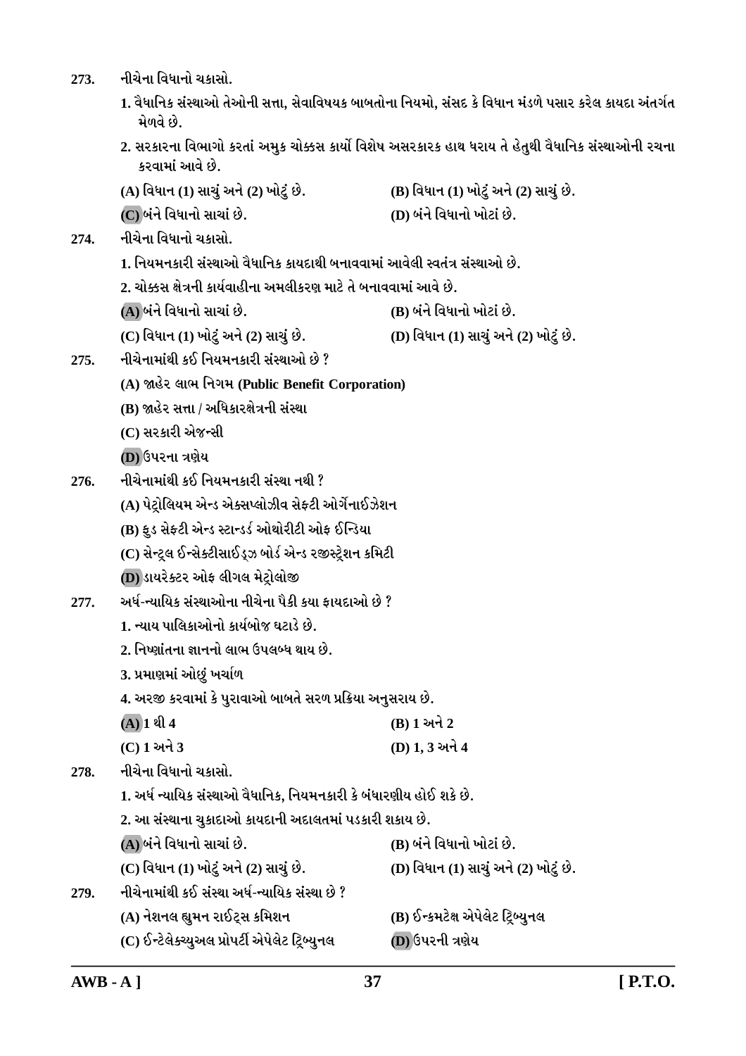273. નીચેના વિધાનો ચકાસો.

1. વૈધાનિક સંસ્થાઓ તેઓની સત્તા, સેવાવિષયક બાબતોના નિયમો, સંસદ કે વિધાન મંડળે પસાર કરેલ કાયદા અંતર્ગત મેળવે છે.
2. સરકારના વિભાગો કરતાં અમુક ચોક્કસ કાર્યો વિશેષ અસરકારક હાથ ધરાય તે હેતુથી વૈધાનિક સંસ્થાઓની રચના કરવામાં આવે છે.

(A) વિધાન (1) સાચું અને (2) ખોટું છે.
(B) વિધાન (1) ખોટું અને (2) સાચું છે.
(C) બંને વિધાનો સાચાં છે.
(D) બંને વિધાનો ખોટાં છે.

274. નીચેના વિધાનો ચકાસો.

1. નિયમનકારી સંસ્થાઓ વૈધાનિક કાયદાથી બનાવવામાં આવેલી સ્વતંત્ર સંસ્થાઓ છે.
2. ચોક્કસ ક્ષેત્રની કાર્યવાહીના અમલીકરણ માટે તે બનાવવામાં આવે છે.

(A) બંને વિધાનો સાચાં છે.
(B) બંને વિધાનો ખોટાં છે.
(C) વિધાન (1) ખોટું અને (2) સાચું છે.
(D) વિધાન (1) સાચું અને (2) ખોટું છે.

275. નીચેનામાંથી કઈ નિયમનકારી સંસ્થાઓ છે ?

(A) જાહેર લાભ નિગમ (Public Benefit Corporation)
(B) જાહેર સત્તા / અધિકારક્ષેત્રની સંસ્થા
(C) સરકારી એજન્સી
(D) ઉપરના ત્રણેય

276. નીચેનામાંથી કઈ નિયમનકારી સંસ્થા નથી ?

(A) પેટ્રોલિયમ એન્ડ એક્સપ્લોઝીવ સેફ્ટી ઓર્ગેનાઈઝેશન
(B) ફુડ સેફ્ટી એન્ડ સ્ટાન્ડર્ડ ઓથોરીટી ઓફ ઈન્ડિયા
(C) સેન્ટ્રલ ઈન્સેક્ટીસાઈડ્ઝ બોર્ડ એન્ડ રજીસ્ટ્રેશન કમિટી
(D) ડાયરેક્ટર ઓફ લીગલ મેટ્રોલોજી

277. અર્ધ-ન્યાયિક સંસ્થાઓના નીચેના પૈકી કયા ફાયદાઓ છે ?

1. ન્યાય પાલિકાઓનો કાર્યબોજ ઘટાડે છે.
2. નિષ્ણાંતના જ્ઞાનનો લાભ ઉપલબ્ધ થાય છે.
3. પ્રમાણમાં ઓછું ખર્ચાળ
4. અરજી કરવામાં કે પુરાવાઓ બાબતે સરળ પ્રક્રિયા અનુસરાય છે.

(A) 1 થી 4
(B) 1 અને 2
(C) 1 અને 3
(D) 1, 3 અને 4

278. નીચેના વિધાનો ચકાસો.

1. અર્ધ ન્યાયિક સંસ્થાઓ વૈધાનિક, નિયમનકારી કે બંધારણીય હોઈ શકે છે.
2. આ સંસ્થાના ચુકાદાઓ કાયદાની અદાલતમાં પડકારી શકાય છે.

(A) બંને વિધાનો સાચાં છે.
(B) બંને વિધાનો ખોટાં છે.
(C) વિધાન (1) ખોટું અને (2) સાચું છે.
(D) વિધાન (1) સાચું અને (2) ખોટું છે.

279. નીચેનામાંથી કઈ સંસ્થા અર્ધ-ન્યાયિક સંસ્થા છે ?

(A) નેશનલ હ્યુમન રાઈટ્સ કમિશન
(B) ઈન્કમટેક્ષ એપેલેટ ટ્રિબ્યુનલ
(C) ઈન્ટેલેક્ચ્યુઅલ પ્રોપર્ટી એપેલેટ ટ્રિબ્યુનલ
(D) ઉપરની ત્રણેય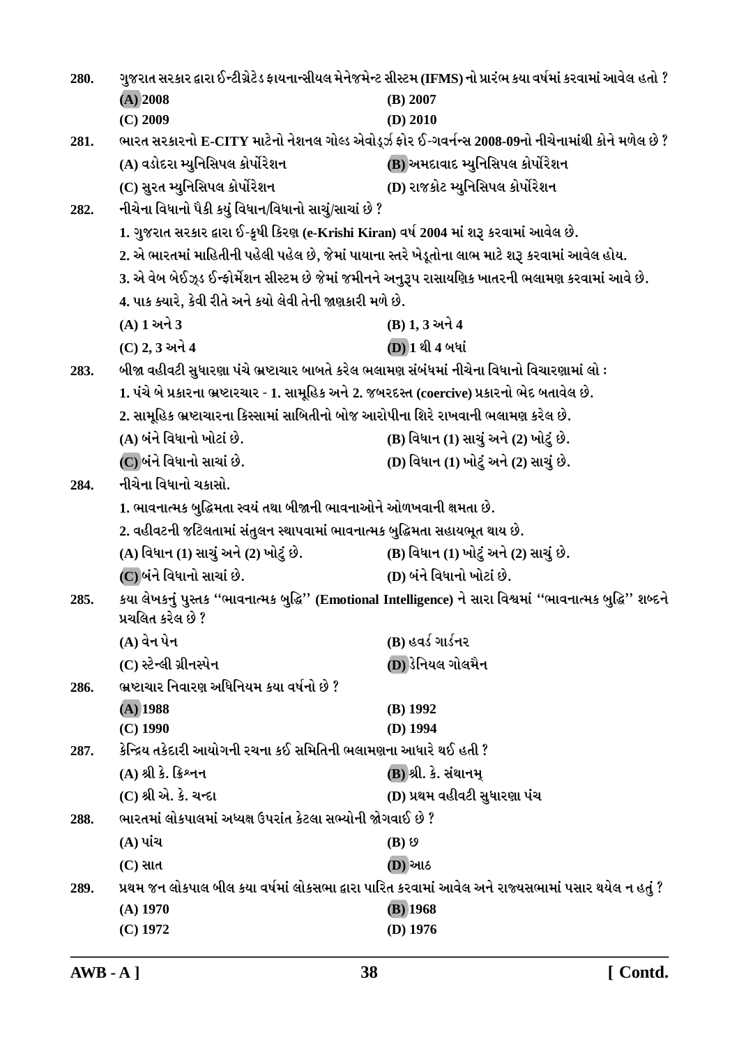280. ગુજરાત સરકાર દ્વારા ઈન્ટીગ્રેટેડ ફાયનાન્સીયલ મેનેજમેન્ટ સીસ્ટમ (IFMS) નો પ્રારંભ કયા વર્ષમાં કરવામાં આવેલ હતો ?

(A) 2008 (B) 2007
(C) 2009 (D) 2010

281. ભારત સરકારનો E-CITY માટેનો નેશનલ ગોલ્ડ એવોર્ડ્ઝ ફોર ઈ-ગવર્નન્સ 2008-09નો નીચેનામાંથી કોને મળેલ છે ?

(A) વડોદરા મ્યુનિસિપલ કોર્પોરેશન (B) અમદાવાદ મ્યુનિસિપલ કોર્પોરેશન
(C) સુરત મ્યુનિસિપલ કોર્પોરેશન (D) રાજકોટ મ્યુનિસિપલ કોર્પોરેશન

282. નીચેના વિધાનો પૈકી કયું વિધાન/વિધાનો સાચું/સાચાં છે ?

1. ગુજરાત સરકાર દ્વારા ઈ-કૃષી કિરણ (e-Krishi Kiran) વર્ષ 2004 માં શરૂ કરવામાં આવેલ છે.
2. એ ભારતમાં માહિતીની પહેલી પહેલ છે, જેમાં પાયાના સ્તરે ખેડૂતોના લાભ માટે શરૂ કરવામાં આવેલ હોય.
3. એ વેબ બેઈઝ્ડ ઈન્ફોર્મેશન સીસ્ટમ છે જેમાં જમીનને અનુરૂપ રાસાયણિક ખાતરની ભલામણ કરવામાં આવે છે.
4. પાક ક્યારે, કેવી રીતે અને કયો લેવી તેની જાણકારી મળે છે.

(A) 1 અને 3 (B) 1, 3 અને 4
(C) 2, 3 અને 4 (D) 1 થી 4 બધાં

283. બીજા વહીવટી સુધારણા પંચે ભ્રષ્ટાચાર બાબતે કરેલ ભલામણ સંબંધમાં નીચેના વિધાનો વિચારણામાં લો :

1. પંચે બે પ્રકારના ભ્રષ્ટારચાર - 1. સામૂહિક અને 2. જબરદસ્ત (coercive) પ્રકારનો ભેદ બતાવેલ છે.
2. સામૂહિક ભ્રષ્ટાચારના કિસ્સામાં સાબિતીનો બોજ આરોપીના શિરે રાખવાની ભલામણ કરેલ છે.

(A) બંને વિધાનો ખોટાં છે. (B) વિધાન (1) સાચું અને (2) ખોટું છે.
(C) બંને વિધાનો સાચાં છે. (D) વિધાન (1) ખોટું અને (2) સાચું છે.

284. નીચેના વિધાનો ચકાસો.

1. ભાવનાત્મક બુદ્ધિમતા સ્વયં તથા બીજાની ભાવનાઓને ઓળખવાની ક્ષમતા છે.
2. વહીવટની જટિલતામાં સંતુલન સ્થાપવામાં ભાવનાત્મક બુદ્ધિમતા સહાયભૂત થાય છે.

(A) વિધાન (1) સાચું અને (2) ખોટું છે. (B) વિધાન (1) ખોટું અને (2) સાચું છે.
(C) બંને વિધાનો સાચાં છે. (D) બંને વિધાનો ખોટાં છે.

285. કયા લેખકનું પુસ્તક ''ભાવનાત્મક બુદ્ધિ'' (Emotional Intelligence) ને સારા વિશ્વમાં ''ભાવનાત્મક બુદ્ધિ'' શબ્દને પ્રચલિત કરેલ છે ?

(A) વેન પેન (B) હવર્ડ ગાર્ડનર
(C) સ્ટેન્લી ગ્રીનસ્પેન (D) ડેનિયલ ગોલમૈન

286. ભ્રષ્ટાચાર નિવારણ અધિનિયમ કયા વર્ષનો છે ?

(A) 1988 (B) 1992
(C) 1990 (D) 1994

287. કેન્દ્રિય તકેદારી આયોગની રચના કઈ સમિતિની ભલામણના આધારે થઈ હતી ?

(A) શ્રી કે. ક્રિશ્નન (B) શ્રી. કે. સંથાનમ્
(C) શ્રી એ. કે. ચન્દા (D) પ્રથમ વહીવટી સુધારણા પંચ

288. ભારતમાં લોકપાલમાં અધ્યક્ષ ઉપરાંત કેટલા સભ્યોની જોગવાઈ છે ?

(A) પાંચ (B) છ
(C) સાત (D) આઠ

289. પ્રથમ જન લોકપાલ બીલ કયા વર્ષમાં લોકસભા દ્વારા પારિત કરવામાં આવેલ અને રાજ્યસભામાં પસાર થયેલ ન હતું ?

(A) 1970 (B) 1968
(C) 1972 (D) 1976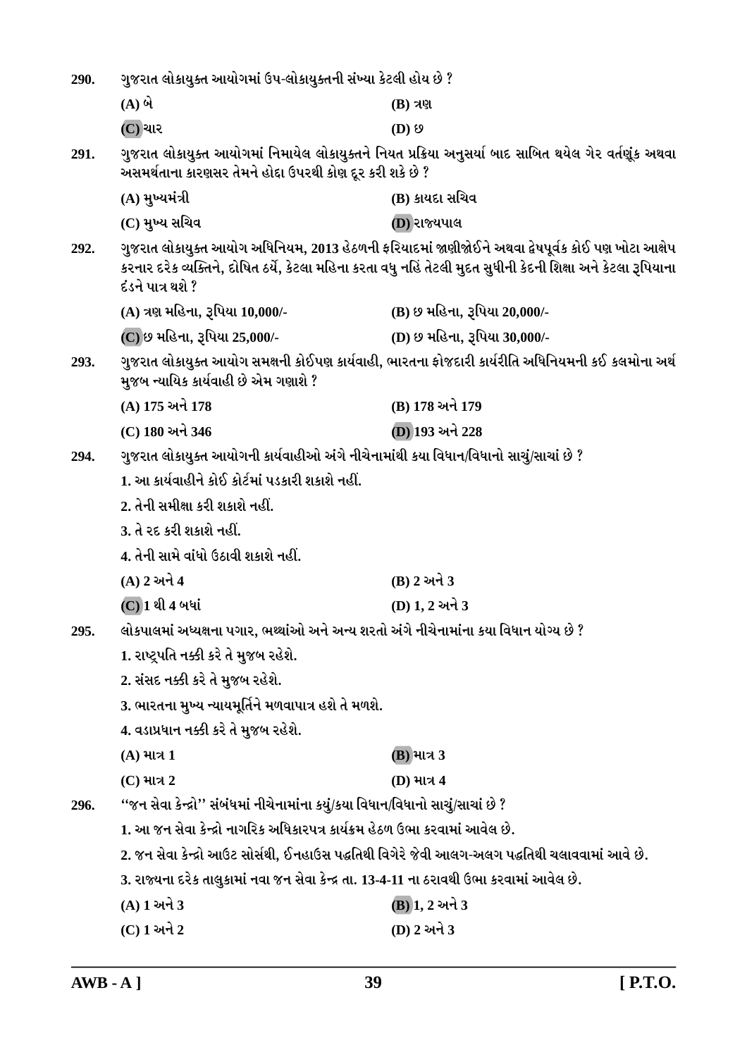**290.** ગુજરાત લોકાયુક્ત આયોગમાં ઉપ-લોકાયુક્તની સંખ્યા કેટલી હોય છે ?

(A) બે
(B) ત્રણ
(C) ચાર
(D) છ

**291.** ગુજરાત લોકાયુક્ત આયોગમાં નિમાયેલ લોકાયુક્તને નિયત પ્રક્રિયા અનુસર્યા બાદ સાબિત થયેલ ગેર વર્તણૂંક અથવા અસમર્થતાના કારણસર તેમને હોદ્દા ઉપરથી કોણ દૂર કરી શકે છે ?

(A) મુખ્યમંત્રી
(B) કાયદા સચિવ
(C) મુખ્ય સચિવ
(D) રાજ્યપાલ

**292.** ગુજરાત લોકાયુક્ત આયોગ અધિનિયમ, 2013 હેઠળની ફરિયાદમાં જાણીજોઈને અથવા દ્વેષપૂર્વક કોઈ પણ ખોટા આક્ષેપ કરનાર દરેક વ્યક્તિને, દોષિત ઠર્યે, કેટલા મહિના કરતા વધુ નહિં તેટલી મુદત સુધીની કેદની શિક્ષા અને કેટલા રૂપિયાના દંડને પાત્ર થશે ?

(A) ત્રણ મહિના, રૂપિયા 10,000/-
(B) છ મહિના, રૂપિયા 20,000/-
(C) છ મહિના, રૂપિયા 25,000/-
(D) છ મહિના, રૂપિયા 30,000/-

**293.** ગુજરાત લોકાયુક્ત આયોગ સમક્ષની કોઈપણ કાર્યવાહી, ભારતના ફોજદારી કાર્યરીતિ અધિનિયમની કઈ કલમોના અર્થ મુજબ ન્યાયિક કાર્યવાહી છે એમ ગણાશે ?

(A) 175 અને 178
(B) 178 અને 179
(C) 180 અને 346
(D) 193 અને 228

**294.** ગુજરાત લોકાયુક્ત આયોગની કાર્યવાહીઓ અંગે નીચેનામાંથી કયા વિધાન/વિધાનો સાચું/સાચાં છે ?

1. આ કાર્યવાહીને કોઈ કોર્ટમાં પડકારી શકાશે નહીં.
2. તેની સમીક્ષા કરી શકાશે નહીં.
3. તે રદ કરી શકાશે નહીં.
4. તેની સામે વાંધો ઉઠાવી શકાશે નહીં.

(A) 2 અને 4
(B) 2 અને 3
(C) 1 થી 4 બધાં
(D) 1, 2 અને 3

**295.** લોકપાલમાં અધ્યક્ષના પગાર, ભથ્થાંઓ અને અન્ય શરતો અંગે નીચેનામાંના કયા વિધાન યોગ્ય છે ?

1. રાષ્ટ્રપતિ નક્કી કરે તે મુજબ રહેશે.
2. સંસદ નક્કી કરે તે મુજબ રહેશે.
3. ભારતના મુખ્ય ન્યાયમૂર્તિને મળવાપાત્ર હશે તે મળશે.
4. વડાપ્રધાન નક્કી કરે તે મુજબ રહેશે.

(A) માત્ર 1
(B) માત્ર 3
(C) માત્ર 2
(D) માત્ર 4

**296.** ''જન સેવા કેન્દ્રો'' સંબંધમાં નીચેનામાંના કયું/કયા વિધાન/વિધાનો સાચું/સાચાં છે ?

1. આ જન સેવા કેન્દ્રો નાગરિક અધિકારપત્ર કાર્યક્રમ હેઠળ ઉભા કરવામાં આવેલ છે.
2. જન સેવા કેન્દ્રો આઉટ સોર્સથી, ઈનહાઉસ પદ્ધતિથી વિગેરે જેવી આલગ-અલગ પદ્ધતિથી ચલાવવામાં આવે છે.
3. રાજ્યના દરેક તાલુકામાં નવા જન સેવા કેન્દ્ર તા. 13-4-11 ના ઠરાવથી ઉભા કરવામાં આવેલ છે.

(A) 1 અને 3
(B) 1, 2 અને 3
(C) 1 અને 2
(D) 2 અને 3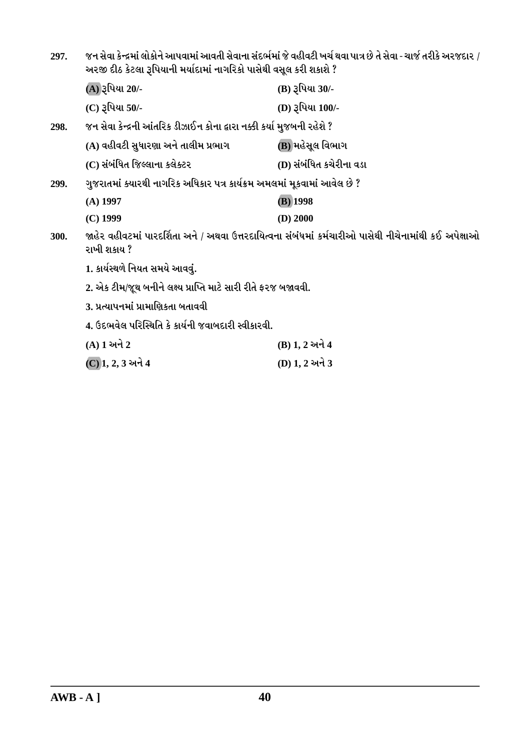297. જન સેવા કેન્દ્રમાં લોકોને આપવામાં આવતી સેવાના સંદર્ભમાં જે વહીવટી ખર્ચ થવા પાત્ર છે તે સેવા - ચાર્જ તરીકે અરજદાર / અરજી દીઠ કેટલા રૂપિયાની મર્યાદામાં નાગરિકો પાસેથી વસૂલ કરી શકાશે ?

(A) રૂપિયા 20/-
(B) રૂપિયા 30/-
(C) રૂપિયા 50/-
(D) રૂપિયા 100/-

298. જન સેવા કેન્દ્રની આંતરિક ડીઝાઈન કોના દ્વારા નક્કી કર્યા મુજબની રહેશે ?

(A) વહીવટી સુધારણા અને તાલીમ પ્રભાગ
(B) મહેસૂલ વિભાગ
(C) સંબંધિત જિલ્લાના કલેક્ટર
(D) સંબંધિત કચેરીના વડા

299. ગુજરાતમાં ક્યારથી નાગરિક અધિકાર પત્ર કાર્યક્રમ અમલમાં મૂકવામાં આવેલ છે ?

(A) 1997
(B) 1998
(C) 1999
(D) 2000

300. જાહેર વહીવટમાં પારદર્શિતા અને / અથવા ઉત્તરદાયિત્વના સંબંધમાં કર્મચારીઓ પાસેથી નીચેનામાંથી કઈ અપેક્ષાઓ રાખી શકાય ?

1. કાર્યસ્થળે નિયત સમયે આવવું.
2. એક ટીમ/જૂથ બનીને લક્ષ્ય પ્રાપ્તિ માટે સારી રીતે ફરજ બજાવવી.
3. પ્રત્યાપનમાં પ્રામાણિકતા બતાવવી
4. ઉદભવેલ પરિસ્થિતિ કે કાર્યની જવાબદારી સ્વીકારવી.

(A) 1 અને 2
(B) 1, 2 અને 4
(C) 1, 2, 3 અને 4
(D) 1, 2 અને 3